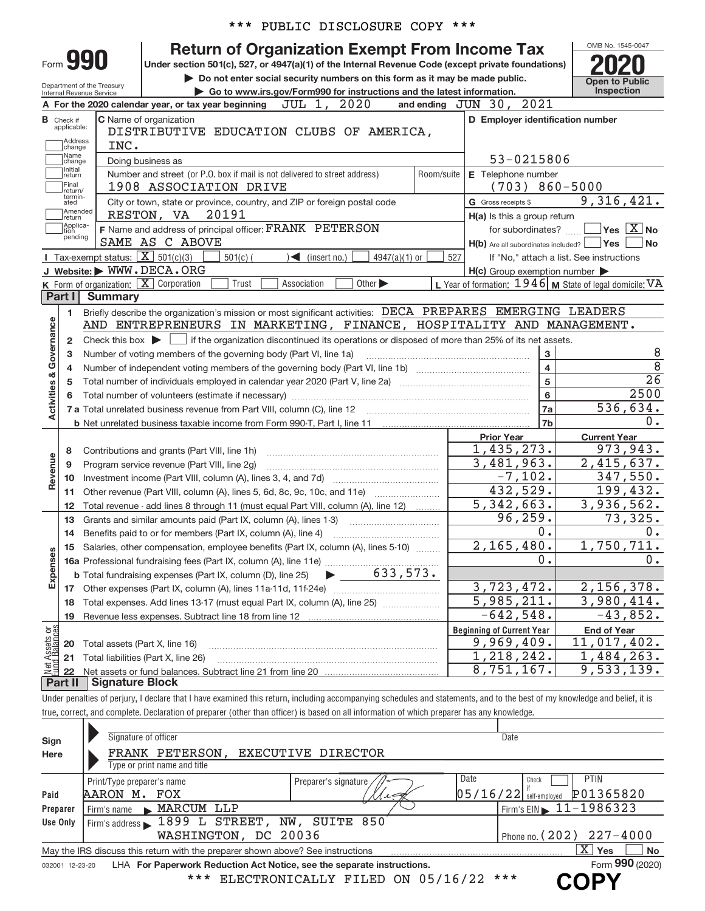\*\*\* PUBLIC DISCLOSURE COPY \*\*\*

# Form 990 — Return of Organization Exempt From Income Tax (2020)

Under section 501(c), 527, or 4947(a)(1) of the Internal Revenue Code (except private foundations)

▶ Do not enter social security numbers on this form as it may be made public.

▶ Go to www.irs.gov/Form990 for instructions and the latest information.

Department of the Treasury, Internal Revenue Service

OMB No. 1545-0047 — Open to Public Inspection

**A** For the 2020 calendar year, or tax year beginning JUL 1, 2020 and ending JUN 30, 2021

**B** Check if applicable: Address change, Name change, Initial return, Final return/terminated, Amended return, Application pending

**C** Name of organization: DISTRIBUTIVE EDUCATION CLUBS OF AMERICA, INC.

Doing business as

Number and street (or P.O. box if mail is not delivered to street address): 1908 ASSOCIATION DRIVE — Room/suite

City or town, state or province, country, and ZIP or foreign postal code: RESTON, VA 20191

**D** Employer identification number: 53-0215806

**E** Telephone number: (703) 860-5000

**G** Gross receipts $ 9,316,421.

**F** Name and address of principal officer: FRANK PETERSON, SAME AS C ABOVE

**H(a)** Is this a group return for subordinates? Yes [ ] No [X]

**H(b)** Are all subordinates included? Yes [ ] No [ ] If "No," attach a list. See instructions

**H(c)** Group exemption number ▶

**I** Tax-exempt status: [X] 501(c)(3) [ ] 501(c)( ) ◀ (insert no.) [ ] 4947(a)(1) or [ ] 527

**J** Website: ▶ WWW.DECA.ORG

**K** Form of organization: [X] Corporation [ ] Trust [ ] Association [ ] Other ▶

**L** Year of formation: 1946 **M** State of legal domicile: VA

## Part I Summary

**Activities & Governance**

1. Briefly describe the organization's mission or most significant activities: DECA PREPARES EMERGING LEADERS AND ENTREPRENEURS IN MARKETING, FINANCE, HOSPITALITY AND MANAGEMENT.
2. Check this box ▶ [ ] if the organization discontinued its operations or disposed of more than 25% of its net assets.

| Line | Description | No. | Value |
|---|---|---|---|
| 3 | Number of voting members of the governing body (Part VI, line 1a) | 3 | 8 |
| 4 | Number of independent voting members of the governing body (Part VI, line 1b) | 4 | 8 |
| 5 | Total number of individuals employed in calendar year 2020 (Part V, line 2a) | 5 | 26 |
| 6 | Total number of volunteers (estimate if necessary) | 6 | 2500 |
| 7a | Total unrelated business revenue from Part VIII, column (C), line 12 | 7a | 536,634. |
| 7b | Net unrelated business taxable income from Form 990-T, Part I, line 11 | 7b | 0. |

| Section | Line | Description | Prior Year | Current Year |
|---|---|---|---|---|
| Revenue | 8 | Contributions and grants (Part VIII, line 1h) | 1,435,273. | 973,943. |
| | 9 | Program service revenue (Part VIII, line 2g) | 3,481,963. | 2,415,637. |
| | 10 | Investment income (Part VIII, column (A), lines 3, 4, and 7d) | -7,102. | 347,550. |
| | 11 | Other revenue (Part VIII, column (A), lines 5, 6d, 8c, 9c, 10c, and 11e) | 432,529. | 199,432. |
| | 12 | Total revenue - add lines 8 through 11 (must equal Part VIII, column (A), line 12) | 5,342,663. | 3,936,562. |
| Expenses | 13 | Grants and similar amounts paid (Part IX, column (A), lines 1-3) | 96,259. | 73,325. |
| | 14 | Benefits paid to or for members (Part IX, column (A), line 4) | 0. | 0. |
| | 15 | Salaries, other compensation, employee benefits (Part IX, column (A), lines 5-10) | 2,165,480. | 1,750,711. |
| | 16a | Professional fundraising fees (Part IX, column (A), line 11e) | 0. | 0. |
| | b | Total fundraising expenses (Part IX, column (D), line 25) ▶ 633,573. | | |
| | 17 | Other expenses (Part IX, column (A), lines 11a-11d, 11f-24e) | 3,723,472. | 2,156,378. |
| | 18 | Total expenses. Add lines 13-17 (must equal Part IX, column (A), line 25) | 5,985,211. | 3,980,414. |
| | 19 | Revenue less expenses. Subtract line 18 from line 12 | -642,548. | -43,852. |

| Section | Line | Description | Beginning of Current Year | End of Year |
|---|---|---|---|---|
| Net Assets or Fund Balances | 20 | Total assets (Part X, line 16) | 9,969,409. | 11,017,402. |
| | 21 | Total liabilities (Part X, line 26) | 1,218,242. | 1,484,263. |
| | 22 | Net assets or fund balances. Subtract line 21 from line 20 | 8,751,167. | 9,533,139. |

## Part II Signature Block

Under penalties of perjury, I declare that I have examined this return, including accompanying schedules and statements, and to the best of my knowledge and belief, it is true, correct, and complete. Declaration of preparer (other than officer) is based on all information of which preparer has any knowledge.

**Sign Here**

Signature of officer — Date

FRANK PETERSON, EXECUTIVE DIRECTOR

Type or print name and title

**Paid Preparer Use Only**

| Print/Type preparer's name | Preparer's signature | Date | Check if self-employed | PTIN |
|---|---|---|---|---|
| AARON M. FOX | | 05/16/22 | [ ] | P01365820 |

Firm's name ▶ MARCUM LLP — Firm's EIN ▶ 11-1986323

Firm's address ▶ 1899 L STREET, NW, SUITE 850, WASHINGTON, DC 20036 — Phone no. (202) 227-4000

May the IRS discuss this return with the preparer shown above? See instructions [X] Yes [ ] No

032001 12-23-20 LHA For Paperwork Reduction Act Notice, see the separate instructions. Form **990** (2020)

\*\*\* ELECTRONICALLY FILED ON 05/16/22 \*\*\*

**COPY**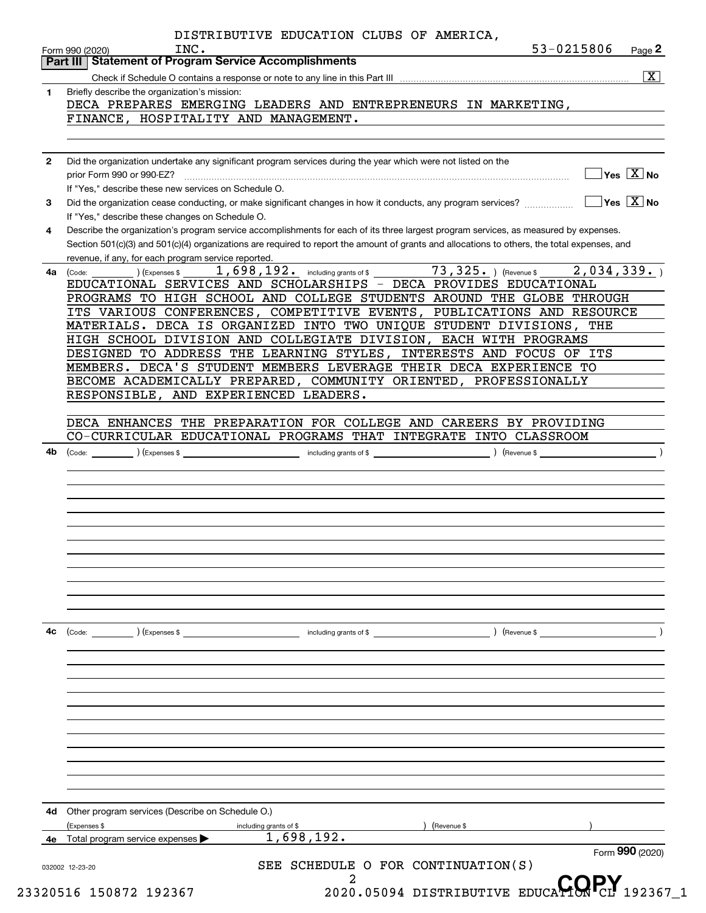DISTRIBUTIVE EDUCATION CLUBS OF AMERICA, INC. 53-0215806

Form 990 (2020) Page 2

## Part III Statement of Program Service Accomplishments

Check if Schedule O contains a response or note to any line in this Part III [X]

**1** Briefly describe the organization's mission:

DECA PREPARES EMERGING LEADERS AND ENTREPRENEURS IN MARKETING, FINANCE, HOSPITALITY AND MANAGEMENT.

**2** Did the organization undertake any significant program services during the year which were not listed on the prior Form 990 or 990-EZ? [ ] Yes [X] No

If "Yes," describe these new services on Schedule O.

**3** Did the organization cease conducting, or make significant changes in how it conducts, any program services? [ ] Yes [X] No

If "Yes," describe these changes on Schedule O.

**4** Describe the organization's program service accomplishments for each of its three largest program services, as measured by expenses. Section 501(c)(3) and 501(c)(4) organizations are required to report the amount of grants and allocations to others, the total expenses, and revenue, if any, for each program service reported.

**4a** (Code: ) (Expenses $ 1,698,192. including grants of $ 73,325. ) (Revenue $ 2,034,339. )

EDUCATIONAL SERVICES AND SCHOLARSHIPS - DECA PROVIDES EDUCATIONAL PROGRAMS TO HIGH SCHOOL AND COLLEGE STUDENTS AROUND THE GLOBE THROUGH ITS VARIOUS CONFERENCES, COMPETITIVE EVENTS, PUBLICATIONS AND RESOURCE MATERIALS. DECA IS ORGANIZED INTO TWO UNIQUE STUDENT DIVISIONS, THE HIGH SCHOOL DIVISION AND COLLEGIATE DIVISION, EACH WITH PROGRAMS DESIGNED TO ADDRESS THE LEARNING STYLES, INTERESTS AND FOCUS OF ITS MEMBERS. DECA'S STUDENT MEMBERS LEVERAGE THEIR DECA EXPERIENCE TO BECOME ACADEMICALLY PREPARED, COMMUNITY ORIENTED, PROFESSIONALLY RESPONSIBLE, AND EXPERIENCED LEADERS.

DECA ENHANCES THE PREPARATION FOR COLLEGE AND CAREERS BY PROVIDING CO-CURRICULAR EDUCATIONAL PROGRAMS THAT INTEGRATE INTO CLASSROOM

**4b** (Code: ) (Expenses $ including grants of $ ) (Revenue $ )

**4c** (Code: ) (Expenses $ including grants of $ ) (Revenue $ )

**4d** Other program services (Describe on Schedule O.)

(Expenses $ including grants of $ ) (Revenue $ )

**4e** Total program service expenses ▶ 1,698,192.

Form 990 (2020)

032002 12-23-20

SEE SCHEDULE O FOR CONTINUATION(S)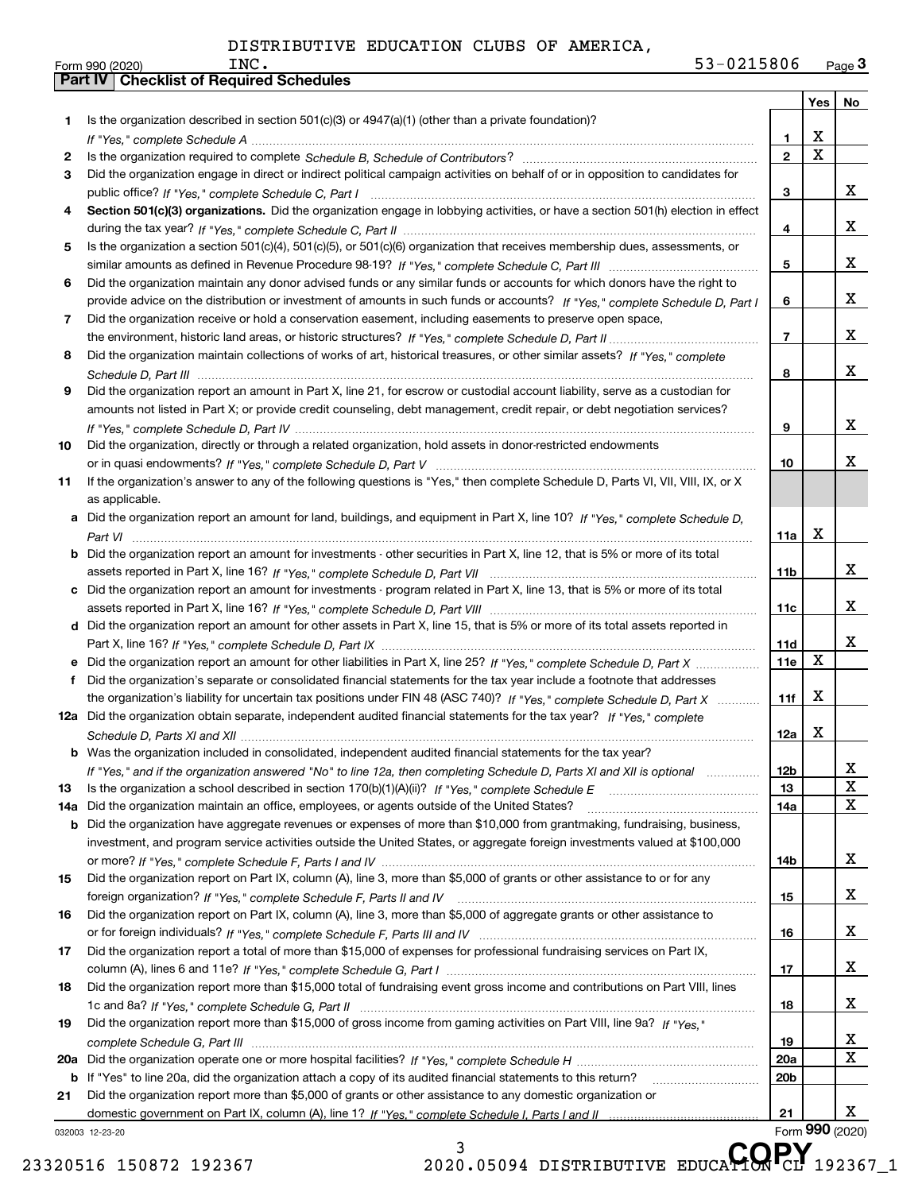DISTRIBUTIVE EDUCATION CLUBS OF AMERICA, INC. 53-0215806

## Part IV | Checklist of Required Schedules

| | | | Yes | No |
|---|---|---|---|---|
| 1 | Is the organization described in section 501(c)(3) or 4947(a)(1) (other than a private foundation)? *If "Yes," complete Schedule A* | 1 | X | |
| 2 | Is the organization required to complete *Schedule B, Schedule of Contributors*? | 2 | X | |
| 3 | Did the organization engage in direct or indirect political campaign activities on behalf of or in opposition to candidates for public office? *If "Yes," complete Schedule C, Part I* | 3 | | X |
| 4 | **Section 501(c)(3) organizations.** Did the organization engage in lobbying activities, or have a section 501(h) election in effect during the tax year? *If "Yes," complete Schedule C, Part II* | 4 | | X |
| 5 | Is the organization a section 501(c)(4), 501(c)(5), or 501(c)(6) organization that receives membership dues, assessments, or similar amounts as defined in Revenue Procedure 98-19? *If "Yes," complete Schedule C, Part III* | 5 | | X |
| 6 | Did the organization maintain any donor advised funds or any similar funds or accounts for which donors have the right to provide advice on the distribution or investment of amounts in such funds or accounts? *If "Yes," complete Schedule D, Part I* | 6 | | X |
| 7 | Did the organization receive or hold a conservation easement, including easements to preserve open space, the environment, historic land areas, or historic structures? *If "Yes," complete Schedule D, Part II* | 7 | | X |
| 8 | Did the organization maintain collections of works of art, historical treasures, or other similar assets? *If "Yes," complete Schedule D, Part III* | 8 | | X |
| 9 | Did the organization report an amount in Part X, line 21, for escrow or custodial account liability, serve as a custodian for amounts not listed in Part X; or provide credit counseling, debt management, credit repair, or debt negotiation services? *If "Yes," complete Schedule D, Part IV* | 9 | | X |
| 10 | Did the organization, directly or through a related organization, hold assets in donor-restricted endowments or in quasi endowments? *If "Yes," complete Schedule D, Part V* | 10 | | X |
| 11 | If the organization's answer to any of the following questions is "Yes," then complete Schedule D, Parts VI, VII, VIII, IX, or X as applicable. | | | |
| a | Did the organization report an amount for land, buildings, and equipment in Part X, line 10? *If "Yes," complete Schedule D, Part VI* | 11a | X | |
| b | Did the organization report an amount for investments - other securities in Part X, line 12, that is 5% or more of its total assets reported in Part X, line 16? *If "Yes," complete Schedule D, Part VII* | 11b | | X |
| c | Did the organization report an amount for investments - program related in Part X, line 13, that is 5% or more of its total assets reported in Part X, line 16? *If "Yes," complete Schedule D, Part VIII* | 11c | | X |
| d | Did the organization report an amount for other assets in Part X, line 15, that is 5% or more of its total assets reported in Part X, line 16? *If "Yes," complete Schedule D, Part IX* | 11d | | X |
| e | Did the organization report an amount for other liabilities in Part X, line 25? *If "Yes," complete Schedule D, Part X* | 11e | X | |
| f | Did the organization's separate or consolidated financial statements for the tax year include a footnote that addresses the organization's liability for uncertain tax positions under FIN 48 (ASC 740)? *If "Yes," complete Schedule D, Part X* | 11f | X | |
| 12a | Did the organization obtain separate, independent audited financial statements for the tax year? *If "Yes," complete Schedule D, Parts XI and XII* | 12a | X | |
| b | Was the organization included in consolidated, independent audited financial statements for the tax year? *If "Yes," and if the organization answered "No" to line 12a, then completing Schedule D, Parts XI and XII is optional* | 12b | | X |
| 13 | Is the organization a school described in section 170(b)(1)(A)(ii)? *If "Yes," complete Schedule E* | 13 | | X |
| 14a | Did the organization maintain an office, employees, or agents outside of the United States? | 14a | | X |
| b | Did the organization have aggregate revenues or expenses of more than $10,000 from grantmaking, fundraising, business, investment, and program service activities outside the United States, or aggregate foreign investments valued at $100,000 or more? *If "Yes," complete Schedule F, Parts I and IV* | 14b | | X |
| 15 | Did the organization report on Part IX, column (A), line 3, more than $5,000 of grants or other assistance to or for any foreign organization? *If "Yes," complete Schedule F, Parts II and IV* | 15 | | X |
| 16 | Did the organization report on Part IX, column (A), line 3, more than $5,000 of aggregate grants or other assistance to or for foreign individuals? *If "Yes," complete Schedule F, Parts III and IV* | 16 | | X |
| 17 | Did the organization report a total of more than $15,000 of expenses for professional fundraising services on Part IX, column (A), lines 6 and 11e? *If "Yes," complete Schedule G, Part I* | 17 | | X |
| 18 | Did the organization report more than $15,000 total of fundraising event gross income and contributions on Part VIII, lines 1c and 8a? *If "Yes," complete Schedule G, Part II* | 18 | | X |
| 19 | Did the organization report more than $15,000 of gross income from gaming activities on Part VIII, line 9a? *If "Yes," complete Schedule G, Part III* | 19 | | X |
| 20a | Did the organization operate one or more hospital facilities? *If "Yes," complete Schedule H* | 20a | | X |
| b | If "Yes" to line 20a, did the organization attach a copy of its audited financial statements to this return? | 20b | | |
| 21 | Did the organization report more than $5,000 of grants or other assistance to any domestic organization or domestic government on Part IX, column (A), line 1? *If "Yes," complete Schedule I, Parts I and II* | 21 | | X |

Form **990** (2020)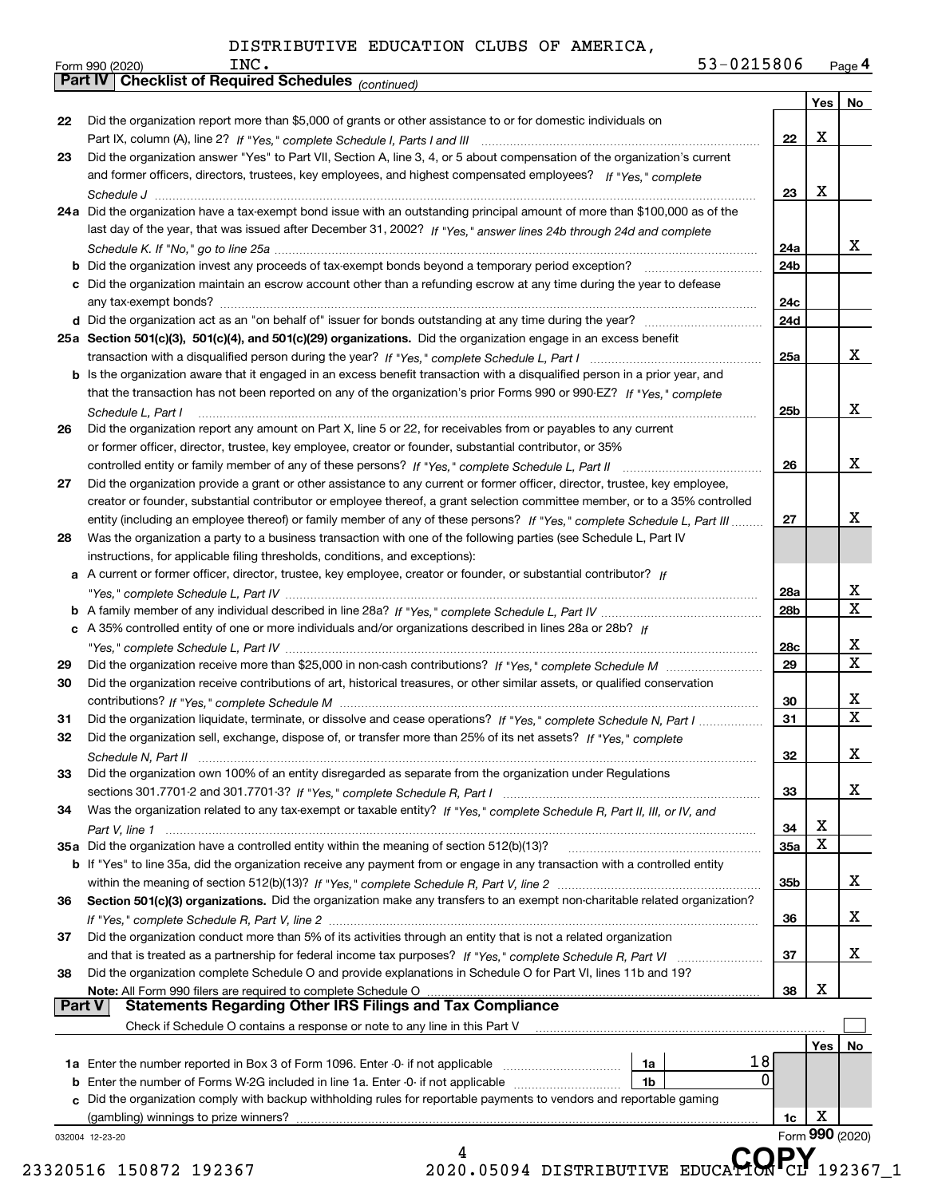DISTRIBUTIVE EDUCATION CLUBS OF AMERICA, INC. 53-0215806

## Part IV Checklist of Required Schedules *(continued)*

| | | | Yes | No |
|---|---|---|---|---|
| 22 | Did the organization report more than $5,000 of grants or other assistance to or for domestic individuals on Part IX, column (A), line 2? *If "Yes," complete Schedule I, Parts I and III* | 22 | X | |
| 23 | Did the organization answer "Yes" to Part VII, Section A, line 3, 4, or 5 about compensation of the organization's current and former officers, directors, trustees, key employees, and highest compensated employees? *If "Yes," complete Schedule J* | 23 | X | |
| 24a | Did the organization have a tax-exempt bond issue with an outstanding principal amount of more than $100,000 as of the last day of the year, that was issued after December 31, 2002? *If "Yes," answer lines 24b through 24d and complete Schedule K. If "No," go to line 25a* | 24a | | X |
| b | Did the organization invest any proceeds of tax-exempt bonds beyond a temporary period exception? | 24b | | |
| c | Did the organization maintain an escrow account other than a refunding escrow at any time during the year to defease any tax-exempt bonds? | 24c | | |
| d | Did the organization act as an "on behalf of" issuer for bonds outstanding at any time during the year? | 24d | | |
| 25a | **Section 501(c)(3), 501(c)(4), and 501(c)(29) organizations.** Did the organization engage in an excess benefit transaction with a disqualified person during the year? *If "Yes," complete Schedule L, Part I* | 25a | | X |
| b | Is the organization aware that it engaged in an excess benefit transaction with a disqualified person in a prior year, and that the transaction has not been reported on any of the organization's prior Forms 990 or 990-EZ? *If "Yes," complete Schedule L, Part I* | 25b | | X |
| 26 | Did the organization report any amount on Part X, line 5 or 22, for receivables from or payables to any current or former officer, director, trustee, key employee, creator or founder, substantial contributor, or 35% controlled entity or family member of any of these persons? *If "Yes," complete Schedule L, Part II* | 26 | | X |
| 27 | Did the organization provide a grant or other assistance to any current or former officer, director, trustee, key employee, creator or founder, substantial contributor or employee thereof, a grant selection committee member, or to a 35% controlled entity (including an employee thereof) or family member of any of these persons? *If "Yes," complete Schedule L, Part III* | 27 | | X |
| 28 | Was the organization a party to a business transaction with one of the following parties (see Schedule L, Part IV instructions, for applicable filing thresholds, conditions, and exceptions): | | | |
| a | A current or former officer, director, trustee, key employee, creator or founder, or substantial contributor? *If "Yes," complete Schedule L, Part IV* | 28a | | X |
| b | A family member of any individual described in line 28a? *If "Yes," complete Schedule L, Part IV* | 28b | | X |
| c | A 35% controlled entity of one or more individuals and/or organizations described in lines 28a or 28b? *If "Yes," complete Schedule L, Part IV* | 28c | | X |
| 29 | Did the organization receive more than $25,000 in non-cash contributions? *If "Yes," complete Schedule M* | 29 | | X |
| 30 | Did the organization receive contributions of art, historical treasures, or other similar assets, or qualified conservation contributions? *If "Yes," complete Schedule M* | 30 | | X |
| 31 | Did the organization liquidate, terminate, or dissolve and cease operations? *If "Yes," complete Schedule N, Part I* | 31 | | X |
| 32 | Did the organization sell, exchange, dispose of, or transfer more than 25% of its net assets? *If "Yes," complete Schedule N, Part II* | 32 | | X |
| 33 | Did the organization own 100% of an entity disregarded as separate from the organization under Regulations sections 301.7701-2 and 301.7701-3? *If "Yes," complete Schedule R, Part I* | 33 | | X |
| 34 | Was the organization related to any tax-exempt or taxable entity? *If "Yes," complete Schedule R, Part II, III, or IV, and Part V, line 1* | 34 | X | |
| 35a | Did the organization have a controlled entity within the meaning of section 512(b)(13)? | 35a | X | |
| b | If "Yes" to line 35a, did the organization receive any payment from or engage in any transaction with a controlled entity within the meaning of section 512(b)(13)? *If "Yes," complete Schedule R, Part V, line 2* | 35b | | X |
| 36 | **Section 501(c)(3) organizations.** Did the organization make any transfers to an exempt non-charitable related organization? *If "Yes," complete Schedule R, Part V, line 2* | 36 | | X |
| 37 | Did the organization conduct more than 5% of its activities through an entity that is not a related organization and that is treated as a partnership for federal income tax purposes? *If "Yes," complete Schedule R, Part VI* | 37 | | X |
| 38 | Did the organization complete Schedule O and provide explanations in Schedule O for Part VI, lines 11b and 19? **Note:** All Form 990 filers are required to complete Schedule O | 38 | X | |

## Part V Statements Regarding Other IRS Filings and Tax Compliance

Check if Schedule O contains a response or note to any line in this Part V ☐

| | | | | | Yes | No |
|---|---|---|---|---|---|---|
| 1a | Enter the number reported in Box 3 of Form 1096. Enter -0- if not applicable | 1a | 18 | | | |
| b | Enter the number of Forms W-2G included in line 1a. Enter -0- if not applicable | 1b | 0 | | | |
| c | Did the organization comply with backup withholding rules for reportable payments to vendors and reportable gaming (gambling) winnings to prize winners? | | | 1c | X | |

Form **990** (2020)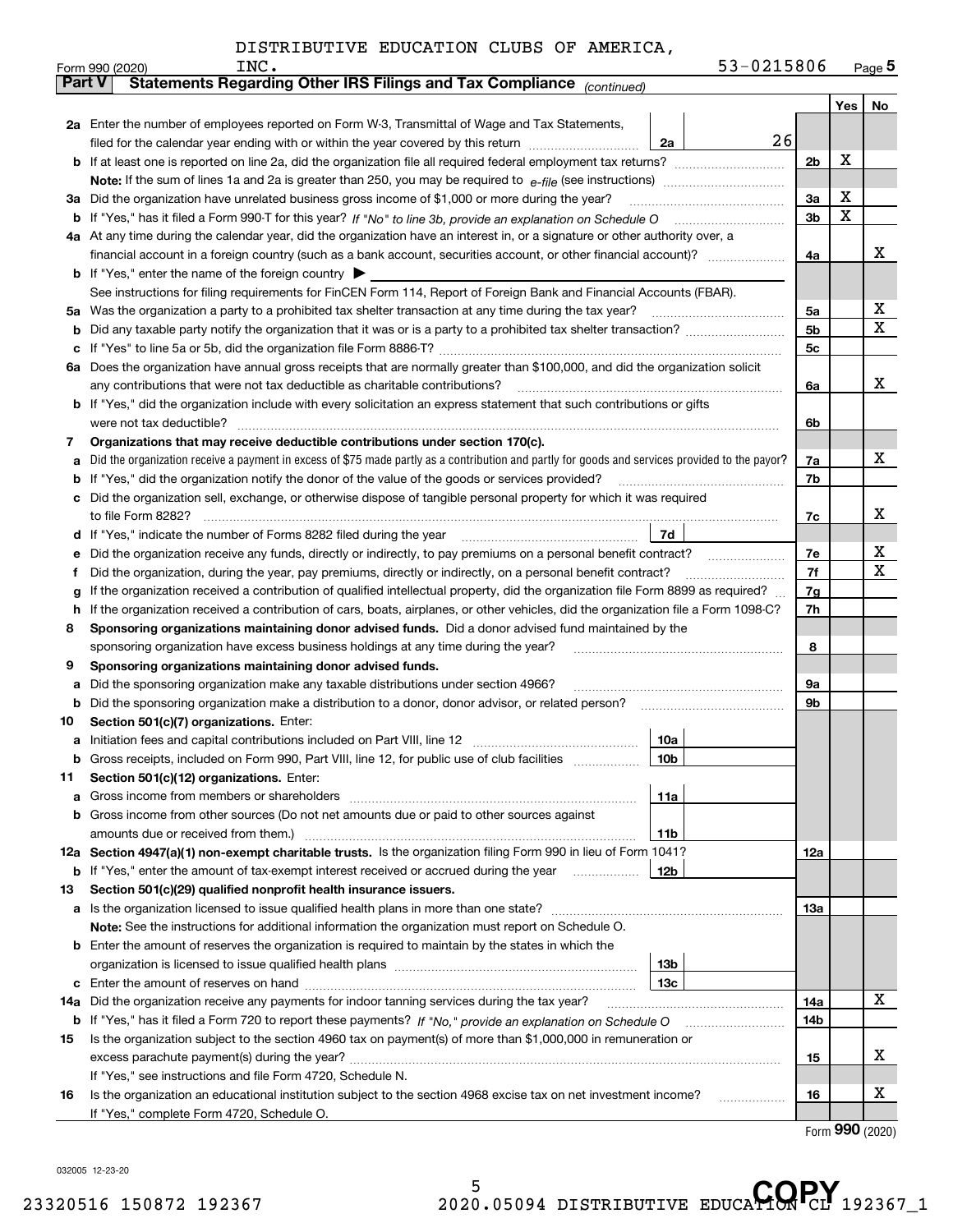DISTRIBUTIVE EDUCATION CLUBS OF AMERICA, INC. 53-0215806

Form 990 (2020) Page 5

## Part V Statements Regarding Other IRS Filings and Tax Compliance *(continued)*

| | | | | | Yes | No |
|---|---|---|---|---|---|---|
| **2a** | Enter the number of employees reported on Form W-3, Transmittal of Wage and Tax Statements, filed for the calendar year ending with or within the year covered by this return | 2a | 26 | | | |
| **b** | If at least one is reported on line 2a, did the organization file all required federal employment tax returns? | | | 2b | X | |
| | **Note:** If the sum of lines 1a and 2a is greater than 250, you may be required to *e-file* (see instructions) | | | | | |
| **3a** | Did the organization have unrelated business gross income of $1,000 or more during the year? | | | 3a | X | |
| **b** | If "Yes," has it filed a Form 990-T for this year? *If "No" to line 3b, provide an explanation on Schedule O* | | | 3b | X | |
| **4a** | At any time during the calendar year, did the organization have an interest in, or a signature or other authority over, a financial account in a foreign country (such as a bank account, securities account, or other financial account)? | | | 4a | | X |
| **b** | If "Yes," enter the name of the foreign country ▶ | | | | | |
| | See instructions for filing requirements for FinCEN Form 114, Report of Foreign Bank and Financial Accounts (FBAR). | | | | | |
| **5a** | Was the organization a party to a prohibited tax shelter transaction at any time during the tax year? | | | 5a | | X |
| **b** | Did any taxable party notify the organization that it was or is a party to a prohibited tax shelter transaction? | | | 5b | | X |
| **c** | If "Yes" to line 5a or 5b, did the organization file Form 8886-T? | | | 5c | | |
| **6a** | Does the organization have annual gross receipts that are normally greater than $100,000, and did the organization solicit any contributions that were not tax deductible as charitable contributions? | | | 6a | | X |
| **b** | If "Yes," did the organization include with every solicitation an express statement that such contributions or gifts were not tax deductible? | | | 6b | | |
| **7** | **Organizations that may receive deductible contributions under section 170(c).** | | | | | |
| **a** | Did the organization receive a payment in excess of $75 made partly as a contribution and partly for goods and services provided to the payor? | | | 7a | | X |
| **b** | If "Yes," did the organization notify the donor of the value of the goods or services provided? | | | 7b | | |
| **c** | Did the organization sell, exchange, or otherwise dispose of tangible personal property for which it was required to file Form 8282? | | | 7c | | X |
| **d** | If "Yes," indicate the number of Forms 8282 filed during the year | 7d | | | | |
| **e** | Did the organization receive any funds, directly or indirectly, to pay premiums on a personal benefit contract? | | | 7e | | X |
| **f** | Did the organization, during the year, pay premiums, directly or indirectly, on a personal benefit contract? | | | 7f | | X |
| **g** | If the organization received a contribution of qualified intellectual property, did the organization file Form 8899 as required? | | | 7g | | |
| **h** | If the organization received a contribution of cars, boats, airplanes, or other vehicles, did the organization file a Form 1098-C? | | | 7h | | |
| **8** | **Sponsoring organizations maintaining donor advised funds.** Did a donor advised fund maintained by the sponsoring organization have excess business holdings at any time during the year? | | | 8 | | |
| **9** | **Sponsoring organizations maintaining donor advised funds.** | | | | | |
| **a** | Did the sponsoring organization make any taxable distributions under section 4966? | | | 9a | | |
| **b** | Did the sponsoring organization make a distribution to a donor, donor advisor, or related person? | | | 9b | | |
| **10** | **Section 501(c)(7) organizations.** Enter: | | | | | |
| **a** | Initiation fees and capital contributions included on Part VIII, line 12 | 10a | | | | |
| **b** | Gross receipts, included on Form 990, Part VIII, line 12, for public use of club facilities | 10b | | | | |
| **11** | **Section 501(c)(12) organizations.** Enter: | | | | | |
| **a** | Gross income from members or shareholders | 11a | | | | |
| **b** | Gross income from other sources (Do not net amounts due or paid to other sources against amounts due or received from them.) | 11b | | | | |
| **12a** | **Section 4947(a)(1) non-exempt charitable trusts.** Is the organization filing Form 990 in lieu of Form 1041? | | | 12a | | |
| **b** | If "Yes," enter the amount of tax-exempt interest received or accrued during the year | 12b | | | | |
| **13** | **Section 501(c)(29) qualified nonprofit health insurance issuers.** | | | | | |
| **a** | Is the organization licensed to issue qualified health plans in more than one state? | | | 13a | | |
| | **Note:** See the instructions for additional information the organization must report on Schedule O. | | | | | |
| **b** | Enter the amount of reserves the organization is required to maintain by the states in which the organization is licensed to issue qualified health plans | 13b | | | | |
| **c** | Enter the amount of reserves on hand | 13c | | | | |
| **14a** | Did the organization receive any payments for indoor tanning services during the tax year? | | | 14a | | X |
| **b** | If "Yes," has it filed a Form 720 to report these payments? *If "No," provide an explanation on Schedule O* | | | 14b | | |
| **15** | Is the organization subject to the section 4960 tax on payment(s) of more than $1,000,000 in remuneration or excess parachute payment(s) during the year? | | | 15 | | X |
| | If "Yes," see instructions and file Form 4720, Schedule N. | | | | | |
| **16** | Is the organization an educational institution subject to the section 4968 excise tax on net investment income? | | | 16 | | X |
| | If "Yes," complete Form 4720, Schedule O. | | | | | |

Form **990** (2020)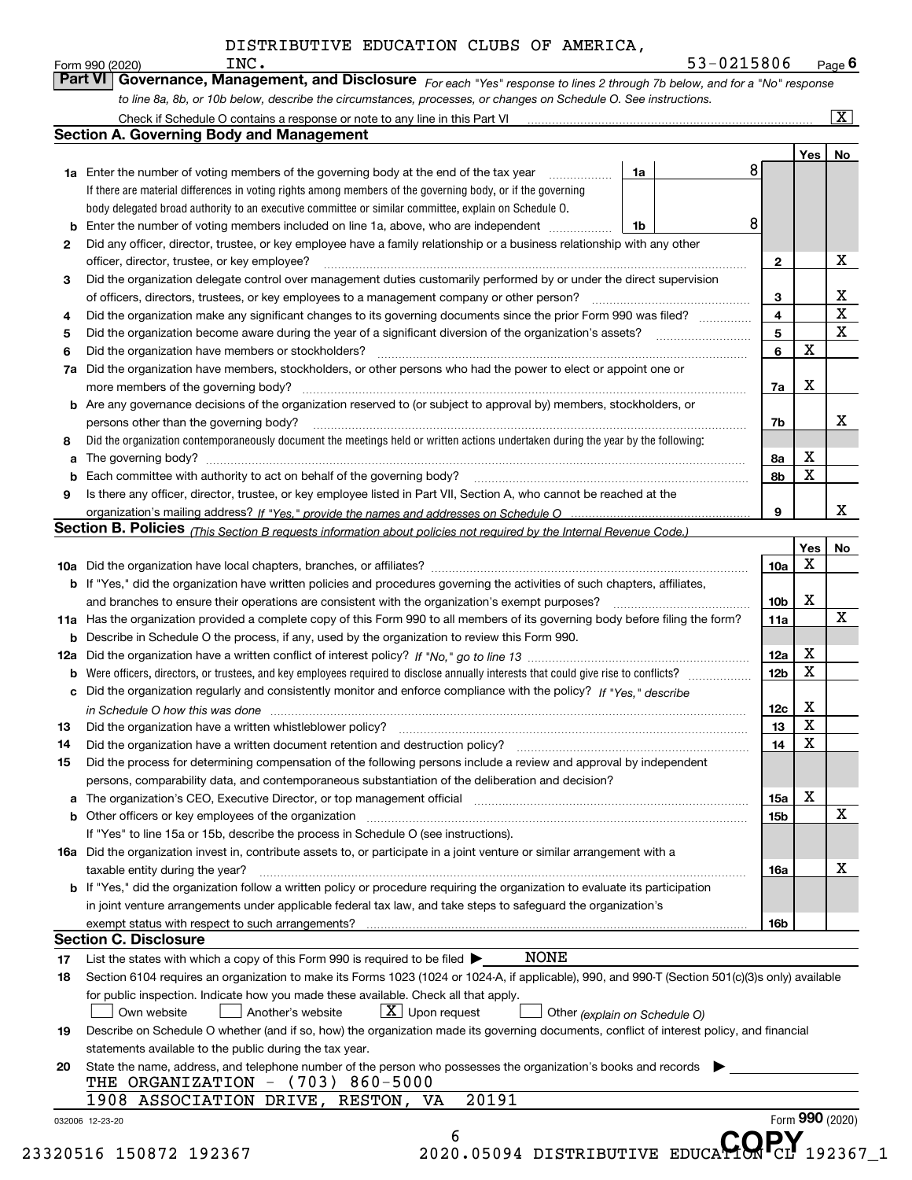DISTRIBUTIVE EDUCATION CLUBS OF AMERICA, INC. 53-0215806

Form 990 (2020) Page 6

## Part VI Governance, Management, and Disclosure

*For each "Yes" response to lines 2 through 7b below, and for a "No" response to line 8a, 8b, or 10b below, describe the circumstances, processes, or changes on Schedule O. See instructions.*

Check if Schedule O contains a response or note to any line in this Part VI [X]

### Section A. Governing Body and Management

| | | | | Yes | No |
|---|---|---|---|---|---|
| 1a | Enter the number of voting members of the governing body at the end of the tax year. If there are material differences in voting rights among members of the governing body, or if the governing body delegated broad authority to an executive committee or similar committee, explain on Schedule O. | 1a | 8 | | |
| b | Enter the number of voting members included on line 1a, above, who are independent | 1b | 8 | | |
| 2 | Did any officer, director, trustee, or key employee have a family relationship or a business relationship with any other officer, director, trustee, or key employee? | 2 | | | X |
| 3 | Did the organization delegate control over management duties customarily performed by or under the direct supervision of officers, directors, trustees, or key employees to a management company or other person? | 3 | | | X |
| 4 | Did the organization make any significant changes to its governing documents since the prior Form 990 was filed? | 4 | | | X |
| 5 | Did the organization become aware during the year of a significant diversion of the organization's assets? | 5 | | | X |
| 6 | Did the organization have members or stockholders? | 6 | | X | |
| 7a | Did the organization have members, stockholders, or other persons who had the power to elect or appoint one or more members of the governing body? | 7a | | X | |
| b | Are any governance decisions of the organization reserved to (or subject to approval by) members, stockholders, or persons other than the governing body? | 7b | | | X |
| 8 | Did the organization contemporaneously document the meetings held or written actions undertaken during the year by the following: | | | | |
| a | The governing body? | 8a | | X | |
| b | Each committee with authority to act on behalf of the governing body? | 8b | | X | |
| 9 | Is there any officer, director, trustee, or key employee listed in Part VII, Section A, who cannot be reached at the organization's mailing address? *If "Yes," provide the names and addresses on Schedule O* | 9 | | | X |

### Section B. Policies *(This Section B requests information about policies not required by the Internal Revenue Code.)*

| | | | Yes | No |
|---|---|---|---|---|
| 10a | Did the organization have local chapters, branches, or affiliates? | 10a | X | |
| b | If "Yes," did the organization have written policies and procedures governing the activities of such chapters, affiliates, and branches to ensure their operations are consistent with the organization's exempt purposes? | 10b | X | |
| 11a | Has the organization provided a complete copy of this Form 990 to all members of its governing body before filing the form? | 11a | | X |
| b | Describe in Schedule O the process, if any, used by the organization to review this Form 990. | | | |
| 12a | Did the organization have a written conflict of interest policy? *If "No," go to line 13* | 12a | X | |
| b | Were officers, directors, or trustees, and key employees required to disclose annually interests that could give rise to conflicts? | 12b | X | |
| c | Did the organization regularly and consistently monitor and enforce compliance with the policy? *If "Yes," describe in Schedule O how this was done* | 12c | X | |
| 13 | Did the organization have a written whistleblower policy? | 13 | X | |
| 14 | Did the organization have a written document retention and destruction policy? | 14 | X | |
| 15 | Did the process for determining compensation of the following persons include a review and approval by independent persons, comparability data, and contemporaneous substantiation of the deliberation and decision? | | | |
| a | The organization's CEO, Executive Director, or top management official | 15a | X | |
| b | Other officers or key employees of the organization | 15b | | X |
| | If "Yes" to line 15a or 15b, describe the process in Schedule O (see instructions). | | | |
| 16a | Did the organization invest in, contribute assets to, or participate in a joint venture or similar arrangement with a taxable entity during the year? | 16a | | X |
| b | If "Yes," did the organization follow a written policy or procedure requiring the organization to evaluate its participation in joint venture arrangements under applicable federal tax law, and take steps to safeguard the organization's exempt status with respect to such arrangements? | 16b | | |

### Section C. Disclosure

17 List the states with which a copy of this Form 990 is required to be filed ▶ NONE

18 Section 6104 requires an organization to make its Forms 1023 (1024 or 1024-A, if applicable), 990, and 990-T (Section 501(c)(3)s only) available for public inspection. Indicate how you made these available. Check all that apply.

[ ] Own website [ ] Another's website [X] Upon request [ ] Other *(explain on Schedule O)*

19 Describe on Schedule O whether (and if so, how) the organization made its governing documents, conflict of interest policy, and financial statements available to the public during the tax year.

20 State the name, address, and telephone number of the person who possesses the organization's books and records ▶

THE ORGANIZATION - (703) 860-5000
1908 ASSOCIATION DRIVE, RESTON, VA 20191

032006 12-23-20 Form **990** (2020)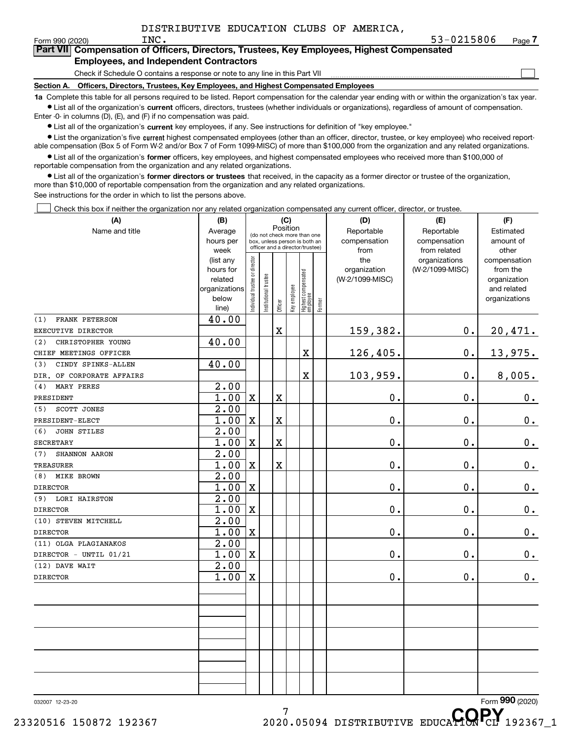DISTRIBUTIVE EDUCATION CLUBS OF AMERICA, INC.

Form 990 (2020) 53-0215806 Page 7

## Part VII Compensation of Officers, Directors, Trustees, Key Employees, Highest Compensated Employees, and Independent Contractors

Check if Schedule O contains a response or note to any line in this Part VII ☐

### Section A. Officers, Directors, Trustees, Key Employees, and Highest Compensated Employees

**1a** Complete this table for all persons required to be listed. Report compensation for the calendar year ending with or within the organization's tax year.

- List all of the organization's **current** officers, directors, trustees (whether individuals or organizations), regardless of amount of compensation. Enter -0- in columns (D), (E), and (F) if no compensation was paid.
- List all of the organization's **current** key employees, if any. See instructions for definition of "key employee."
- List the organization's five **current** highest compensated employees (other than an officer, director, trustee, or key employee) who received reportable compensation (Box 5 of Form W-2 and/or Box 7 of Form 1099-MISC) of more than $100,000 from the organization and any related organizations.
- List all of the organization's **former** officers, key employees, and highest compensated employees who received more than $100,000 of reportable compensation from the organization and any related organizations.
- List all of the organization's **former directors or trustees** that received, in the capacity as a former director or trustee of the organization, more than $10,000 of reportable compensation from the organization and any related organizations.

See instructions for the order in which to list the persons above.

☐ Check this box if neither the organization nor any related organization compensated any current officer, director, or trustee.

| (A) Name and title | (B) Average hours per week (list any hours for related organizations below line) | (C) Position: Individual trustee or director | Institutional trustee | Officer | Key employee | Highest compensated employee | Former | (D) Reportable compensation from the organization (W-2/1099-MISC) | (E) Reportable compensation from related organizations (W-2/1099-MISC) | (F) Estimated amount of other compensation from the organization and related organizations |
|---|---|---|---|---|---|---|---|---|---|---|
| (1) FRANK PETERSON<br>EXECUTIVE DIRECTOR | 40.00 | | | X | | | | 159,382. | 0. | 20,471. |
| (2) CHRISTOPHER YOUNG<br>CHIEF MEETINGS OFFICER | 40.00 | | | | | X | | 126,405. | 0. | 13,975. |
| (3) CINDY SPINKS-ALLEN<br>DIR. OF CORPORATE AFFAIRS | 40.00 | | | | | X | | 103,959. | 0. | 8,005. |
| (4) MARY PERES<br>PRESIDENT | 2.00<br>1.00 | X | | X | | | | 0. | 0. | 0. |
| (5) SCOTT JONES<br>PRESIDENT-ELECT | 2.00<br>1.00 | X | | X | | | | 0. | 0. | 0. |
| (6) JOHN STILES<br>SECRETARY | 2.00<br>1.00 | X | | X | | | | 0. | 0. | 0. |
| (7) SHANNON AARON<br>TREASURER | 2.00<br>1.00 | X | | X | | | | 0. | 0. | 0. |
| (8) MIKE BROWN<br>DIRECTOR | 2.00<br>1.00 | X | | | | | | 0. | 0. | 0. |
| (9) LORI HAIRSTON<br>DIRECTOR | 2.00<br>1.00 | X | | | | | | 0. | 0. | 0. |
| (10) STEVEN MITCHELL<br>DIRECTOR | 2.00<br>1.00 | X | | | | | | 0. | 0. | 0. |
| (11) OLGA PLAGIANAKOS<br>DIRECTOR - UNTIL 01/21 | 2.00<br>1.00 | X | | | | | | 0. | 0. | 0. |
| (12) DAVE WAIT<br>DIRECTOR | 2.00<br>1.00 | X | | | | | | 0. | 0. | 0. |

032007 12-23-20 Form 990 (2020)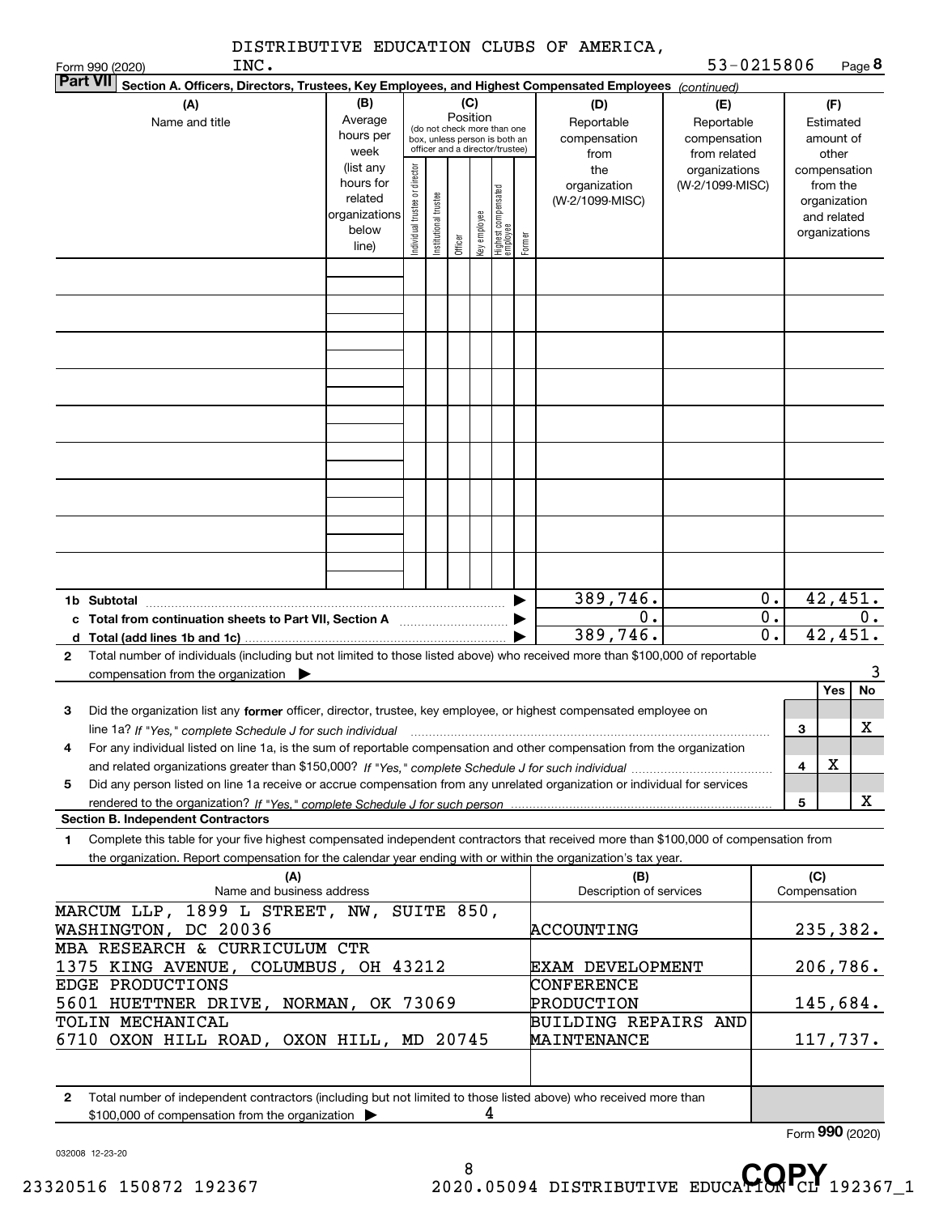DISTRIBUTIVE EDUCATION CLUBS OF AMERICA, INC. 53-0215806

Form 990 (2020) Page **8**

**Part VII Section A. Officers, Directors, Trustees, Key Employees, and Highest Compensated Employees** *(continued)*

| (A) Name and title | (B) Average hours per week (list any hours for related organizations below line) | (C) Position (do not check more than one box, unless person is both an officer and a director/trustee): Individual trustee or director | Institutional trustee | Officer | Key employee | Highest compensated employee | Former | (D) Reportable compensation from the organization (W-2/1099-MISC) | (E) Reportable compensation from related organizations (W-2/1099-MISC) | (F) Estimated amount of other compensation from the organization and related organizations |
|---|---|---|---|---|---|---|---|---|---|---|
| | | | | | | | | | | |
| **1b Subtotal** | | | | | | | | 389,746. | 0. | 42,451. |
| **c Total from continuation sheets to Part VII, Section A** | | | | | | | | 0. | 0. | 0. |
| **d Total (add lines 1b and 1c)** | | | | | | | | 389,746. | 0. | 42,451. |

**2** Total number of individuals (including but not limited to those listed above) who received more than $100,000 of reportable compensation from the organization ▶ 3

| | | | Yes | No |
|---|---|---|---|---|
| **3** | Did the organization list any **former** officer, director, trustee, key employee, or highest compensated employee on line 1a? *If "Yes," complete Schedule J for such individual* | 3 | | X |
| **4** | For any individual listed on line 1a, is the sum of reportable compensation and other compensation from the organization and related organizations greater than $150,000? *If "Yes," complete Schedule J for such individual* | 4 | X | |
| **5** | Did any person listed on line 1a receive or accrue compensation from any unrelated organization or individual for services rendered to the organization? *If "Yes," complete Schedule J for such person* | 5 | | X |

**Section B. Independent Contractors**

**1** Complete this table for your five highest compensated independent contractors that received more than $100,000 of compensation from the organization. Report compensation for the calendar year ending with or within the organization's tax year.

| (A) Name and business address | (B) Description of services | (C) Compensation |
|---|---|---|
| MARCUM LLP, 1899 L STREET, NW, SUITE 850, WASHINGTON, DC 20036 | ACCOUNTING | 235,382. |
| MBA RESEARCH & CURRICULUM CTR 1375 KING AVENUE, COLUMBUS, OH 43212 | EXAM DEVELOPMENT | 206,786. |
| EDGE PRODUCTIONS 5601 HUETTNER DRIVE, NORMAN, OK 73069 | CONFERENCE PRODUCTION | 145,684. |
| TOLIN MECHANICAL 6710 OXON HILL ROAD, OXON HILL, MD 20745 | BUILDING REPAIRS AND MAINTENANCE | 117,737. |
| | | |

**2** Total number of independent contractors (including but not limited to those listed above) who received more than $100,000 of compensation from the organization ▶ 4

Form **990** (2020)

032008 12-23-20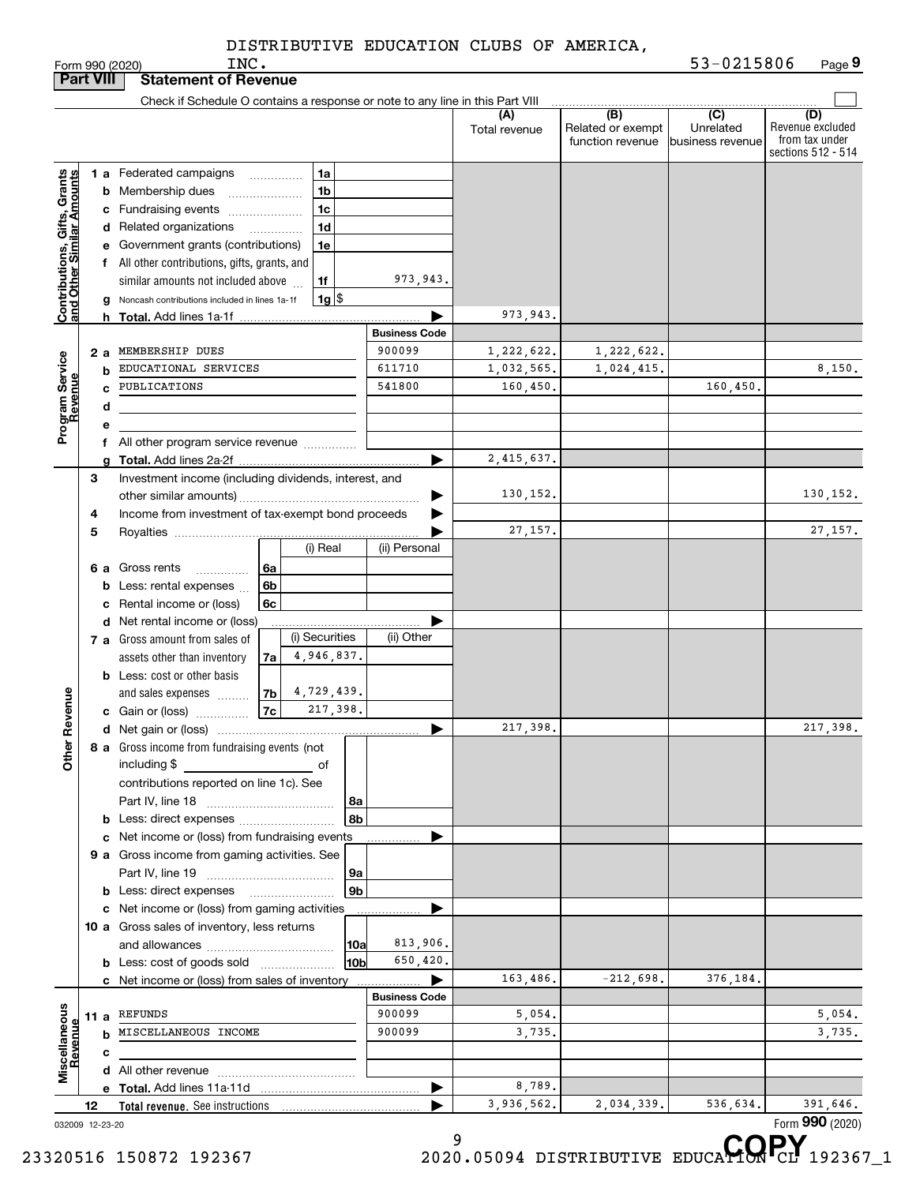DISTRIBUTIVE EDUCATION CLUBS OF AMERICA, INC. 53-0215806

Form 990 (2020)

## Part VIII Statement of Revenue

Check if Schedule O contains a response or note to any line in this Part VIII

| | | | (A) Total revenue | (B) Related or exempt function revenue | (C) Unrelated business revenue | (D) Revenue excluded from tax under sections 512 - 514 |
|---|---|---|---|---|---|---|
| **Contributions, Gifts, Grants and Other Similar Amounts** | | | | | | |
| 1 a | Federated campaigns | 1a | | | | |
| b | Membership dues | 1b | | | | |
| c | Fundraising events | 1c | | | | |
| d | Related organizations | 1d | | | | |
| e | Government grants (contributions) | 1e | | | | |
| f | All other contributions, gifts, grants, and similar amounts not included above | 1f 973,943. | | | | |
| g | Noncash contributions included in lines 1a-1f | 1g $ | | | | |
| h | **Total.** Add lines 1a-1f | | 973,943. | | | |
| **Program Service Revenue** | | **Business Code** | | | | |
| 2 a | MEMBERSHIP DUES | 900099 | 1,222,622. | 1,222,622. | | |
| b | EDUCATIONAL SERVICES | 611710 | 1,032,565. | 1,024,415. | | 8,150. |
| c | PUBLICATIONS | 541800 | 160,450. | | 160,450. | |
| d | | | | | | |
| e | | | | | | |
| f | All other program service revenue | | | | | |
| g | **Total.** Add lines 2a-2f | | 2,415,637. | | | |
| **Other Revenue** | | | | | | |
| 3 | Investment income (including dividends, interest, and other similar amounts) | | 130,152. | | | 130,152. |
| 4 | Income from investment of tax-exempt bond proceeds | | | | | |
| 5 | Royalties | | 27,157. | | | 27,157. |
| | | (i) Real / (ii) Personal | | | | |
| 6 a | Gross rents | 6a | | | | |
| b | Less: rental expenses | 6b | | | | |
| c | Rental income or (loss) | 6c | | | | |
| d | Net rental income or (loss) | | | | | |
| | | (i) Securities / (ii) Other | | | | |
| 7 a | Gross amount from sales of assets other than inventory | 7a 4,946,837. | | | | |
| b | Less: cost or other basis and sales expenses | 7b 4,729,439. | | | | |
| c | Gain or (loss) | 7c 217,398. | | | | |
| d | Net gain or (loss) | | 217,398. | | | 217,398. |
| 8 a | Gross income from fundraising events (not including $ ___ of contributions reported on line 1c). See Part IV, line 18 | 8a | | | | |
| b | Less: direct expenses | 8b | | | | |
| c | Net income or (loss) from fundraising events | | | | | |
| 9 a | Gross income from gaming activities. See Part IV, line 19 | 9a | | | | |
| b | Less: direct expenses | 9b | | | | |
| c | Net income or (loss) from gaming activities | | | | | |
| 10 a | Gross sales of inventory, less returns and allowances | 10a 813,906. | | | | |
| b | Less: cost of goods sold | 10b 650,420. | | | | |
| c | Net income or (loss) from sales of inventory | | 163,486. | -212,698. | 376,184. | |
| **Miscellaneous Revenue** | | **Business Code** | | | | |
| 11 a | REFUNDS | 900099 | 5,054. | | | 5,054. |
| b | MISCELLANEOUS INCOME | 900099 | 3,735. | | | 3,735. |
| c | | | | | | |
| d | All other revenue | | | | | |
| e | **Total.** Add lines 11a-11d | | 8,789. | | | |
| 12 | **Total revenue.** See instructions | | 3,936,562. | 2,034,339. | 536,634. | 391,646. |

032009 12-23-20

Form **990** (2020)

23320516 150872 192367 2020.05094 DISTRIBUTIVE EDUCATION CL 192367_1

COPY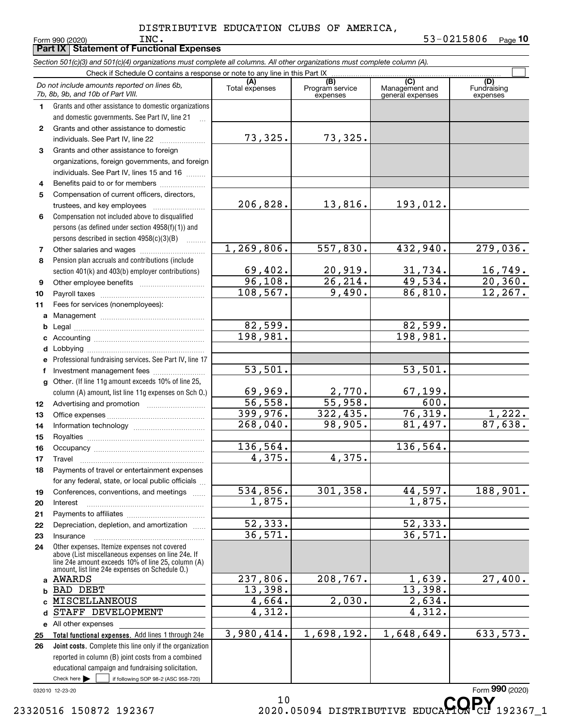DISTRIBUTIVE EDUCATION CLUBS OF AMERICA, INC.

Form 990 (2020) 53-0215806 Page **10**

## Part IX Statement of Functional Expenses

*Section 501(c)(3) and 501(c)(4) organizations must complete all columns. All other organizations must complete column (A).*

Check if Schedule O contains a response or note to any line in this Part IX ☐

| *Do not include amounts reported on lines 6b, 7b, 8b, 9b, and 10b of Part VIII.* | (A) Total expenses | (B) Program service expenses | (C) Management and general expenses | (D) Fundraising expenses |
|---|---|---|---|---|
| **1** Grants and other assistance to domestic organizations and domestic governments. See Part IV, line 21 | | | | |
| **2** Grants and other assistance to domestic individuals. See Part IV, line 22 | 73,325. | 73,325. | | |
| **3** Grants and other assistance to foreign organizations, foreign governments, and foreign individuals. See Part IV, lines 15 and 16 | | | | |
| **4** Benefits paid to or for members | | | | |
| **5** Compensation of current officers, directors, trustees, and key employees | 206,828. | 13,816. | 193,012. | |
| **6** Compensation not included above to disqualified persons (as defined under section 4958(f)(1)) and persons described in section 4958(c)(3)(B) | | | | |
| **7** Other salaries and wages | 1,269,806. | 557,830. | 432,940. | 279,036. |
| **8** Pension plan accruals and contributions (include section 401(k) and 403(b) employer contributions) | 69,402. | 20,919. | 31,734. | 16,749. |
| **9** Other employee benefits | 96,108. | 26,214. | 49,534. | 20,360. |
| **10** Payroll taxes | 108,567. | 9,490. | 86,810. | 12,267. |
| **11** Fees for services (nonemployees): | | | | |
| **a** Management | | | | |
| **b** Legal | 82,599. | | 82,599. | |
| **c** Accounting | 198,981. | | 198,981. | |
| **d** Lobbying | | | | |
| **e** Professional fundraising services. See Part IV, line 17 | | | | |
| **f** Investment management fees | 53,501. | | 53,501. | |
| **g** Other. (If line 11g amount exceeds 10% of line 25, column (A) amount, list line 11g expenses on Sch O.) | 69,969. | 2,770. | 67,199. | |
| **12** Advertising and promotion | 56,558. | 55,958. | 600. | |
| **13** Office expenses | 399,976. | 322,435. | 76,319. | 1,222. |
| **14** Information technology | 268,040. | 98,905. | 81,497. | 87,638. |
| **15** Royalties | | | | |
| **16** Occupancy | 136,564. | | 136,564. | |
| **17** Travel | 4,375. | 4,375. | | |
| **18** Payments of travel or entertainment expenses for any federal, state, or local public officials | | | | |
| **19** Conferences, conventions, and meetings | 534,856. | 301,358. | 44,597. | 188,901. |
| **20** Interest | 1,875. | | 1,875. | |
| **21** Payments to affiliates | | | | |
| **22** Depreciation, depletion, and amortization | 52,333. | | 52,333. | |
| **23** Insurance | 36,571. | | 36,571. | |
| **24** Other expenses. Itemize expenses not covered above (List miscellaneous expenses on line 24e. If line 24e amount exceeds 10% of line 25, column (A) amount, list line 24e expenses on Schedule O.) | | | | |
| **a** AWARDS | 237,806. | 208,767. | 1,639. | 27,400. |
| **b** BAD DEBT | 13,398. | | 13,398. | |
| **c** MISCELLANEOUS | 4,664. | 2,030. | 2,634. | |
| **d** STAFF DEVELOPMENT | 4,312. | | 4,312. | |
| **e** All other expenses | | | | |
| **25 Total functional expenses.** Add lines 1 through 24e | 3,980,414. | 1,698,192. | 1,648,649. | 633,573. |
| **26 Joint costs.** Complete this line only if the organization reported in column (B) joint costs from a combined educational campaign and fundraising solicitation. Check here ☐ if following SOP 98-2 (ASC 958-720) | | | | |

032010 12-23-20

Form **990** (2020)

23320516 150872 192367 2020.05094 DISTRIBUTIVE EDUCATION CL 192367_1

COPY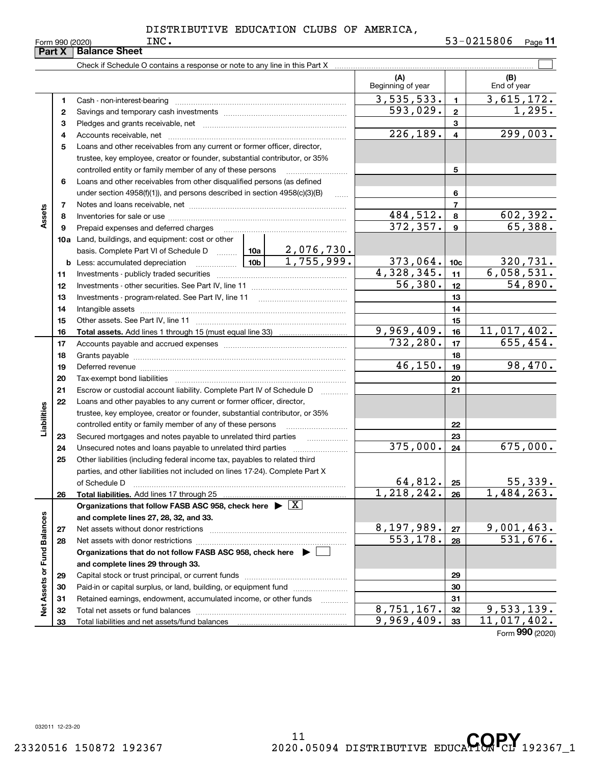DISTRIBUTIVE EDUCATION CLUBS OF AMERICA, INC. 53-0215806

Form 990 (2020)

## Part X Balance Sheet

Check if Schedule O contains a response or note to any line in this Part X

| | | | | (A) Beginning of year | | (B) End of year |
|---|---|---|---|---|---|---|
| **Assets** | 1 | Cash - non-interest-bearing | | 3,535,533. | 1 | 3,615,172. |
| | 2 | Savings and temporary cash investments | | 593,029. | 2 | 1,295. |
| | 3 | Pledges and grants receivable, net | | | 3 | |
| | 4 | Accounts receivable, net | | 226,189. | 4 | 299,003. |
| | 5 | Loans and other receivables from any current or former officer, director, trustee, key employee, creator or founder, substantial contributor, or 35% controlled entity or family member of any of these persons | | | 5 | |
| | 6 | Loans and other receivables from other disqualified persons (as defined under section 4958(f)(1)), and persons described in section 4958(c)(3)(B) | | | 6 | |
| | 7 | Notes and loans receivable, net | | | 7 | |
| | 8 | Inventories for sale or use | | 484,512. | 8 | 602,392. |
| | 9 | Prepaid expenses and deferred charges | | 372,357. | 9 | 65,388. |
| | 10a | Land, buildings, and equipment: cost or other basis. Complete Part VI of Schedule D | 10a 2,076,730. | | | |
| | b | Less: accumulated depreciation | 10b 1,755,999. | 373,064. | 10c | 320,731. |
| | 11 | Investments - publicly traded securities | | 4,328,345. | 11 | 6,058,531. |
| | 12 | Investments - other securities. See Part IV, line 11 | | 56,380. | 12 | 54,890. |
| | 13 | Investments - program-related. See Part IV, line 11 | | | 13 | |
| | 14 | Intangible assets | | | 14 | |
| | 15 | Other assets. See Part IV, line 11 | | | 15 | |
| | 16 | **Total assets.** Add lines 1 through 15 (must equal line 33) | | 9,969,409. | 16 | 11,017,402. |
| **Liabilities** | 17 | Accounts payable and accrued expenses | | 732,280. | 17 | 655,454. |
| | 18 | Grants payable | | | 18 | |
| | 19 | Deferred revenue | | 46,150. | 19 | 98,470. |
| | 20 | Tax-exempt bond liabilities | | | 20 | |
| | 21 | Escrow or custodial account liability. Complete Part IV of Schedule D | | | 21 | |
| | 22 | Loans and other payables to any current or former officer, director, trustee, key employee, creator or founder, substantial contributor, or 35% controlled entity or family member of any of these persons | | | 22 | |
| | 23 | Secured mortgages and notes payable to unrelated third parties | | | 23 | |
| | 24 | Unsecured notes and loans payable to unrelated third parties | | 375,000. | 24 | 675,000. |
| | 25 | Other liabilities (including federal income tax, payables to related third parties, and other liabilities not included on lines 17-24). Complete Part X of Schedule D | | 64,812. | 25 | 55,339. |
| | 26 | **Total liabilities.** Add lines 17 through 25 | | 1,218,242. | 26 | 1,484,263. |
| **Net Assets or Fund Balances** | | **Organizations that follow FASB ASC 958, check here ▶ [X] and complete lines 27, 28, 32, and 33.** | | | | |
| | 27 | Net assets without donor restrictions | | 8,197,989. | 27 | 9,001,463. |
| | 28 | Net assets with donor restrictions | | 553,178. | 28 | 531,676. |
| | | **Organizations that do not follow FASB ASC 958, check here ▶ [ ] and complete lines 29 through 33.** | | | | |
| | 29 | Capital stock or trust principal, or current funds | | | 29 | |
| | 30 | Paid-in or capital surplus, or land, building, or equipment fund | | | 30 | |
| | 31 | Retained earnings, endowment, accumulated income, or other funds | | | 31 | |
| | 32 | Total net assets or fund balances | | 8,751,167. | 32 | 9,533,139. |
| | 33 | Total liabilities and net assets/fund balances | | 9,969,409. | 33 | 11,017,402. |

Form **990** (2020)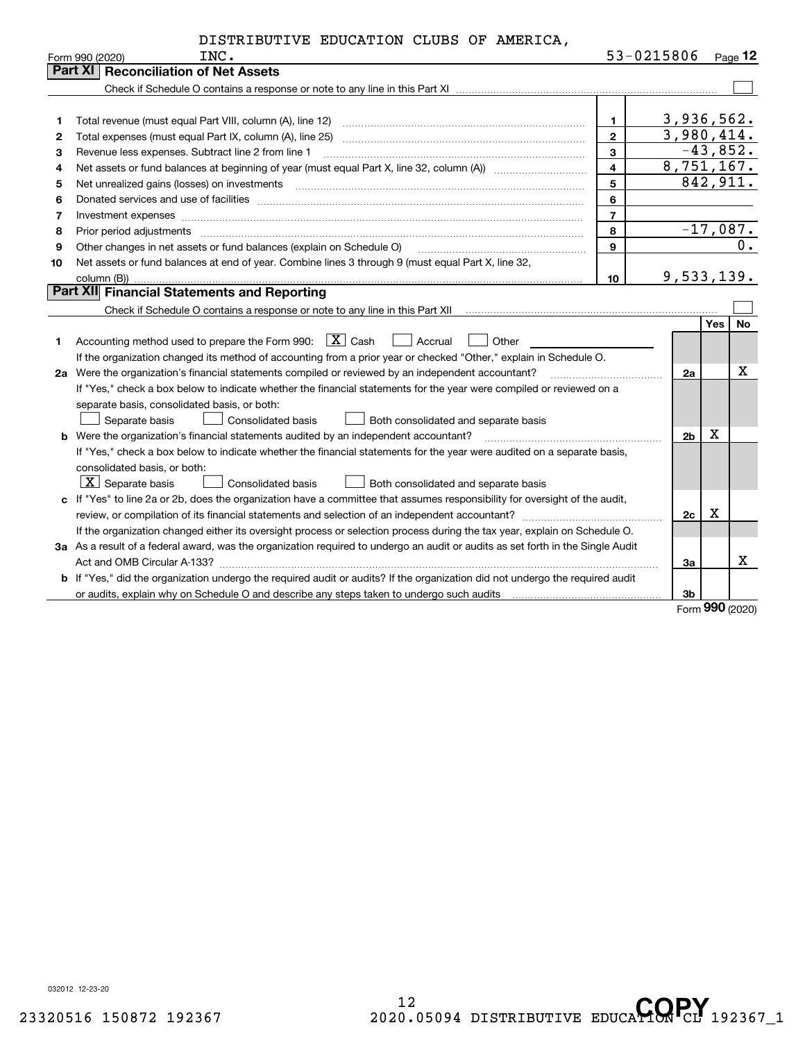DISTRIBUTIVE EDUCATION CLUBS OF AMERICA, INC. 53-0215806

Form 990 (2020) Page **12**

## Part XI Reconciliation of Net Assets

Check if Schedule O contains a response or note to any line in this Part XI ☐

| | | | |
|---|---|---|---|
| 1 | Total revenue (must equal Part VIII, column (A), line 12) | 1 | 3,936,562. |
| 2 | Total expenses (must equal Part IX, column (A), line 25) | 2 | 3,980,414. |
| 3 | Revenue less expenses. Subtract line 2 from line 1 | 3 | -43,852. |
| 4 | Net assets or fund balances at beginning of year (must equal Part X, line 32, column (A)) | 4 | 8,751,167. |
| 5 | Net unrealized gains (losses) on investments | 5 | 842,911. |
| 6 | Donated services and use of facilities | 6 | |
| 7 | Investment expenses | 7 | |
| 8 | Prior period adjustments | 8 | -17,087. |
| 9 | Other changes in net assets or fund balances (explain on Schedule O) | 9 | 0. |
| 10 | Net assets or fund balances at end of year. Combine lines 3 through 9 (must equal Part X, line 32, column (B)) | 10 | 9,533,139. |

## Part XII Financial Statements and Reporting

Check if Schedule O contains a response or note to any line in this Part XII ☐

| | | | Yes | No |
|---|---|---|---|---|
| 1 | Accounting method used to prepare the Form 990: ☒ Cash ☐ Accrual ☐ Other | | | |
| | If the organization changed its method of accounting from a prior year or checked "Other," explain in Schedule O. | | | |
| 2a | Were the organization's financial statements compiled or reviewed by an independent accountant? | 2a | | X |
| | If "Yes," check a box below to indicate whether the financial statements for the year were compiled or reviewed on a separate basis, consolidated basis, or both: ☐ Separate basis ☐ Consolidated basis ☐ Both consolidated and separate basis | | | |
| b | Were the organization's financial statements audited by an independent accountant? | 2b | X | |
| | If "Yes," check a box below to indicate whether the financial statements for the year were audited on a separate basis, consolidated basis, or both: ☒ Separate basis ☐ Consolidated basis ☐ Both consolidated and separate basis | | | |
| c | If "Yes" to line 2a or 2b, does the organization have a committee that assumes responsibility for oversight of the audit, review, or compilation of its financial statements and selection of an independent accountant? | 2c | X | |
| | If the organization changed either its oversight process or selection process during the tax year, explain on Schedule O. | | | |
| 3a | As a result of a federal award, was the organization required to undergo an audit or audits as set forth in the Single Audit Act and OMB Circular A-133? | 3a | | X |
| b | If "Yes," did the organization undergo the required audit or audits? If the organization did not undergo the required audit or audits, explain why on Schedule O and describe any steps taken to undergo such audits | 3b | | |

Form **990** (2020)

032012 12-23-20

23320516 150872 192367 2020.05094 DISTRIBUTIVE EDUCATION CL 192367_1

COPY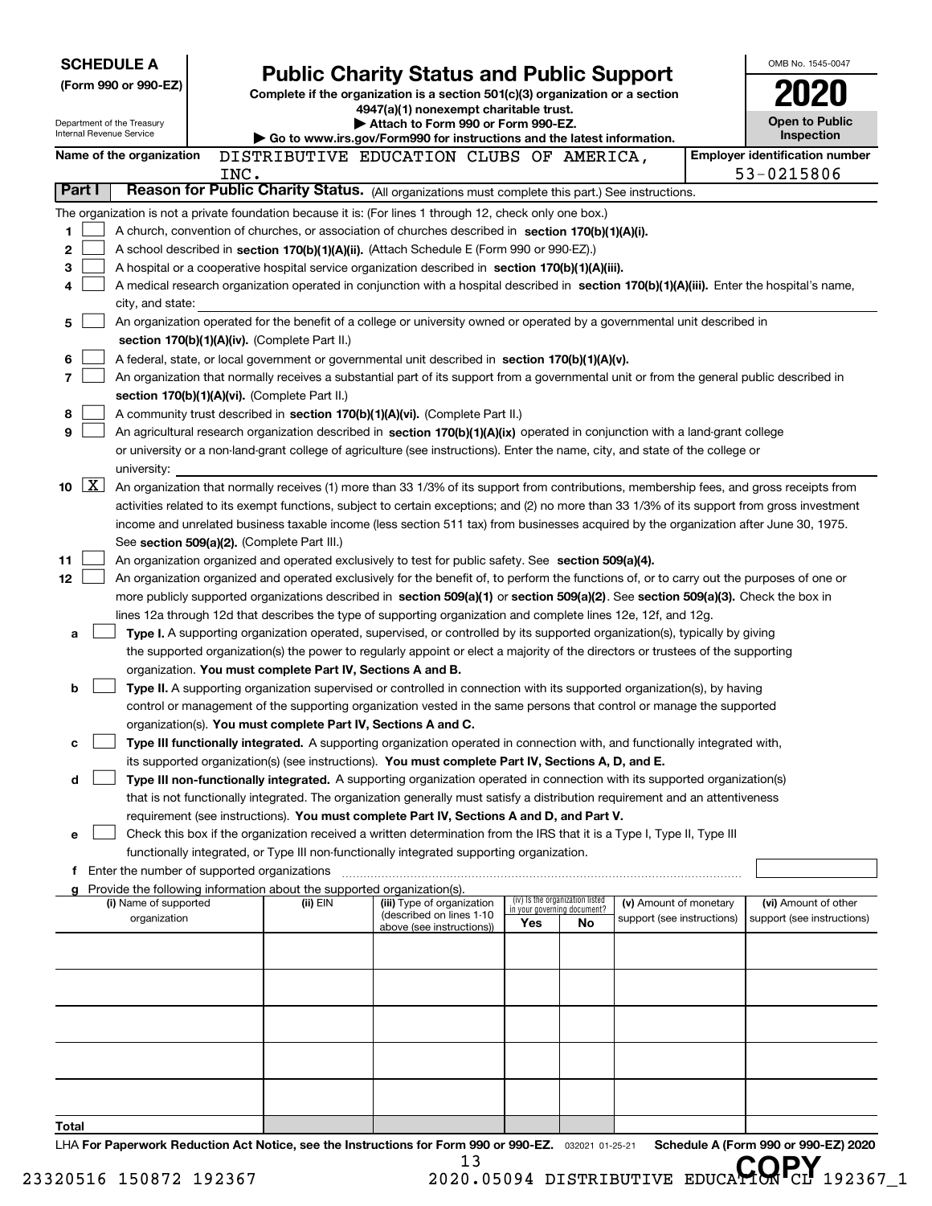**SCHEDULE A**
**(Form 990 or 990-EZ)**

Department of the Treasury
Internal Revenue Service

# Public Charity Status and Public Support

**Complete if the organization is a section 501(c)(3) organization or a section 4947(a)(1) nonexempt charitable trust.**
**▶ Attach to Form 990 or Form 990-EZ.**
**▶ Go to www.irs.gov/Form990 for instructions and the latest information.**

OMB No. 1545-0047
**2020**
**Open to Public Inspection**

**Name of the organization** DISTRIBUTIVE EDUCATION CLUBS OF AMERICA, INC.
**Employer identification number** 53-0215806

**Part I** **Reason for Public Charity Status.** (All organizations must complete this part.) See instructions.

The organization is not a private foundation because it is: (For lines 1 through 12, check only one box.)

1 ☐ A church, convention of churches, or association of churches described in **section 170(b)(1)(A)(i).**

2 ☐ A school described in **section 170(b)(1)(A)(ii).** (Attach Schedule E (Form 990 or 990-EZ).)

3 ☐ A hospital or a cooperative hospital service organization described in **section 170(b)(1)(A)(iii).**

4 ☐ A medical research organization operated in conjunction with a hospital described in **section 170(b)(1)(A)(iii).** Enter the hospital's name, city, and state:

5 ☐ An organization operated for the benefit of a college or university owned or operated by a governmental unit described in **section 170(b)(1)(A)(iv).** (Complete Part II.)

6 ☐ A federal, state, or local government or governmental unit described in **section 170(b)(1)(A)(v).**

7 ☐ An organization that normally receives a substantial part of its support from a governmental unit or from the general public described in **section 170(b)(1)(A)(vi).** (Complete Part II.)

8 ☐ A community trust described in **section 170(b)(1)(A)(vi).** (Complete Part II.)

9 ☐ An agricultural research organization described in **section 170(b)(1)(A)(ix)** operated in conjunction with a land-grant college or university or a non-land-grant college of agriculture (see instructions). Enter the name, city, and state of the college or university:

10 ☒ An organization that normally receives (1) more than 33 1/3% of its support from contributions, membership fees, and gross receipts from activities related to its exempt functions, subject to certain exceptions; and (2) no more than 33 1/3% of its support from gross investment income and unrelated business taxable income (less section 511 tax) from businesses acquired by the organization after June 30, 1975. See **section 509(a)(2).** (Complete Part III.)

11 ☐ An organization organized and operated exclusively to test for public safety. See **section 509(a)(4).**

12 ☐ An organization organized and operated exclusively for the benefit of, to perform the functions of, or to carry out the purposes of one or more publicly supported organizations described in **section 509(a)(1)** or **section 509(a)(2)**. See **section 509(a)(3).** Check the box in lines 12a through 12d that describes the type of supporting organization and complete lines 12e, 12f, and 12g.

a ☐ **Type I.** A supporting organization operated, supervised, or controlled by its supported organization(s), typically by giving the supported organization(s) the power to regularly appoint or elect a majority of the directors or trustees of the supporting organization. **You must complete Part IV, Sections A and B.**

b ☐ **Type II.** A supporting organization supervised or controlled in connection with its supported organization(s), by having control or management of the supporting organization vested in the same persons that control or manage the supported organization(s). **You must complete Part IV, Sections A and C.**

c ☐ **Type III functionally integrated.** A supporting organization operated in connection with, and functionally integrated with, its supported organization(s) (see instructions). **You must complete Part IV, Sections A, D, and E.**

d ☐ **Type III non-functionally integrated.** A supporting organization operated in connection with its supported organization(s) that is not functionally integrated. The organization generally must satisfy a distribution requirement and an attentiveness requirement (see instructions). **You must complete Part IV, Sections A and D, and Part V.**

e ☐ Check this box if the organization received a written determination from the IRS that it is a Type I, Type II, Type III functionally integrated, or Type III non-functionally integrated supporting organization.

f Enter the number of supported organizations

g Provide the following information about the supported organization(s).

| (i) Name of supported organization | (ii) EIN | (iii) Type of organization (described on lines 1-10 above (see instructions)) | (iv) Is the organization listed in your governing document? Yes | No | (v) Amount of monetary support (see instructions) | (vi) Amount of other support (see instructions) |
|---|---|---|---|---|---|---|
| | | | | | | |
| | | | | | | |
| | | | | | | |
| | | | | | | |
| | | | | | | |
| **Total** | | | | | | |

LHA **For Paperwork Reduction Act Notice, see the Instructions for Form 990 or 990-EZ.** 032021 01-25-21 **Schedule A (Form 990 or 990-EZ) 2020**

23320516 150872 192367 2020.05094 DISTRIBUTIVE EDUCATION CL 192367_1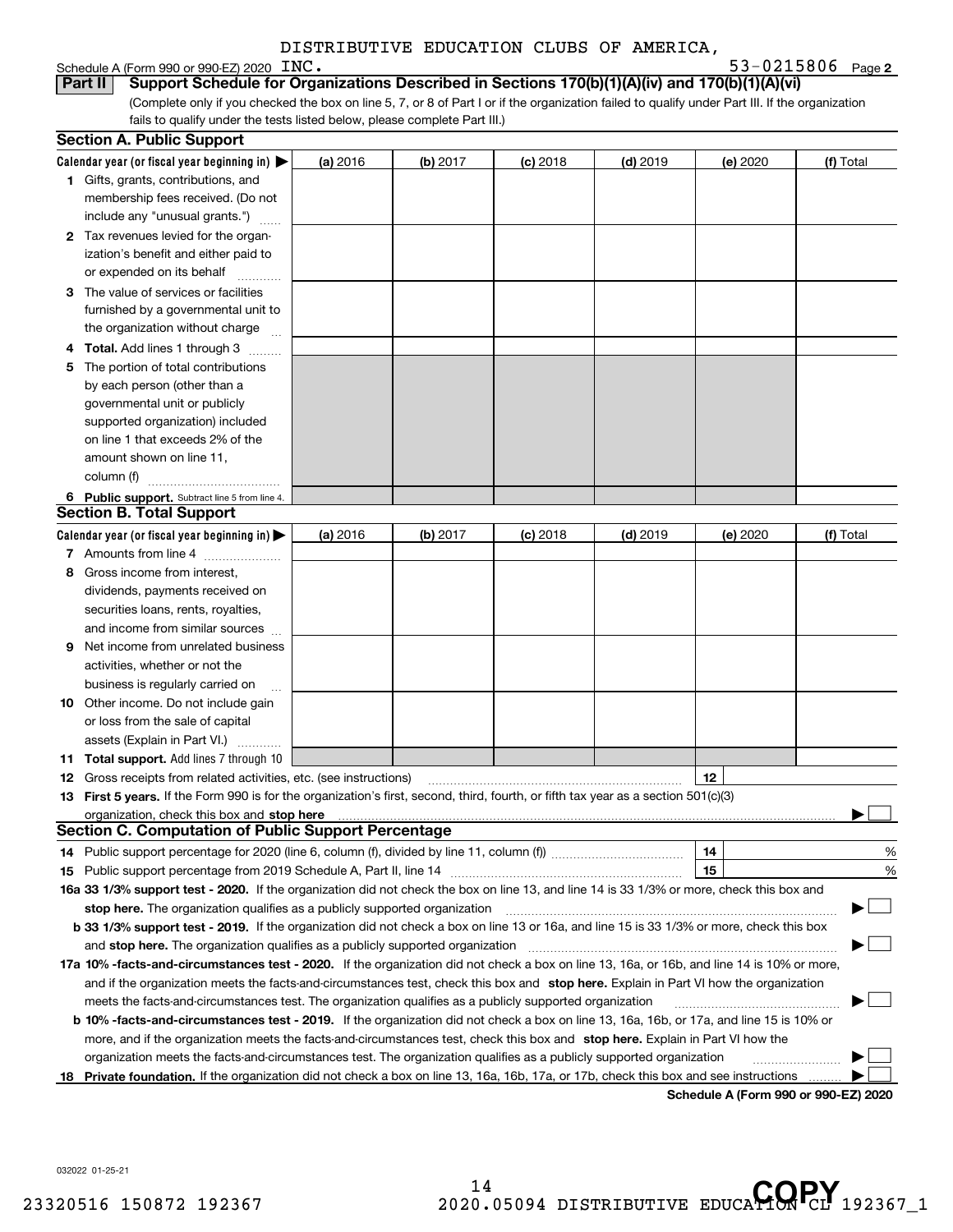DISTRIBUTIVE EDUCATION CLUBS OF AMERICA,

Schedule A (Form 990 or 990-EZ) 2020 INC. 53-0215806 Page 2

**Part II Support Schedule for Organizations Described in Sections 170(b)(1)(A)(iv) and 170(b)(1)(A)(vi)**

(Complete only if you checked the box on line 5, 7, or 8 of Part I or if the organization failed to qualify under Part III. If the organization fails to qualify under the tests listed below, please complete Part III.)

**Section A. Public Support**

| Calendar year (or fiscal year beginning in) ▶ | (a) 2016 | (b) 2017 | (c) 2018 | (d) 2019 | (e) 2020 | (f) Total |
|---|---|---|---|---|---|---|
| 1 Gifts, grants, contributions, and membership fees received. (Do not include any "unusual grants.") | | | | | | |
| 2 Tax revenues levied for the organization's benefit and either paid to or expended on its behalf | | | | | | |
| 3 The value of services or facilities furnished by a governmental unit to the organization without charge | | | | | | |
| 4 **Total.** Add lines 1 through 3 | | | | | | |
| 5 The portion of total contributions by each person (other than a governmental unit or publicly supported organization) included on line 1 that exceeds 2% of the amount shown on line 11, column (f) | | | | | | |
| 6 **Public support.** Subtract line 5 from line 4. | | | | | | |

**Section B. Total Support**

| Calendar year (or fiscal year beginning in) ▶ | (a) 2016 | (b) 2017 | (c) 2018 | (d) 2019 | (e) 2020 | (f) Total |
|---|---|---|---|---|---|---|
| 7 Amounts from line 4 | | | | | | |
| 8 Gross income from interest, dividends, payments received on securities loans, rents, royalties, and income from similar sources | | | | | | |
| 9 Net income from unrelated business activities, whether or not the business is regularly carried on | | | | | | |
| 10 Other income. Do not include gain or loss from the sale of capital assets (Explain in Part VI.) | | | | | | |
| 11 **Total support.** Add lines 7 through 10 | | | | | | |

12 Gross receipts from related activities, etc. (see instructions) | 12 |

13 **First 5 years.** If the Form 990 is for the organization's first, second, third, fourth, or fifth tax year as a section 501(c)(3) organization, check this box and **stop here** ▶ ☐

**Section C. Computation of Public Support Percentage**

14 Public support percentage for 2020 (line 6, column (f), divided by line 11, column (f)) | 14 | %

15 Public support percentage from 2019 Schedule A, Part II, line 14 | 15 | %

**16a 33 1/3% support test - 2020.** If the organization did not check the box on line 13, and line 14 is 33 1/3% or more, check this box and **stop here.** The organization qualifies as a publicly supported organization ▶ ☐

**b 33 1/3% support test - 2019.** If the organization did not check a box on line 13 or 16a, and line 15 is 33 1/3% or more, check this box and **stop here.** The organization qualifies as a publicly supported organization ▶ ☐

**17a 10% -facts-and-circumstances test - 2020.** If the organization did not check a box on line 13, 16a, or 16b, and line 14 is 10% or more, and if the organization meets the facts-and-circumstances test, check this box and **stop here.** Explain in Part VI how the organization meets the facts-and-circumstances test. The organization qualifies as a publicly supported organization ▶ ☐

**b 10% -facts-and-circumstances test - 2019.** If the organization did not check a box on line 13, 16a, 16b, or 17a, and line 15 is 10% or more, and if the organization meets the facts-and-circumstances test, check this box and **stop here.** Explain in Part VI how the organization meets the facts-and-circumstances test. The organization qualifies as a publicly supported organization ▶ ☐

**18 Private foundation.** If the organization did not check a box on line 13, 16a, 16b, 17a, or 17b, check this box and see instructions ▶ ☐

**Schedule A (Form 990 or 990-EZ) 2020**

032022 01-25-21

23320516 150872 192367 2020.05094 DISTRIBUTIVE EDUCATION CL 192367_1

COPY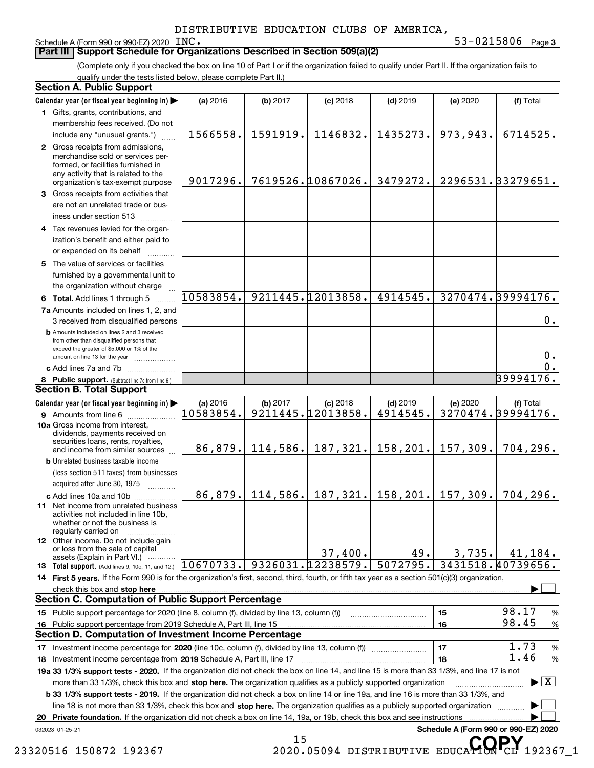DISTRIBUTIVE EDUCATION CLUBS OF AMERICA, INC.

Schedule A (Form 990 or 990-EZ) 2020 — 53-0215806 Page 3

## Part III Support Schedule for Organizations Described in Section 509(a)(2)

(Complete only if you checked the box on line 10 of Part I or if the organization failed to qualify under Part II. If the organization fails to qualify under the tests listed below, please complete Part II.)

### Section A. Public Support

| Calendar year (or fiscal year beginning in) ▶ | (a) 2016 | (b) 2017 | (c) 2018 | (d) 2019 | (e) 2020 | (f) Total |
|---|---|---|---|---|---|---|
| **1** Gifts, grants, contributions, and membership fees received. (Do not include any "unusual grants.") | 1566558. | 1591919. | 1146832. | 1435273. | 973,943. | 6714525. |
| **2** Gross receipts from admissions, merchandise sold or services performed, or facilities furnished in any activity that is related to the organization's tax-exempt purpose | 9017296. | 7619526. | 10867026. | 3479272. | 2296531. | 33279651. |
| **3** Gross receipts from activities that are not an unrelated trade or business under section 513 | | | | | | |
| **4** Tax revenues levied for the organization's benefit and either paid to or expended on its behalf | | | | | | |
| **5** The value of services or facilities furnished by a governmental unit to the organization without charge | | | | | | |
| **6 Total.** Add lines 1 through 5 | 10583854. | 9211445. | 12013858. | 4914545. | 3270474. | 39994176. |
| **7a** Amounts included on lines 1, 2, and 3 received from disqualified persons | | | | | | 0. |
| **b** Amounts included on lines 2 and 3 received from other than disqualified persons that exceed the greater of $5,000 or 1% of the amount on line 13 for the year | | | | | | 0. |
| **c** Add lines 7a and 7b | | | | | | 0. |
| **8 Public support.** (Subtract line 7c from line 6.) | | | | | | 39994176. |

### Section B. Total Support

| Calendar year (or fiscal year beginning in) ▶ | (a) 2016 | (b) 2017 | (c) 2018 | (d) 2019 | (e) 2020 | (f) Total |
|---|---|---|---|---|---|---|
| **9** Amounts from line 6 | 10583854. | 9211445. | 12013858. | 4914545. | 3270474. | 39994176. |
| **10a** Gross income from interest, dividends, payments received on securities loans, rents, royalties, and income from similar sources | 86,879. | 114,586. | 187,321. | 158,201. | 157,309. | 704,296. |
| **b** Unrelated business taxable income (less section 511 taxes) from businesses acquired after June 30, 1975 | | | | | | |
| **c** Add lines 10a and 10b | 86,879. | 114,586. | 187,321. | 158,201. | 157,309. | 704,296. |
| **11** Net income from unrelated business activities not included in line 10b, whether or not the business is regularly carried on | | | | | | |
| **12** Other income. Do not include gain or loss from the sale of capital assets (Explain in Part VI.) | | | 37,400. | 49. | 3,735. | 41,184. |
| **13 Total support.** (Add lines 9, 10c, 11, and 12.) | 10670733. | 9326031. | 12238579. | 5072795. | 3431518. | 40739656. |

**14 First 5 years.** If the Form 990 is for the organization's first, second, third, fourth, or fifth tax year as a section 501(c)(3) organization, check this box and **stop here** ▶ ☐

### Section C. Computation of Public Support Percentage

| | | | |
|---|---|---|---|
| **15** Public support percentage for 2020 (line 8, column (f), divided by line 13, column (f)) | 15 | 98.17 | % |
| **16** Public support percentage from 2019 Schedule A, Part III, line 15 | 16 | 98.45 | % |

### Section D. Computation of Investment Income Percentage

| | | | |
|---|---|---|---|
| **17** Investment income percentage for **2020** (line 10c, column (f), divided by line 13, column (f)) | 17 | 1.73 | % |
| **18** Investment income percentage from **2019** Schedule A, Part III, line 17 | 18 | 1.46 | % |

**19a 33 1/3% support tests - 2020.** If the organization did not check the box on line 14, and line 15 is more than 33 1/3%, and line 17 is not more than 33 1/3%, check this box and **stop here.** The organization qualifies as a publicly supported organization ▶ ☒

**b 33 1/3% support tests - 2019.** If the organization did not check a box on line 14 or line 19a, and line 16 is more than 33 1/3%, and line 18 is not more than 33 1/3%, check this box and **stop here.** The organization qualifies as a publicly supported organization ▶ ☐

**20 Private foundation.** If the organization did not check a box on line 14, 19a, or 19b, check this box and see instructions ▶ ☐

032023 01-25-21 — Schedule A (Form 990 or 990-EZ) 2020

23320516 150872 192367 — 2020.05094 DISTRIBUTIVE EDUCATION CL 192367_1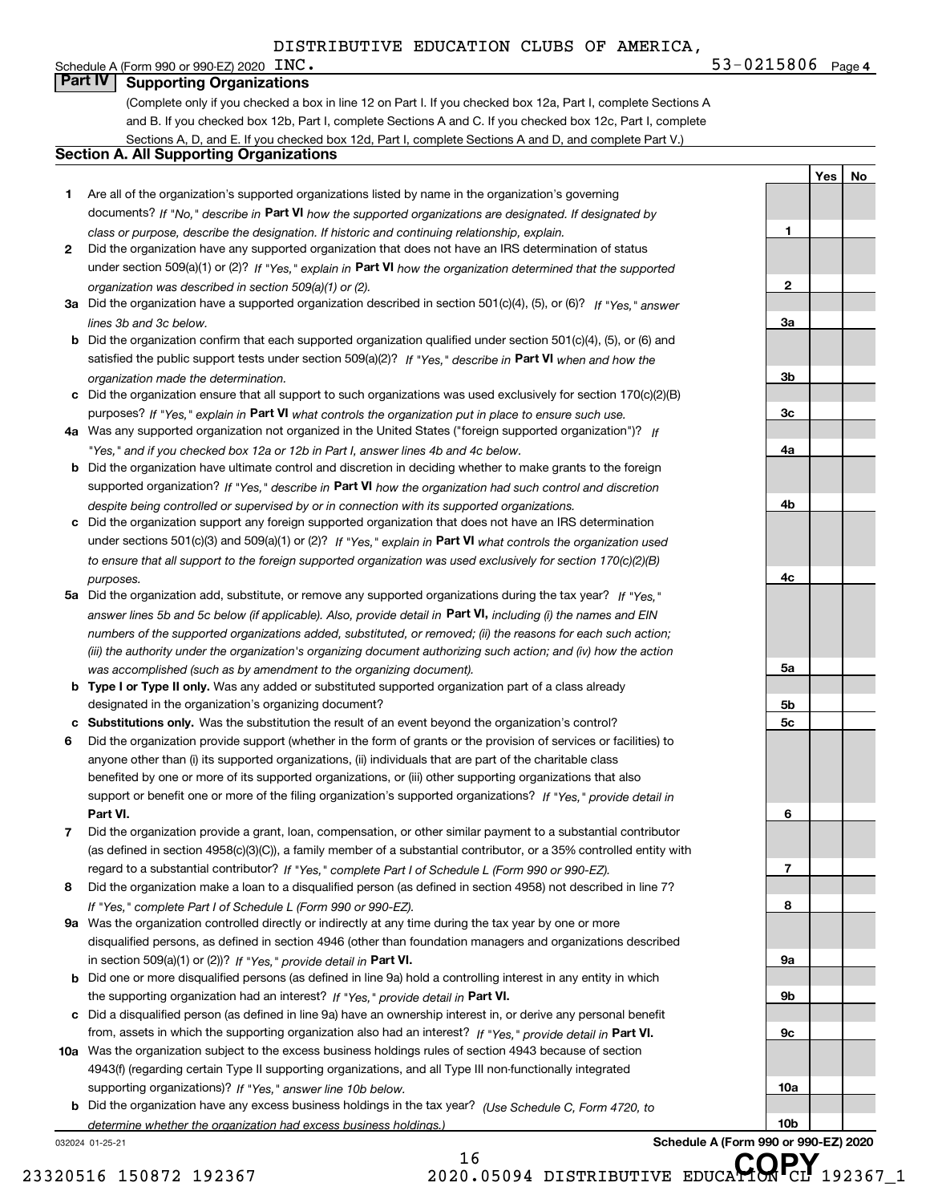DISTRIBUTIVE EDUCATION CLUBS OF AMERICA, INC.

Schedule A (Form 990 or 990-EZ) 2020 53-0215806 Page **4**

## Part IV Supporting Organizations

(Complete only if you checked a box in line 12 on Part I. If you checked box 12a, Part I, complete Sections A and B. If you checked box 12b, Part I, complete Sections A and C. If you checked box 12c, Part I, complete Sections A, D, and E. If you checked box 12d, Part I, complete Sections A and D, and complete Part V.)

### Section A. All Supporting Organizations

| | | | Yes | No |
|---|---|---|---|---|
| **1** | Are all of the organization's supported organizations listed by name in the organization's governing documents? *If "No," describe in* **Part VI** *how the supported organizations are designated. If designated by class or purpose, describe the designation. If historic and continuing relationship, explain.* | **1** | | |
| **2** | Did the organization have any supported organization that does not have an IRS determination of status under section 509(a)(1) or (2)? *If "Yes," explain in* **Part VI** *how the organization determined that the supported organization was described in section 509(a)(1) or (2).* | **2** | | |
| **3a** | Did the organization have a supported organization described in section 501(c)(4), (5), or (6)? *If "Yes," answer lines 3b and 3c below.* | **3a** | | |
| **b** | Did the organization confirm that each supported organization qualified under section 501(c)(4), (5), or (6) and satisfied the public support tests under section 509(a)(2)? *If "Yes," describe in* **Part VI** *when and how the organization made the determination.* | **3b** | | |
| **c** | Did the organization ensure that all support to such organizations was used exclusively for section 170(c)(2)(B) purposes? *If "Yes," explain in* **Part VI** *what controls the organization put in place to ensure such use.* | **3c** | | |
| **4a** | Was any supported organization not organized in the United States ("foreign supported organization")? *If "Yes," and if you checked box 12a or 12b in Part I, answer lines 4b and 4c below.* | **4a** | | |
| **b** | Did the organization have ultimate control and discretion in deciding whether to make grants to the foreign supported organization? *If "Yes," describe in* **Part VI** *how the organization had such control and discretion despite being controlled or supervised by or in connection with its supported organizations.* | **4b** | | |
| **c** | Did the organization support any foreign supported organization that does not have an IRS determination under sections 501(c)(3) and 509(a)(1) or (2)? *If "Yes," explain in* **Part VI** *what controls the organization used to ensure that all support to the foreign supported organization was used exclusively for section 170(c)(2)(B) purposes.* | **4c** | | |
| **5a** | Did the organization add, substitute, or remove any supported organizations during the tax year? *If "Yes," answer lines 5b and 5c below (if applicable). Also, provide detail in* **Part VI,** *including (i) the names and EIN numbers of the supported organizations added, substituted, or removed; (ii) the reasons for each such action; (iii) the authority under the organization's organizing document authorizing such action; and (iv) how the action was accomplished (such as by amendment to the organizing document).* | **5a** | | |
| **b** | **Type I or Type II only.** Was any added or substituted supported organization part of a class already designated in the organization's organizing document? | **5b** | | |
| **c** | **Substitutions only.** Was the substitution the result of an event beyond the organization's control? | **5c** | | |
| **6** | Did the organization provide support (whether in the form of grants or the provision of services or facilities) to anyone other than (i) its supported organizations, (ii) individuals that are part of the charitable class benefited by one or more of its supported organizations, or (iii) other supporting organizations that also support or benefit one or more of the filing organization's supported organizations? *If "Yes," provide detail in* **Part VI.** | **6** | | |
| **7** | Did the organization provide a grant, loan, compensation, or other similar payment to a substantial contributor (as defined in section 4958(c)(3)(C)), a family member of a substantial contributor, or a 35% controlled entity with regard to a substantial contributor? *If "Yes," complete Part I of Schedule L (Form 990 or 990-EZ).* | **7** | | |
| **8** | Did the organization make a loan to a disqualified person (as defined in section 4958) not described in line 7? *If "Yes," complete Part I of Schedule L (Form 990 or 990-EZ).* | **8** | | |
| **9a** | Was the organization controlled directly or indirectly at any time during the tax year by one or more disqualified persons, as defined in section 4946 (other than foundation managers and organizations described in section 509(a)(1) or (2))? *If "Yes," provide detail in* **Part VI.** | **9a** | | |
| **b** | Did one or more disqualified persons (as defined in line 9a) hold a controlling interest in any entity in which the supporting organization had an interest? *If "Yes," provide detail in* **Part VI.** | **9b** | | |
| **c** | Did a disqualified person (as defined in line 9a) have an ownership interest in, or derive any personal benefit from, assets in which the supporting organization also had an interest? *If "Yes," provide detail in* **Part VI.** | **9c** | | |
| **10a** | Was the organization subject to the excess business holdings rules of section 4943 because of section 4943(f) (regarding certain Type II supporting organizations, and all Type III non-functionally integrated supporting organizations)? *If "Yes," answer line 10b below.* | **10a** | | |
| **b** | Did the organization have any excess business holdings in the tax year? *(Use Schedule C, Form 4720, to determine whether the organization had excess business holdings.)* | **10b** | | |

032024 01-25-21

**Schedule A (Form 990 or 990-EZ) 2020**

23320516 150872 192367 2020.05094 DISTRIBUTIVE EDUCATION CL 192367_1

COPY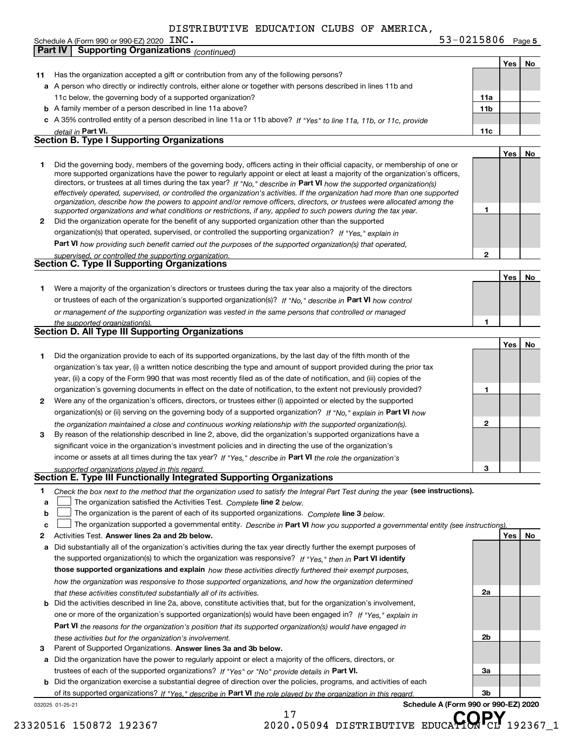DISTRIBUTIVE EDUCATION CLUBS OF AMERICA, INC.

Schedule A (Form 990 or 990-EZ) 2020 53-0215806 Page 5

**Part IV Supporting Organizations** *(continued)*

| | | | Yes | No |
|---|---|---|---|---|
| **11** | Has the organization accepted a gift or contribution from any of the following persons? | | | |
| **a** | A person who directly or indirectly controls, either alone or together with persons described in lines 11b and 11c below, the governing body of a supported organization? | **11a** | | |
| **b** | A family member of a person described in line 11a above? | **11b** | | |
| **c** | A 35% controlled entity of a person described in line 11a or 11b above? *If "Yes" to line 11a, 11b, or 11c, provide detail in* **Part VI.** | **11c** | | |

**Section B. Type I Supporting Organizations**

| | | | Yes | No |
|---|---|---|---|---|
| **1** | Did the governing body, members of the governing body, officers acting in their official capacity, or membership of one or more supported organizations have the power to regularly appoint or elect at least a majority of the organization's officers, directors, or trustees at all times during the tax year? *If "No," describe in* **Part VI** *how the supported organization(s) effectively operated, supervised, or controlled the organization's activities. If the organization had more than one supported organization, describe how the powers to appoint and/or remove officers, directors, or trustees were allocated among the supported organizations and what conditions or restrictions, if any, applied to such powers during the tax year.* | **1** | | |
| **2** | Did the organization operate for the benefit of any supported organization other than the supported organization(s) that operated, supervised, or controlled the supporting organization? *If "Yes," explain in* **Part VI** *how providing such benefit carried out the purposes of the supported organization(s) that operated, supervised, or controlled the supporting organization.* | **2** | | |

**Section C. Type II Supporting Organizations**

| | | | Yes | No |
|---|---|---|---|---|
| **1** | Were a majority of the organization's directors or trustees during the tax year also a majority of the directors or trustees of each of the organization's supported organization(s)? *If "No," describe in* **Part VI** *how control or management of the supporting organization was vested in the same persons that controlled or managed the supported organization(s).* | **1** | | |

**Section D. All Type III Supporting Organizations**

| | | | Yes | No |
|---|---|---|---|---|
| **1** | Did the organization provide to each of its supported organizations, by the last day of the fifth month of the organization's tax year, (i) a written notice describing the type and amount of support provided during the prior tax year, (ii) a copy of the Form 990 that was most recently filed as of the date of notification, and (iii) copies of the organization's governing documents in effect on the date of notification, to the extent not previously provided? | **1** | | |
| **2** | Were any of the organization's officers, directors, or trustees either (i) appointed or elected by the supported organization(s) or (ii) serving on the governing body of a supported organization? *If "No," explain in* **Part VI** *how the organization maintained a close and continuous working relationship with the supported organization(s).* | **2** | | |
| **3** | By reason of the relationship described in line 2, above, did the organization's supported organizations have a significant voice in the organization's investment policies and in directing the use of the organization's income or assets at all times during the tax year? *If "Yes," describe in* **Part VI** *the role the organization's supported organizations played in this regard.* | **3** | | |

**Section E. Type III Functionally Integrated Supporting Organizations**

**1** *Check the box next to the method that the organization used to satisfy the Integral Part Test during the year* **(see instructions).**

**a** ☐ The organization satisfied the Activities Test. *Complete* **line 2** *below.*

**b** ☐ The organization is the parent of each of its supported organizations. *Complete* **line 3** *below.*

**c** ☐ The organization supported a governmental entity. *Describe in* **Part VI** *how you supported a governmental entity (see instructions).*

| | | | Yes | No |
|---|---|---|---|---|
| **2** | Activities Test. **Answer lines 2a and 2b below.** | | | |
| **a** | Did substantially all of the organization's activities during the tax year directly further the exempt purposes of the supported organization(s) to which the organization was responsive? *If "Yes," then in* **Part VI identify those supported organizations and explain** *how these activities directly furthered their exempt purposes, how the organization was responsive to those supported organizations, and how the organization determined that these activities constituted substantially all of its activities.* | **2a** | | |
| **b** | Did the activities described in line 2a, above, constitute activities that, but for the organization's involvement, one or more of the organization's supported organization(s) would have been engaged in? *If "Yes," explain in* **Part VI** *the reasons for the organization's position that its supported organization(s) would have engaged in these activities but for the organization's involvement.* | **2b** | | |
| **3** | Parent of Supported Organizations. **Answer lines 3a and 3b below.** | | | |
| **a** | Did the organization have the power to regularly appoint or elect a majority of the officers, directors, or trustees of each of the supported organizations? *If "Yes" or "No" provide details in* **Part VI.** | **3a** | | |
| **b** | Did the organization exercise a substantial degree of direction over the policies, programs, and activities of each of its supported organizations? *If "Yes," describe in* **Part VI** *the role played by the organization in this regard.* | **3b** | | |

032025 01-25-21 **Schedule A (Form 990 or 990-EZ) 2020**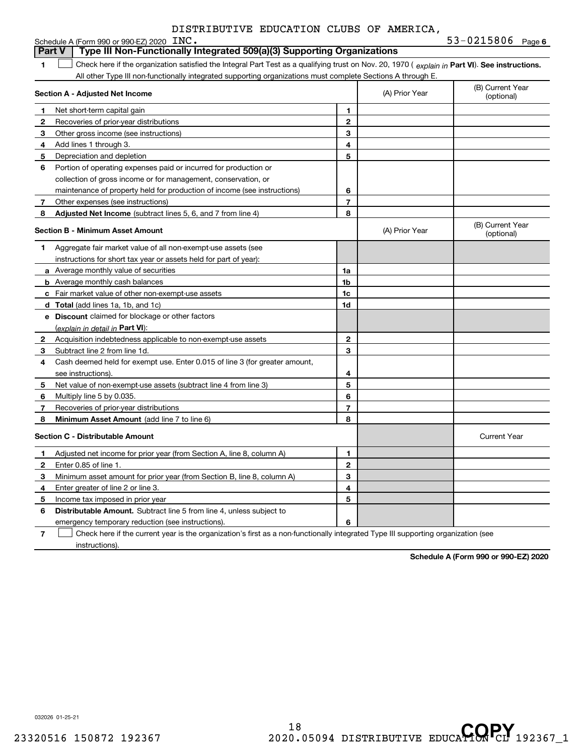DISTRIBUTIVE EDUCATION CLUBS OF AMERICA,

Schedule A (Form 990 or 990-EZ) 2020 INC. 53-0215806 Page 6

**Part V | Type III Non-Functionally Integrated 509(a)(3) Supporting Organizations**

**1** ☐ Check here if the organization satisfied the Integral Part Test as a qualifying trust on Nov. 20, 1970 ( *explain in* **Part VI**). **See instructions.** All other Type III non-functionally integrated supporting organizations must complete Sections A through E.

| **Section A - Adjusted Net Income** | | | (A) Prior Year | (B) Current Year (optional) |
|---|---|---|---|---|
| **1** | Net short-term capital gain | 1 | | |
| **2** | Recoveries of prior-year distributions | 2 | | |
| **3** | Other gross income (see instructions) | 3 | | |
| **4** | Add lines 1 through 3. | 4 | | |
| **5** | Depreciation and depletion | 5 | | |
| **6** | Portion of operating expenses paid or incurred for production or collection of gross income or for management, conservation, or maintenance of property held for production of income (see instructions) | 6 | | |
| **7** | Other expenses (see instructions) | 7 | | |
| **8** | **Adjusted Net Income** (subtract lines 5, 6, and 7 from line 4) | 8 | | |

| **Section B - Minimum Asset Amount** | | | (A) Prior Year | (B) Current Year (optional) |
|---|---|---|---|---|
| **1** | Aggregate fair market value of all non-exempt-use assets (see instructions for short tax year or assets held for part of year): | | | |
| **a** | Average monthly value of securities | 1a | | |
| **b** | Average monthly cash balances | 1b | | |
| **c** | Fair market value of other non-exempt-use assets | 1c | | |
| **d** | **Total** (add lines 1a, 1b, and 1c) | 1d | | |
| **e** | **Discount** claimed for blockage or other factors (*explain in detail in* **Part VI**): | | | |
| **2** | Acquisition indebtedness applicable to non-exempt-use assets | 2 | | |
| **3** | Subtract line 2 from line 1d. | 3 | | |
| **4** | Cash deemed held for exempt use. Enter 0.015 of line 3 (for greater amount, see instructions). | 4 | | |
| **5** | Net value of non-exempt-use assets (subtract line 4 from line 3) | 5 | | |
| **6** | Multiply line 5 by 0.035. | 6 | | |
| **7** | Recoveries of prior-year distributions | 7 | | |
| **8** | **Minimum Asset Amount** (add line 7 to line 6) | 8 | | |

| **Section C - Distributable Amount** | | | | Current Year |
|---|---|---|---|---|
| **1** | Adjusted net income for prior year (from Section A, line 8, column A) | 1 | | |
| **2** | Enter 0.85 of line 1. | 2 | | |
| **3** | Minimum asset amount for prior year (from Section B, line 8, column A) | 3 | | |
| **4** | Enter greater of line 2 or line 3. | 4 | | |
| **5** | Income tax imposed in prior year | 5 | | |
| **6** | **Distributable Amount.** Subtract line 5 from line 4, unless subject to emergency temporary reduction (see instructions). | 6 | | |

**7** ☐ Check here if the current year is the organization's first as a non-functionally integrated Type III supporting organization (see instructions).

**Schedule A (Form 990 or 990-EZ) 2020**

032026 01-25-21

23320516 150872 192367 2020.05094 DISTRIBUTIVE EDUCATION CL 192367_1

COPY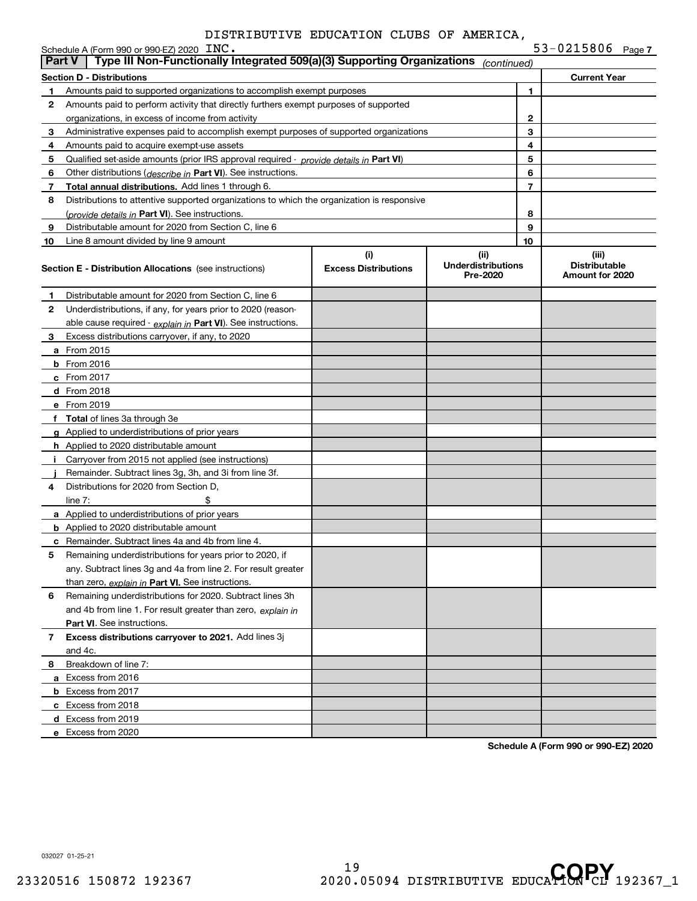DISTRIBUTIVE EDUCATION CLUBS OF AMERICA, INC.

Schedule A (Form 990 or 990-EZ) 2020 — 53-0215806 Page 7

## Part V — Type III Non-Functionally Integrated 509(a)(3) Supporting Organizations *(continued)*

| Section D - Distributions | | Current Year |
|---|---|---|
| 1 Amounts paid to supported organizations to accomplish exempt purposes | 1 | |
| 2 Amounts paid to perform activity that directly furthers exempt purposes of supported organizations, in excess of income from activity | 2 | |
| 3 Administrative expenses paid to accomplish exempt purposes of supported organizations | 3 | |
| 4 Amounts paid to acquire exempt-use assets | 4 | |
| 5 Qualified set-aside amounts (prior IRS approval required - *provide details in* **Part VI**) | 5 | |
| 6 Other distributions (*describe in* **Part VI**). See instructions. | 6 | |
| 7 **Total annual distributions.** Add lines 1 through 6. | 7 | |
| 8 Distributions to attentive supported organizations to which the organization is responsive (*provide details in* **Part VI**). See instructions. | 8 | |
| 9 Distributable amount for 2020 from Section C, line 6 | 9 | |
| 10 Line 8 amount divided by line 9 amount | 10 | |

| Section E - Distribution Allocations (see instructions) | (i) Excess Distributions | (ii) Underdistributions Pre-2020 | (iii) Distributable Amount for 2020 |
|---|---|---|---|
| 1 Distributable amount for 2020 from Section C, line 6 | | | |
| 2 Underdistributions, if any, for years prior to 2020 (reasonable cause required - *explain in* **Part VI**). See instructions. | | | |
| 3 Excess distributions carryover, if any, to 2020 | | | |
| a From 2015 | | | |
| b From 2016 | | | |
| c From 2017 | | | |
| d From 2018 | | | |
| e From 2019 | | | |
| f **Total** of lines 3a through 3e | | | |
| g Applied to underdistributions of prior years | | | |
| h Applied to 2020 distributable amount | | | |
| i Carryover from 2015 not applied (see instructions) | | | |
| j Remainder. Subtract lines 3g, 3h, and 3i from line 3f. | | | |
| 4 Distributions for 2020 from Section D, line 7: $ | | | |
| a Applied to underdistributions of prior years | | | |
| b Applied to 2020 distributable amount | | | |
| c Remainder. Subtract lines 4a and 4b from line 4. | | | |
| 5 Remaining underdistributions for years prior to 2020, if any. Subtract lines 3g and 4a from line 2. For result greater than zero, *explain in* **Part VI.** See instructions. | | | |
| 6 Remaining underdistributions for 2020. Subtract lines 3h and 4b from line 1. For result greater than zero, *explain in* **Part VI**. See instructions. | | | |
| 7 **Excess distributions carryover to 2021.** Add lines 3j and 4c. | | | |
| 8 Breakdown of line 7: | | | |
| a Excess from 2016 | | | |
| b Excess from 2017 | | | |
| c Excess from 2018 | | | |
| d Excess from 2019 | | | |
| e Excess from 2020 | | | |

**Schedule A (Form 990 or 990-EZ) 2020**

032027 01-25-21

23320516 150872 192367 — 2020.05094 DISTRIBUTIVE EDUCATION CL 192367_1

COPY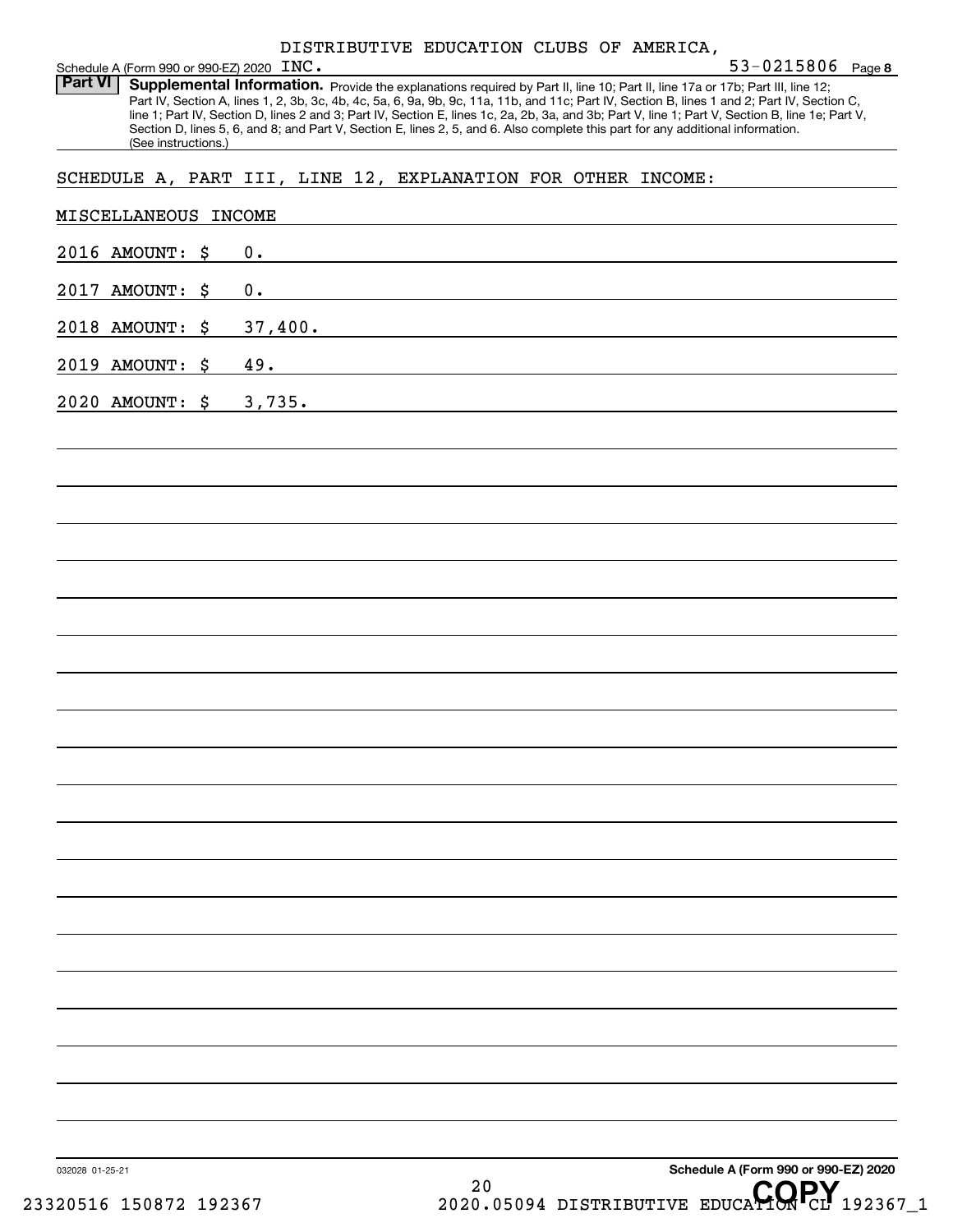Schedule A (Form 990 or 990-EZ) 2020 DISTRIBUTIVE EDUCATION CLUBS OF AMERICA, INC. 53-0215806 Page 8

**Part VI Supplemental Information.** Provide the explanations required by Part II, line 10; Part II, line 17a or 17b; Part III, line 12; Part IV, Section A, lines 1, 2, 3b, 3c, 4b, 4c, 5a, 6, 9a, 9b, 9c, 11a, 11b, and 11c; Part IV, Section B, lines 1 and 2; Part IV, Section C, line 1; Part IV, Section D, lines 2 and 3; Part IV, Section E, lines 1c, 2a, 2b, 3a, and 3b; Part V, line 1; Part V, Section B, line 1e; Part V, Section D, lines 5, 6, and 8; and Part V, Section E, lines 2, 5, and 6. Also complete this part for any additional information. (See instructions.)

SCHEDULE A, PART III, LINE 12, EXPLANATION FOR OTHER INCOME:

MISCELLANEOUS INCOME

2016 AMOUNT: $ 0.

2017 AMOUNT: $ 0.

2018 AMOUNT: $ 37,400.

2019 AMOUNT: $ 49.

2020 AMOUNT: $ 3,735.

032028 01-25-21

**Schedule A (Form 990 or 990-EZ) 2020**

23320516 150872 192367 2020.05094 DISTRIBUTIVE EDUCATION CL 192367_1

COPY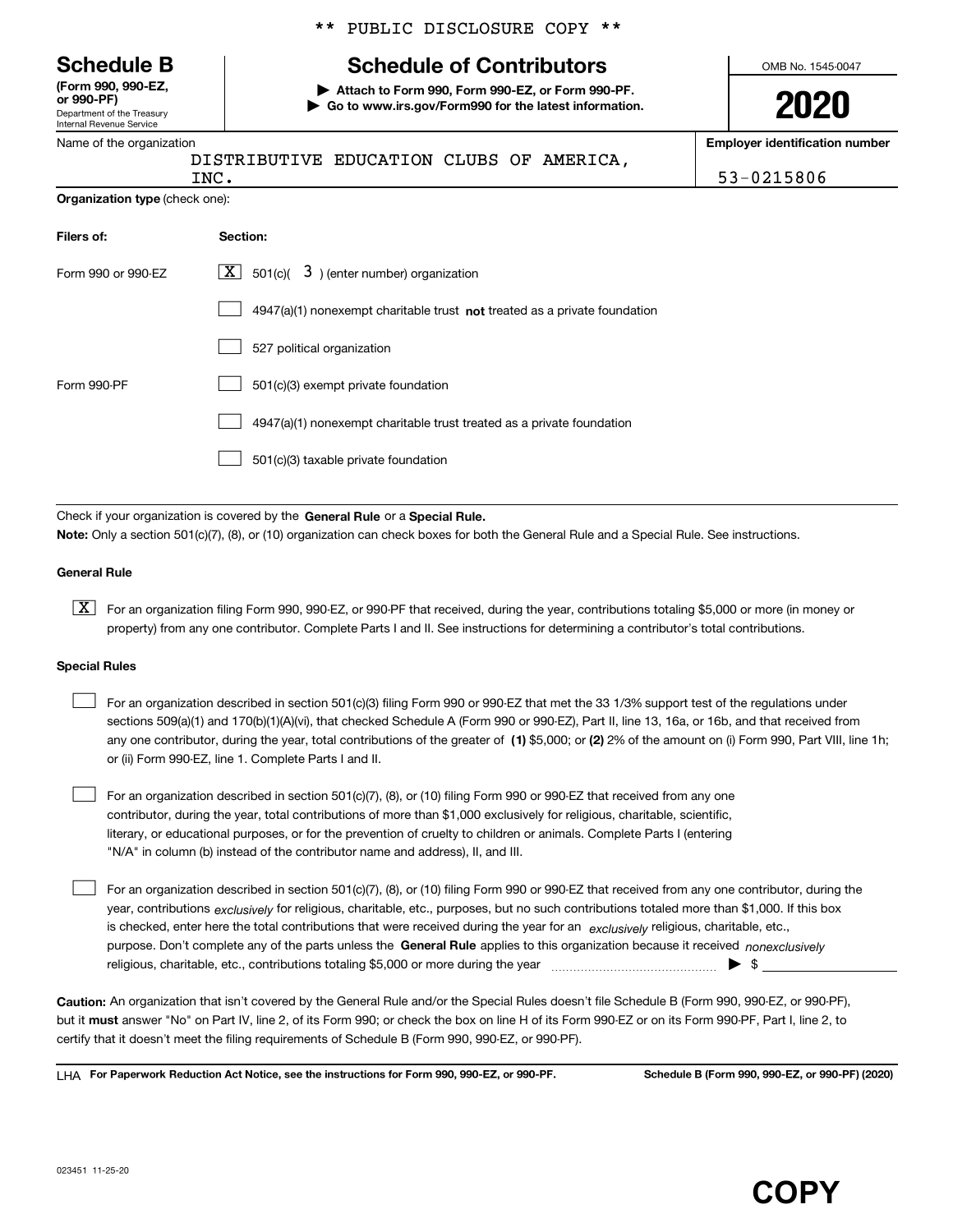\*\* PUBLIC DISCLOSURE COPY \*\*

# Schedule B

**(Form 990, 990-EZ, or 990-PF)**
Department of the Treasury
Internal Revenue Service

## Schedule of Contributors

▶ **Attach to Form 990, Form 990-EZ, or Form 990-PF.**
▶ **Go to www.irs.gov/Form990 for the latest information.**

OMB No. 1545-0047

**2020**

| Name of the organization | Employer identification number |
|---|---|
| DISTRIBUTIVE EDUCATION CLUBS OF AMERICA, INC. | 53-0215806 |

**Organization type** (check one):

| Filers of: | Section: |
|---|---|
| Form 990 or 990-EZ | [X] 501(c)( 3 ) (enter number) organization |
| | [ ] 4947(a)(1) nonexempt charitable trust **not** treated as a private foundation |
| | [ ] 527 political organization |
| Form 990-PF | [ ] 501(c)(3) exempt private foundation |
| | [ ] 4947(a)(1) nonexempt charitable trust treated as a private foundation |
| | [ ] 501(c)(3) taxable private foundation |

Check if your organization is covered by the **General Rule** or a **Special Rule.**
**Note:** Only a section 501(c)(7), (8), or (10) organization can check boxes for both the General Rule and a Special Rule. See instructions.

**General Rule**

[X] For an organization filing Form 990, 990-EZ, or 990-PF that received, during the year, contributions totaling $5,000 or more (in money or property) from any one contributor. Complete Parts I and II. See instructions for determining a contributor's total contributions.

**Special Rules**

[ ] For an organization described in section 501(c)(3) filing Form 990 or 990-EZ that met the 33 1/3% support test of the regulations under sections 509(a)(1) and 170(b)(1)(A)(vi), that checked Schedule A (Form 990 or 990-EZ), Part II, line 13, 16a, or 16b, and that received from any one contributor, during the year, total contributions of the greater of **(1)** $5,000; or **(2)** 2% of the amount on (i) Form 990, Part VIII, line 1h; or (ii) Form 990-EZ, line 1. Complete Parts I and II.

[ ] For an organization described in section 501(c)(7), (8), or (10) filing Form 990 or 990-EZ that received from any one contributor, during the year, total contributions of more than $1,000 exclusively for religious, charitable, scientific, literary, or educational purposes, or for the prevention of cruelty to children or animals. Complete Parts I (entering "N/A" in column (b) instead of the contributor name and address), II, and III.

[ ] For an organization described in section 501(c)(7), (8), or (10) filing Form 990 or 990-EZ that received from any one contributor, during the year, contributions *exclusively* for religious, charitable, etc., purposes, but no such contributions totaled more than $1,000. If this box is checked, enter here the total contributions that were received during the year for an *exclusively* religious, charitable, etc., purpose. Don't complete any of the parts unless the **General Rule** applies to this organization because it received *nonexclusively* religious, charitable, etc., contributions totaling $5,000 or more during the year ▶ $ ____________

**Caution:** An organization that isn't covered by the General Rule and/or the Special Rules doesn't file Schedule B (Form 990, 990-EZ, or 990-PF), but it **must** answer "No" on Part IV, line 2, of its Form 990; or check the box on line H of its Form 990-EZ or on its Form 990-PF, Part I, line 2, to certify that it doesn't meet the filing requirements of Schedule B (Form 990, 990-EZ, or 990-PF).

LHA **For Paperwork Reduction Act Notice, see the instructions for Form 990, 990-EZ, or 990-PF.** **Schedule B (Form 990, 990-EZ, or 990-PF) (2020)**

023451 11-25-20

**COPY**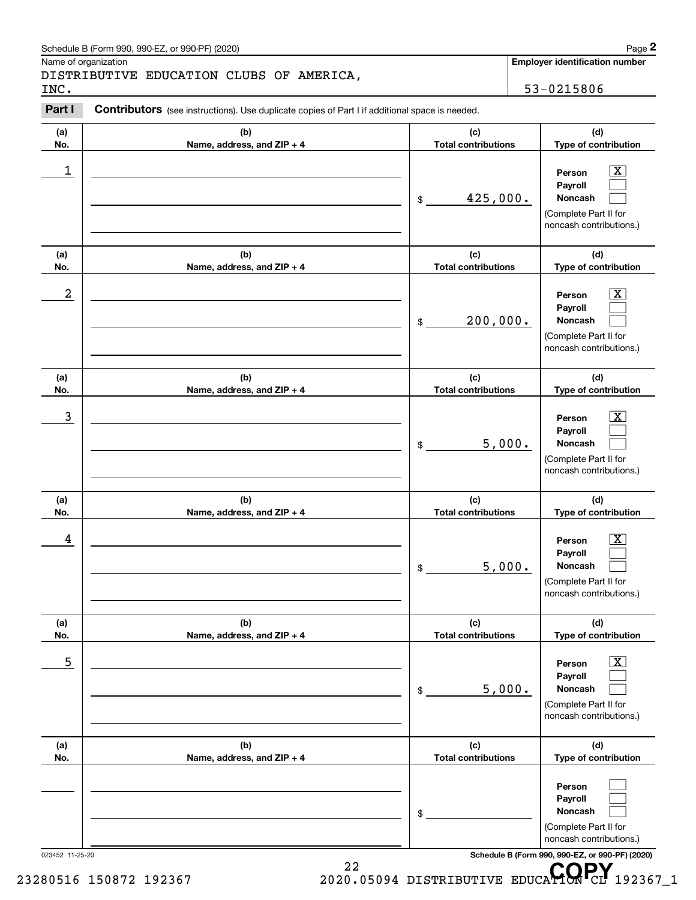Schedule B (Form 990, 990-EZ, or 990-PF) (2020)

Name of organization: DISTRIBUTIVE EDUCATION CLUBS OF AMERICA, INC.

**Employer identification number:** 53-0215806

**Part I** **Contributors** (see instructions). Use duplicate copies of Part I if additional space is needed.

| (a) No. | (b) Name, address, and ZIP + 4 | (c) Total contributions | (d) Type of contribution |
|---|---|---|---|
| 1 | | $ 425,000. | Person [X] Payroll [ ] Noncash [ ] (Complete Part II for noncash contributions.) |
| 2 | | $ 200,000. | Person [X] Payroll [ ] Noncash [ ] (Complete Part II for noncash contributions.) |
| 3 | | $ 5,000. | Person [X] Payroll [ ] Noncash [ ] (Complete Part II for noncash contributions.) |
| 4 | | $ 5,000. | Person [X] Payroll [ ] Noncash [ ] (Complete Part II for noncash contributions.) |
| 5 | | $ 5,000. | Person [X] Payroll [ ] Noncash [ ] (Complete Part II for noncash contributions.) |
| | | $ | Person [ ] Payroll [ ] Noncash [ ] (Complete Part II for noncash contributions.) |

023452 11-25-20

Schedule B (Form 990, 990-EZ, or 990-PF) (2020)

23280516 150872 192367 2020.05094 DISTRIBUTIVE EDUCATION CL 192367_1

COPY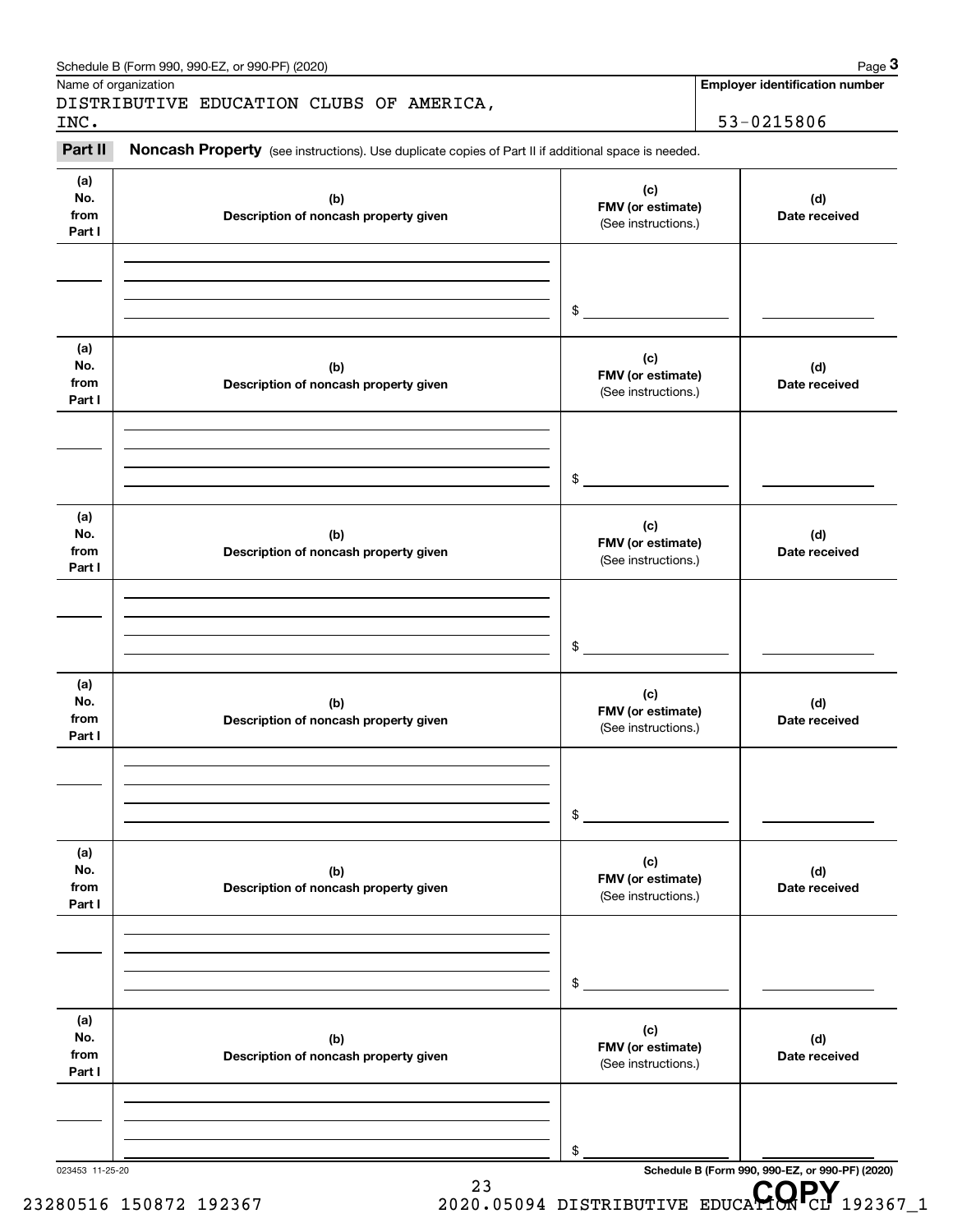Schedule B (Form 990, 990-EZ, or 990-PF) (2020) Page **3**

Name of organization

DISTRIBUTIVE EDUCATION CLUBS OF AMERICA, INC.

**Employer identification number**

53-0215806

**Part II** **Noncash Property** (see instructions). Use duplicate copies of Part II if additional space is needed.

| (a) No. from Part I | (b) Description of noncash property given | (c) FMV (or estimate) (See instructions.) | (d) Date received |
|---|---|---|---|
| | | $ | |

| (a) No. from Part I | (b) Description of noncash property given | (c) FMV (or estimate) (See instructions.) | (d) Date received |
|---|---|---|---|
| | | $ | |

| (a) No. from Part I | (b) Description of noncash property given | (c) FMV (or estimate) (See instructions.) | (d) Date received |
|---|---|---|---|
| | | $ | |

| (a) No. from Part I | (b) Description of noncash property given | (c) FMV (or estimate) (See instructions.) | (d) Date received |
|---|---|---|---|
| | | $ | |

| (a) No. from Part I | (b) Description of noncash property given | (c) FMV (or estimate) (See instructions.) | (d) Date received |
|---|---|---|---|
| | | $ | |

| (a) No. from Part I | (b) Description of noncash property given | (c) FMV (or estimate) (See instructions.) | (d) Date received |
|---|---|---|---|
| | | $ | |

023453 11-25-20

**Schedule B (Form 990, 990-EZ, or 990-PF) (2020)**

COPY

23280516 150872 192367 2020.05094 DISTRIBUTIVE EDUCATION CL 192367_1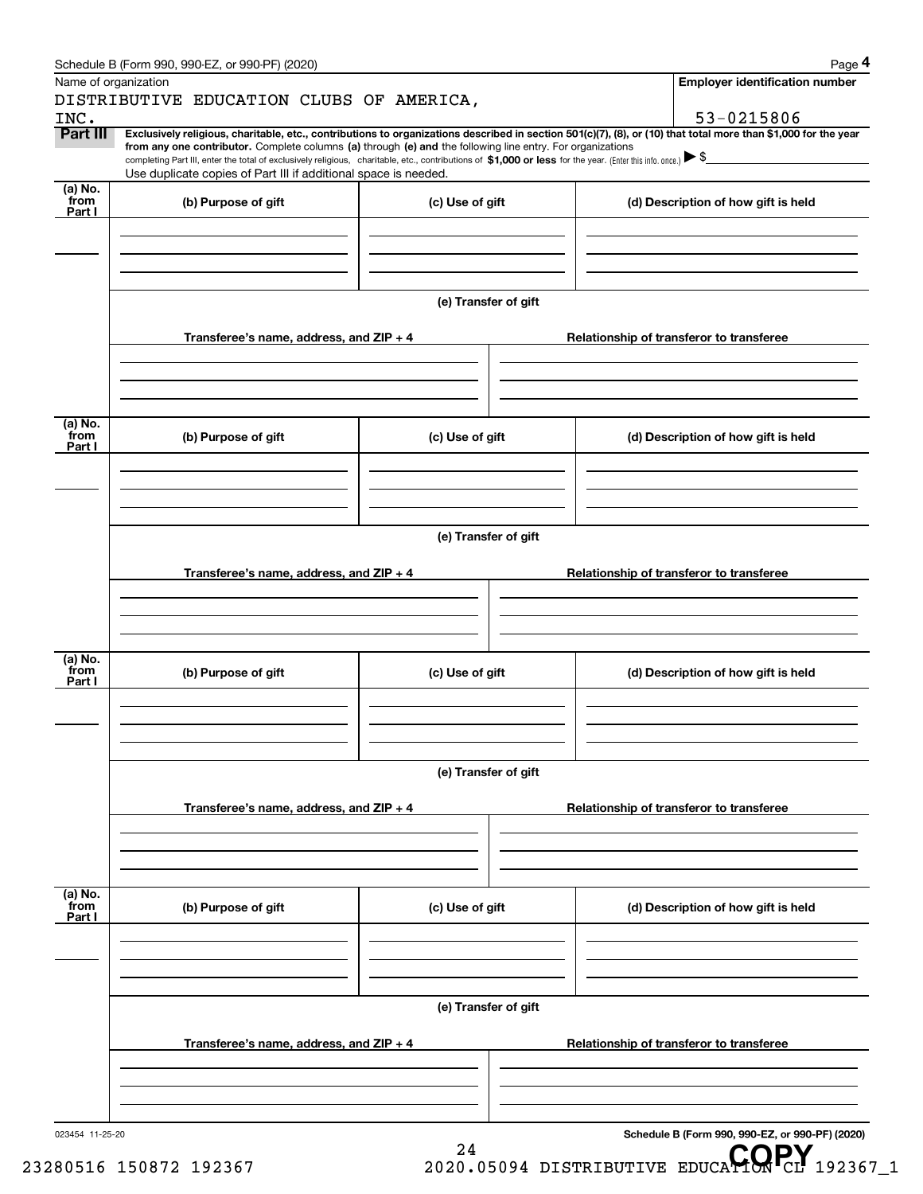Schedule B (Form 990, 990-EZ, or 990-PF) (2020)

| Name of organization | Employer identification number |
|---|---|
| DISTRIBUTIVE EDUCATION CLUBS OF AMERICA, INC. | 53-0215806 |

**Part III** **Exclusively religious, charitable, etc., contributions to organizations described in section 501(c)(7), (8), or (10) that total more than $1,000 for the year from any one contributor.** Complete columns **(a)** through **(e) and** the following line entry. For organizations completing Part III, enter the total of exclusively religious, charitable, etc., contributions of **$1,000 or less** for the year. (Enter this info. once.) ▶ $

Use duplicate copies of Part III if additional space is needed.

| (a) No. from Part I | (b) Purpose of gift | (c) Use of gift | (d) Description of how gift is held |
|---|---|---|---|
| | | | |

(e) Transfer of gift

| Transferee's name, address, and ZIP + 4 | Relationship of transferor to transferee |
|---|---|
| | |

| (a) No. from Part I | (b) Purpose of gift | (c) Use of gift | (d) Description of how gift is held |
|---|---|---|---|
| | | | |

(e) Transfer of gift

| Transferee's name, address, and ZIP + 4 | Relationship of transferor to transferee |
|---|---|
| | |

| (a) No. from Part I | (b) Purpose of gift | (c) Use of gift | (d) Description of how gift is held |
|---|---|---|---|
| | | | |

(e) Transfer of gift

| Transferee's name, address, and ZIP + 4 | Relationship of transferor to transferee |
|---|---|
| | |

| (a) No. from Part I | (b) Purpose of gift | (c) Use of gift | (d) Description of how gift is held |
|---|---|---|---|
| | | | |

(e) Transfer of gift

| Transferee's name, address, and ZIP + 4 | Relationship of transferor to transferee |
|---|---|
| | |

023454 11-25-20

**Schedule B (Form 990, 990-EZ, or 990-PF) (2020)**

23280516 150872 192367 2020.05094 DISTRIBUTIVE EDUCATION CL 192367_1

COPY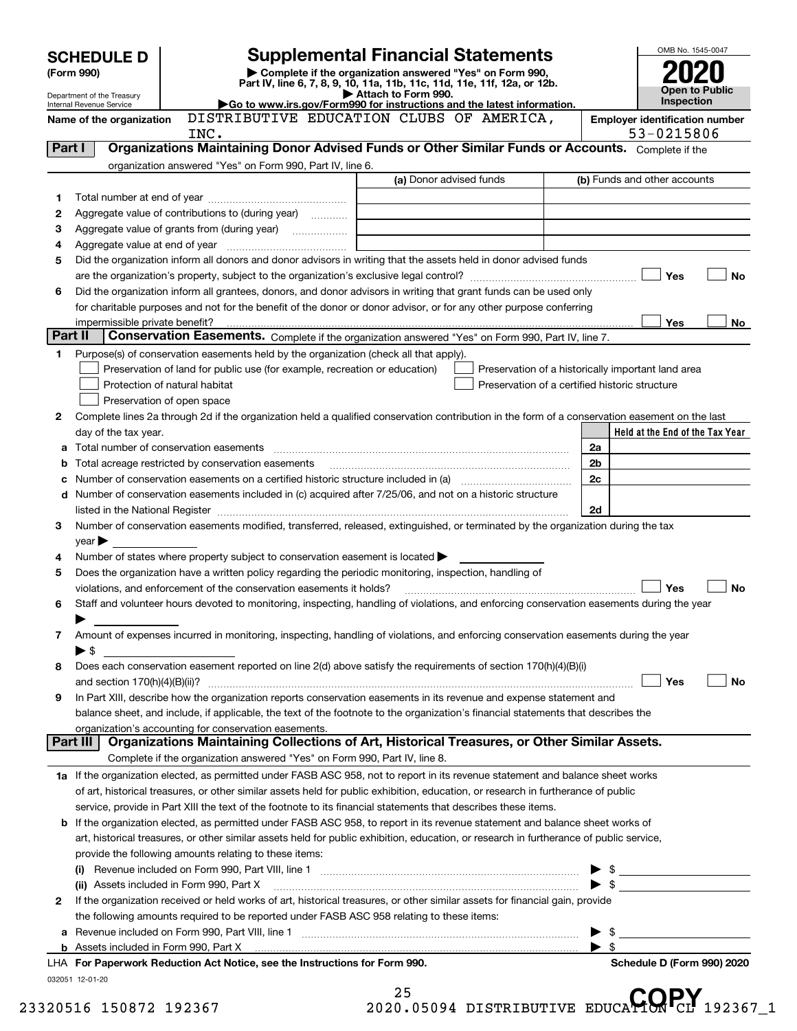# SCHEDULE D (Form 990)

Department of the Treasury
Internal Revenue Service

## Supplemental Financial Statements

▶ Complete if the organization answered "Yes" on Form 990, Part IV, line 6, 7, 8, 9, 10, 11a, 11b, 11c, 11d, 11e, 11f, 12a, or 12b.
▶ Attach to Form 990.
▶Go to www.irs.gov/Form990 for instructions and the latest information.

OMB No. 1545-0047

**2020**

**Open to Public Inspection**

Name of the organization: DISTRIBUTIVE EDUCATION CLUBS OF AMERICA, INC.

Employer identification number: 53-0215806

## Part I — Organizations Maintaining Donor Advised Funds or Other Similar Funds or Accounts.

Complete if the organization answered "Yes" on Form 990, Part IV, line 6.

| | | (a) Donor advised funds | (b) Funds and other accounts |
|---|---|---|---|
| 1 | Total number at end of year | | |
| 2 | Aggregate value of contributions to (during year) | | |
| 3 | Aggregate value of grants from (during year) | | |
| 4 | Aggregate value at end of year | | |

5 Did the organization inform all donors and donor advisors in writing that the assets held in donor advised funds are the organization's property, subject to the organization's exclusive legal control? ☐ Yes ☐ No

6 Did the organization inform all grantees, donors, and donor advisors in writing that grant funds can be used only for charitable purposes and not for the benefit of the donor or donor advisor, or for any other purpose conferring impermissible private benefit? ☐ Yes ☐ No

## Part II — Conservation Easements.

Complete if the organization answered "Yes" on Form 990, Part IV, line 7.

1 Purpose(s) of conservation easements held by the organization (check all that apply).

- ☐ Preservation of land for public use (for example, recreation or education)
- ☐ Protection of natural habitat
- ☐ Preservation of open space
- ☐ Preservation of a historically important land area
- ☐ Preservation of a certified historic structure

2 Complete lines 2a through 2d if the organization held a qualified conservation contribution in the form of a conservation easement on the last day of the tax year.

| | | | Held at the End of the Tax Year |
|---|---|---|---|
| a | Total number of conservation easements | 2a | |
| b | Total acreage restricted by conservation easements | 2b | |
| c | Number of conservation easements on a certified historic structure included in (a) | 2c | |
| d | Number of conservation easements included in (c) acquired after 7/25/06, and not on a historic structure listed in the National Register | 2d | |

3 Number of conservation easements modified, transferred, released, extinguished, or terminated by the organization during the tax year ▶

4 Number of states where property subject to conservation easement is located ▶

5 Does the organization have a written policy regarding the periodic monitoring, inspection, handling of violations, and enforcement of the conservation easements it holds? ☐ Yes ☐ No

6 Staff and volunteer hours devoted to monitoring, inspecting, handling of violations, and enforcing conservation easements during the year ▶

7 Amount of expenses incurred in monitoring, inspecting, handling of violations, and enforcing conservation easements during the year ▶ $

8 Does each conservation easement reported on line 2(d) above satisfy the requirements of section 170(h)(4)(B)(i) and section 170(h)(4)(B)(ii)? ☐ Yes ☐ No

9 In Part XIII, describe how the organization reports conservation easements in its revenue and expense statement and balance sheet, and include, if applicable, the text of the footnote to the organization's financial statements that describes the organization's accounting for conservation easements.

## Part III — Organizations Maintaining Collections of Art, Historical Treasures, or Other Similar Assets.

Complete if the organization answered "Yes" on Form 990, Part IV, line 8.

1a If the organization elected, as permitted under FASB ASC 958, not to report in its revenue statement and balance sheet works of art, historical treasures, or other similar assets held for public exhibition, education, or research in furtherance of public service, provide in Part XIII the text of the footnote to its financial statements that describes these items.

b If the organization elected, as permitted under FASB ASC 958, to report in its revenue statement and balance sheet works of art, historical treasures, or other similar assets held for public exhibition, education, or research in furtherance of public service, provide the following amounts relating to these items:

(i) Revenue included on Form 990, Part VIII, line 1 ▶ $

(ii) Assets included in Form 990, Part X ▶ $

2 If the organization received or held works of art, historical treasures, or other similar assets for financial gain, provide the following amounts required to be reported under FASB ASC 958 relating to these items:

a Revenue included on Form 990, Part VIII, line 1 ▶ $

b Assets included in Form 990, Part X ▶ $

LHA For Paperwork Reduction Act Notice, see the Instructions for Form 990. Schedule D (Form 990) 2020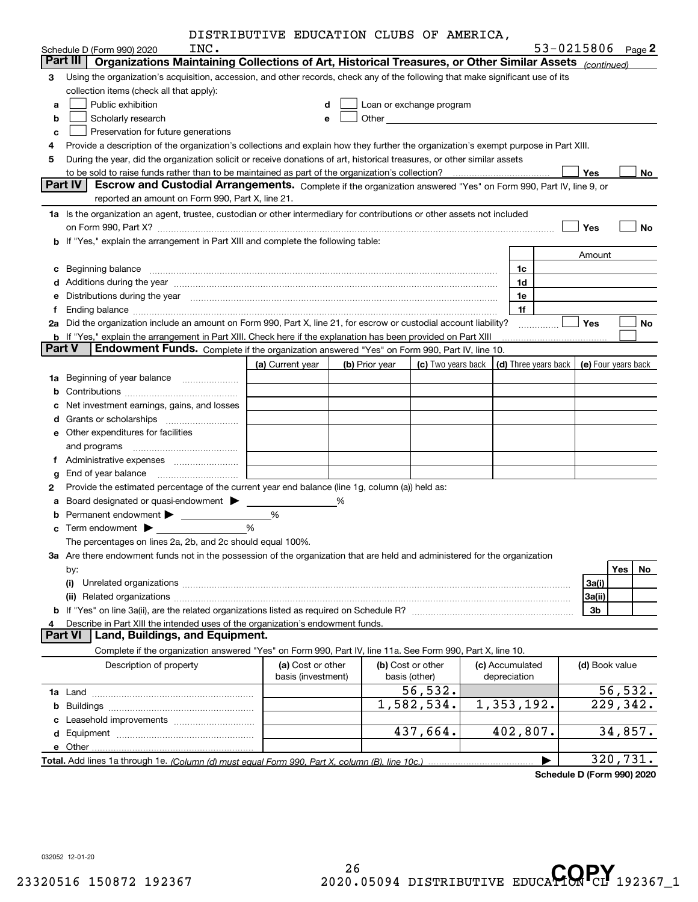DISTRIBUTIVE EDUCATION CLUBS OF AMERICA, INC.

Schedule D (Form 990) 2020 — 53-0215806 Page 2

## Part III Organizations Maintaining Collections of Art, Historical Treasures, or Other Similar Assets *(continued)*

**3** Using the organization's acquisition, accession, and other records, check any of the following that make significant use of its collection items (check all that apply):

- **a** ☐ Public exhibition
- **b** ☐ Scholarly research
- **c** ☐ Preservation for future generations
- **d** ☐ Loan or exchange program
- **e** ☐ Other

**4** Provide a description of the organization's collections and explain how they further the organization's exempt purpose in Part XIII.

**5** During the year, did the organization solicit or receive donations of art, historical treasures, or other similar assets to be sold to raise funds rather than to be maintained as part of the organization's collection? ☐ Yes ☐ No

## Part IV Escrow and Custodial Arrangements.

Complete if the organization answered "Yes" on Form 990, Part IV, line 9, or reported an amount on Form 990, Part X, line 21.

**1a** Is the organization an agent, trustee, custodian or other intermediary for contributions or other assets not included on Form 990, Part X? ☐ Yes ☐ No

**b** If "Yes," explain the arrangement in Part XIII and complete the following table:

| | | Amount |
|---|---|---|
| **c** Beginning balance | 1c | |
| **d** Additions during the year | 1d | |
| **e** Distributions during the year | 1e | |
| **f** Ending balance | 1f | |

**2a** Did the organization include an amount on Form 990, Part X, line 21, for escrow or custodial account liability? ☐ Yes ☐ No

**b** If "Yes," explain the arrangement in Part XIII. Check here if the explanation has been provided on Part XIII ☐

## Part V Endowment Funds.

Complete if the organization answered "Yes" on Form 990, Part IV, line 10.

| | (a) Current year | (b) Prior year | (c) Two years back | (d) Three years back | (e) Four years back |
|---|---|---|---|---|---|
| **1a** Beginning of year balance | | | | | |
| **b** Contributions | | | | | |
| **c** Net investment earnings, gains, and losses | | | | | |
| **d** Grants or scholarships | | | | | |
| **e** Other expenditures for facilities and programs | | | | | |
| **f** Administrative expenses | | | | | |
| **g** End of year balance | | | | | |

**2** Provide the estimated percentage of the current year end balance (line 1g, column (a)) held as:

- **a** Board designated or quasi-endowment ▶ _____ %
- **b** Permanent endowment ▶ _____ %
- **c** Term endowment ▶ _____ %

The percentages on lines 2a, 2b, and 2c should equal 100%.

**3a** Are there endowment funds not in the possession of the organization that are held and administered for the organization by:

| | | Yes | No |
|---|---|---|---|
| **(i)** Unrelated organizations | 3a(i) | | |
| **(ii)** Related organizations | 3a(ii) | | |
| **b** If "Yes" on line 3a(ii), are the related organizations listed as required on Schedule R? | 3b | | |

**4** Describe in Part XIII the intended uses of the organization's endowment funds.

## Part VI Land, Buildings, and Equipment.

Complete if the organization answered "Yes" on Form 990, Part IV, line 11a. See Form 990, Part X, line 10.

| Description of property | (a) Cost or other basis (investment) | (b) Cost or other basis (other) | (c) Accumulated depreciation | (d) Book value |
|---|---|---|---|---|
| **1a** Land | | 56,532. | | 56,532. |
| **b** Buildings | | 1,582,534. | 1,353,192. | 229,342. |
| **c** Leasehold improvements | | | | |
| **d** Equipment | | 437,664. | 402,807. | 34,857. |
| **e** Other | | | | |
| **Total.** Add lines 1a through 1e. *(Column (d) must equal Form 990, Part X, column (B), line 10c.)* ▶ | | | | 320,731. |

**Schedule D (Form 990) 2020**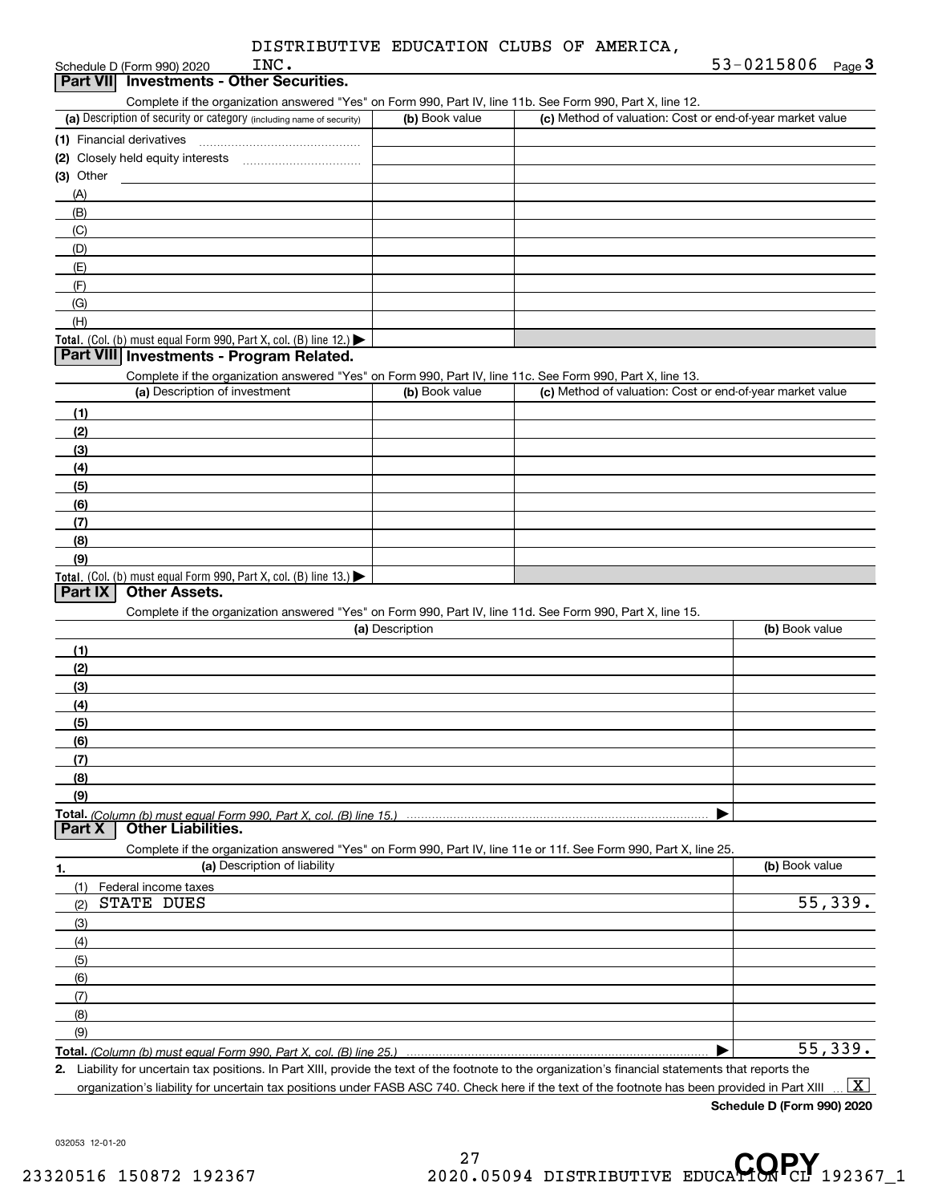DISTRIBUTIVE EDUCATION CLUBS OF AMERICA, INC.

Schedule D (Form 990) 2020 53-0215806 Page 3

## Part VII Investments - Other Securities.

Complete if the organization answered "Yes" on Form 990, Part IV, line 11b. See Form 990, Part X, line 12.

| (a) Description of security or category (including name of security) | (b) Book value | (c) Method of valuation: Cost or end-of-year market value |
|---|---|---|
| (1) Financial derivatives | | |
| (2) Closely held equity interests | | |
| (3) Other | | |
| (A) | | |
| (B) | | |
| (C) | | |
| (D) | | |
| (E) | | |
| (F) | | |
| (G) | | |
| (H) | | |
| Total. (Col. (b) must equal Form 990, Part X, col. (B) line 12.) ▶ | | |

## Part VIII Investments - Program Related.

Complete if the organization answered "Yes" on Form 990, Part IV, line 11c. See Form 990, Part X, line 13.

| (a) Description of investment | (b) Book value | (c) Method of valuation: Cost or end-of-year market value |
|---|---|---|
| (1) | | |
| (2) | | |
| (3) | | |
| (4) | | |
| (5) | | |
| (6) | | |
| (7) | | |
| (8) | | |
| (9) | | |
| Total. (Col. (b) must equal Form 990, Part X, col. (B) line 13.) ▶ | | |

## Part IX Other Assets.

Complete if the organization answered "Yes" on Form 990, Part IV, line 11d. See Form 990, Part X, line 15.

| (a) Description | (b) Book value |
|---|---|
| (1) | |
| (2) | |
| (3) | |
| (4) | |
| (5) | |
| (6) | |
| (7) | |
| (8) | |
| (9) | |
| Total. *(Column (b) must equal Form 990, Part X, col. (B) line 15.)* ▶ | |

## Part X Other Liabilities.

Complete if the organization answered "Yes" on Form 990, Part IV, line 11e or 11f. See Form 990, Part X, line 25.

| 1. (a) Description of liability | (b) Book value |
|---|---|
| (1) Federal income taxes | |
| (2) STATE DUES | 55,339. |
| (3) | |
| (4) | |
| (5) | |
| (6) | |
| (7) | |
| (8) | |
| (9) | |
| Total. *(Column (b) must equal Form 990, Part X, col. (B) line 25.)* ▶ | 55,339. |

2. Liability for uncertain tax positions. In Part XIII, provide the text of the footnote to the organization's financial statements that reports the organization's liability for uncertain tax positions under FASB ASC 740. Check here if the text of the footnote has been provided in Part XIII ... [X]

**Schedule D (Form 990) 2020**

032053 12-01-20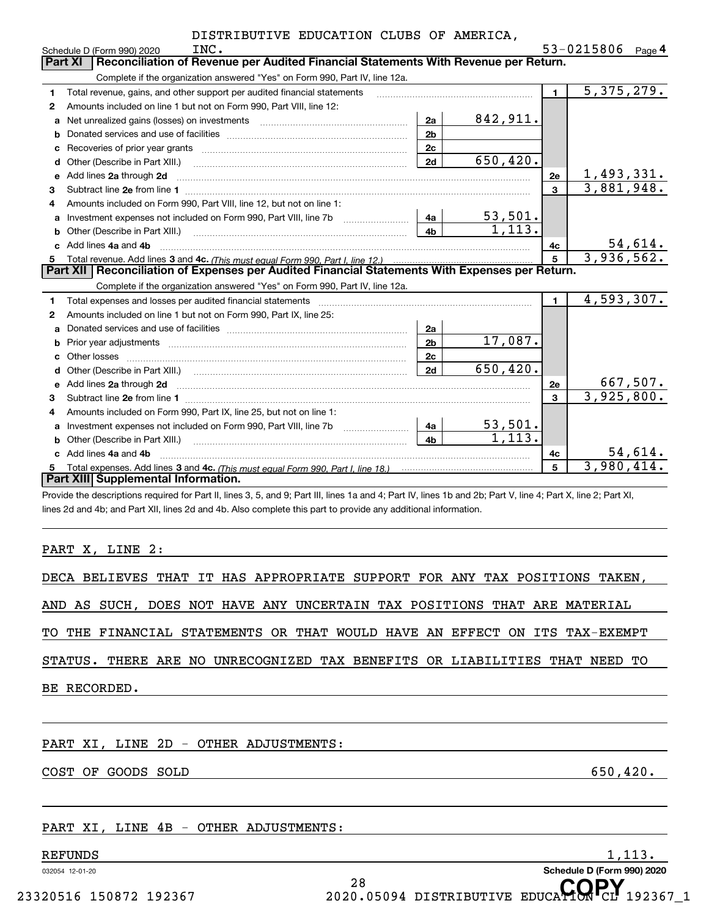DISTRIBUTIVE EDUCATION CLUBS OF AMERICA, INC.

Schedule D (Form 990) 2020 — 53-0215806 Page 4

## Part XI Reconciliation of Revenue per Audited Financial Statements With Revenue per Return.

Complete if the organization answered "Yes" on Form 990, Part IV, line 12a.

| | | | | | |
|---|---|---|---|---|---|
| 1 | Total revenue, gains, and other support per audited financial statements | | | 1 | 5,375,279. |
| 2 | Amounts included on line 1 but not on Form 990, Part VIII, line 12: | | | | |
| a | Net unrealized gains (losses) on investments | 2a | 842,911. | | |
| b | Donated services and use of facilities | 2b | | | |
| c | Recoveries of prior year grants | 2c | | | |
| d | Other (Describe in Part XIII.) | 2d | 650,420. | | |
| e | Add lines 2a through 2d | | | 2e | 1,493,331. |
| 3 | Subtract line 2e from line 1 | | | 3 | 3,881,948. |
| 4 | Amounts included on Form 990, Part VIII, line 12, but not on line 1: | | | | |
| a | Investment expenses not included on Form 990, Part VIII, line 7b | 4a | 53,501. | | |
| b | Other (Describe in Part XIII.) | 4b | 1,113. | | |
| c | Add lines 4a and 4b | | | 4c | 54,614. |
| 5 | Total revenue. Add lines 3 and 4c. *(This must equal Form 990, Part I, line 12.)* | | | 5 | 3,936,562. |

## Part XII Reconciliation of Expenses per Audited Financial Statements With Expenses per Return.

Complete if the organization answered "Yes" on Form 990, Part IV, line 12a.

| | | | | | |
|---|---|---|---|---|---|
| 1 | Total expenses and losses per audited financial statements | | | 1 | 4,593,307. |
| 2 | Amounts included on line 1 but not on Form 990, Part IX, line 25: | | | | |
| a | Donated services and use of facilities | 2a | | | |
| b | Prior year adjustments | 2b | 17,087. | | |
| c | Other losses | 2c | | | |
| d | Other (Describe in Part XIII.) | 2d | 650,420. | | |
| e | Add lines 2a through 2d | | | 2e | 667,507. |
| 3 | Subtract line 2e from line 1 | | | 3 | 3,925,800. |
| 4 | Amounts included on Form 990, Part IX, line 25, but not on line 1: | | | | |
| a | Investment expenses not included on Form 990, Part VIII, line 7b | 4a | 53,501. | | |
| b | Other (Describe in Part XIII.) | 4b | 1,113. | | |
| c | Add lines 4a and 4b | | | 4c | 54,614. |
| 5 | Total expenses. Add lines 3 and 4c. *(This must equal Form 990, Part I, line 18.)* | | | 5 | 3,980,414. |

## Part XIII Supplemental Information.

Provide the descriptions required for Part II, lines 3, 5, and 9; Part III, lines 1a and 4; Part IV, lines 1b and 2b; Part V, line 4; Part X, line 2; Part XI, lines 2d and 4b; and Part XII, lines 2d and 4b. Also complete this part to provide any additional information.

PART X, LINE 2:

DECA BELIEVES THAT IT HAS APPROPRIATE SUPPORT FOR ANY TAX POSITIONS TAKEN, AND AS SUCH, DOES NOT HAVE ANY UNCERTAIN TAX POSITIONS THAT ARE MATERIAL TO THE FINANCIAL STATEMENTS OR THAT WOULD HAVE AN EFFECT ON ITS TAX-EXEMPT STATUS. THERE ARE NO UNRECOGNIZED TAX BENEFITS OR LIABILITIES THAT NEED TO BE RECORDED.

PART XI, LINE 2D - OTHER ADJUSTMENTS:

| | |
|---|---|
| COST OF GOODS SOLD | 650,420. |

PART XI, LINE 4B - OTHER ADJUSTMENTS:

| | |
|---|---|
| REFUNDS | 1,113. |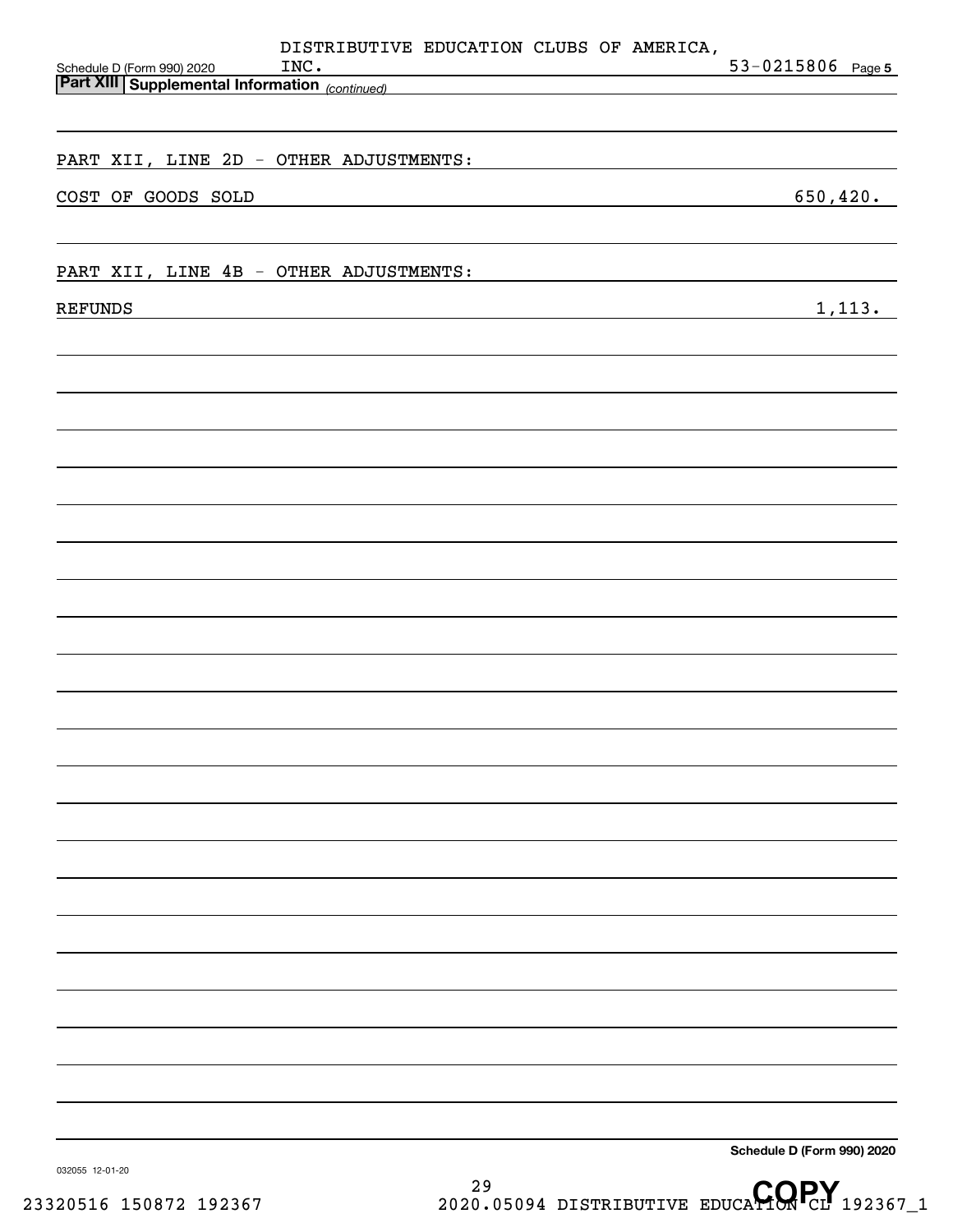DISTRIBUTIVE EDUCATION CLUBS OF AMERICA, INC. 53-0215806

## Part XIII Supplemental Information *(continued)*

PART XII, LINE 2D - OTHER ADJUSTMENTS:

| | |
|---|---|
| COST OF GOODS SOLD | 650,420. |

PART XII, LINE 4B - OTHER ADJUSTMENTS:

| | |
|---|---|
| REFUNDS | 1,113. |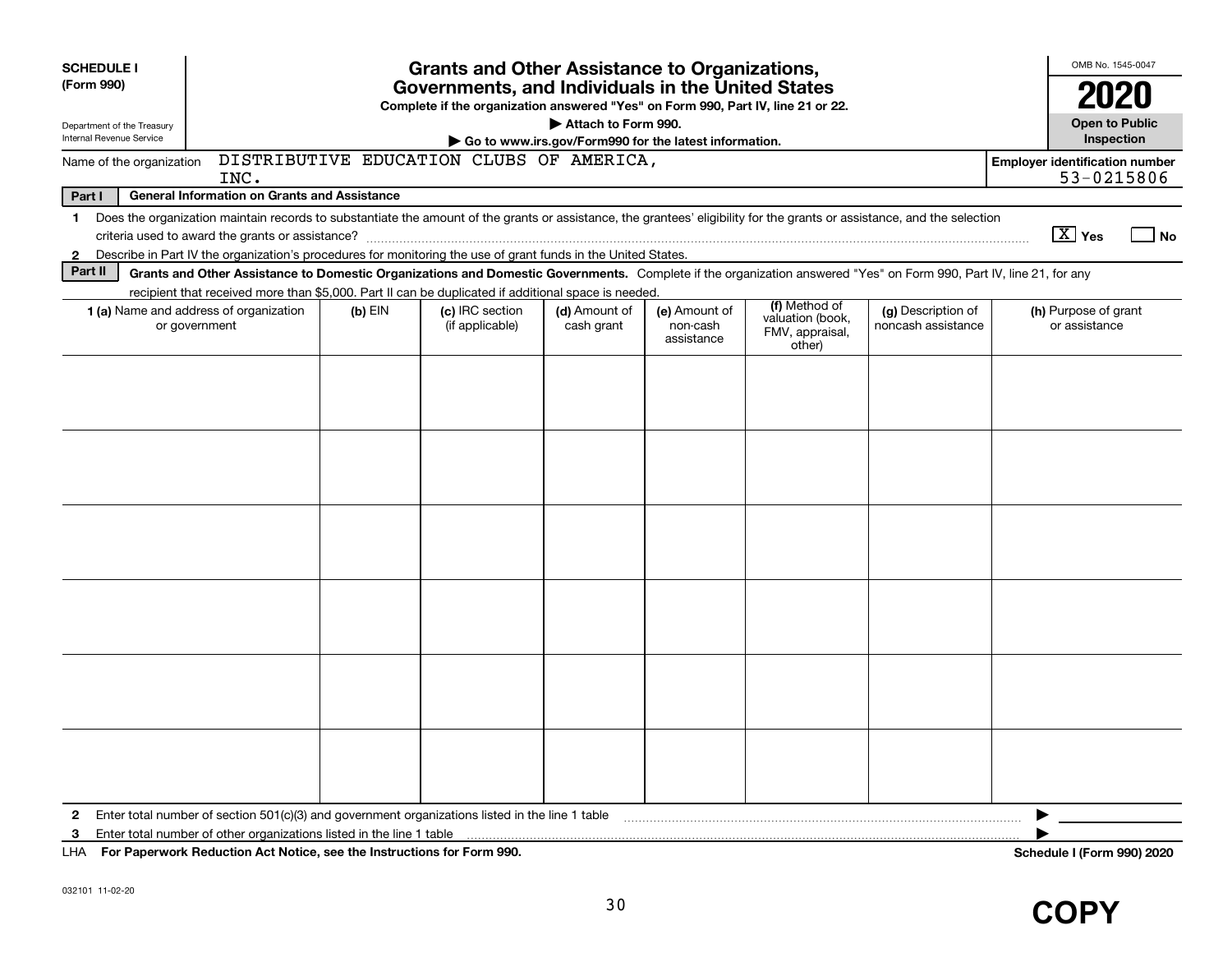**SCHEDULE I**
**(Form 990)**

Department of the Treasury
Internal Revenue Service

# Grants and Other Assistance to Organizations, Governments, and Individuals in the United States

**Complete if the organization answered "Yes" on Form 990, Part IV, line 21 or 22.**
**▶ Attach to Form 990.**
**▶ Go to www.irs.gov/Form990 for the latest information.**

OMB No. 1545-0047
**2020**
**Open to Public Inspection**

Name of the organization: DISTRIBUTIVE EDUCATION CLUBS OF AMERICA, INC.

**Employer identification number** 53-0215806

**Part I** **General Information on Grants and Assistance**

1 Does the organization maintain records to substantiate the amount of the grants or assistance, the grantees' eligibility for the grants or assistance, and the selection criteria used to award the grants or assistance? [X] Yes [ ] No

2 Describe in Part IV the organization's procedures for monitoring the use of grant funds in the United States.

**Part II** **Grants and Other Assistance to Domestic Organizations and Domestic Governments.** Complete if the organization answered "Yes" on Form 990, Part IV, line 21, for any recipient that received more than $5,000. Part II can be duplicated if additional space is needed.

| 1 (a) Name and address of organization or government | (b) EIN | (c) IRC section (if applicable) | (d) Amount of cash grant | (e) Amount of non-cash assistance | (f) Method of valuation (book, FMV, appraisal, other) | (g) Description of noncash assistance | (h) Purpose of grant or assistance |
|---|---|---|---|---|---|---|---|
| | | | | | | | |
| | | | | | | | |
| | | | | | | | |
| | | | | | | | |
| | | | | | | | |
| | | | | | | | |

2 Enter total number of section 501(c)(3) and government organizations listed in the line 1 table ▶

3 Enter total number of other organizations listed in the line 1 table ▶

LHA **For Paperwork Reduction Act Notice, see the Instructions for Form 990.** **Schedule I (Form 990) 2020**

032101 11-02-20

**COPY**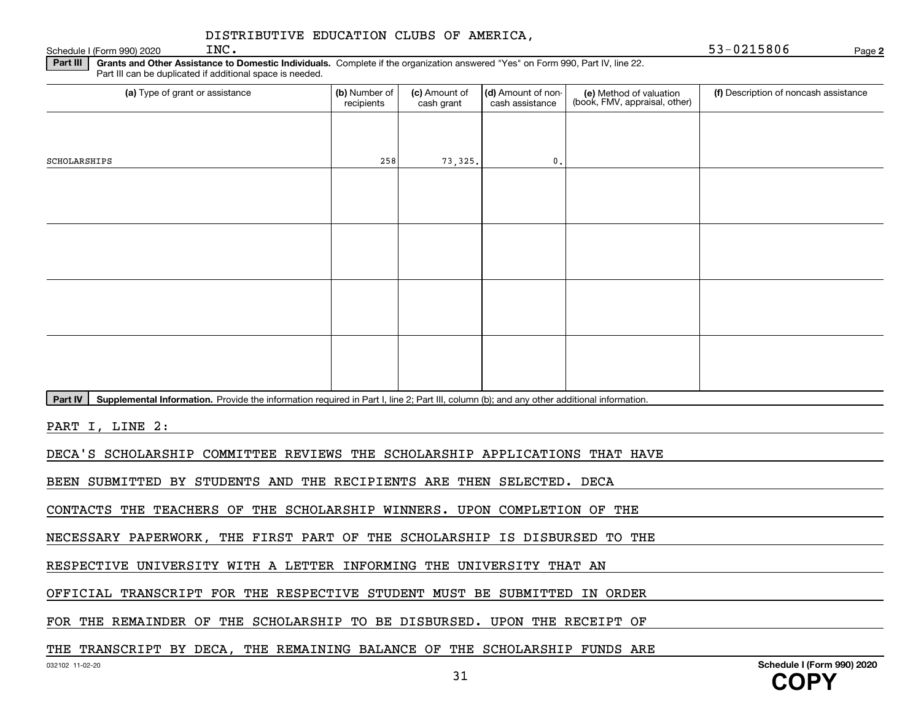DISTRIBUTIVE EDUCATION CLUBS OF AMERICA, INC.

Schedule I (Form 990) 2020 — 53-0215806 — Page 2

**Part III** **Grants and Other Assistance to Domestic Individuals.** Complete if the organization answered "Yes" on Form 990, Part IV, line 22. Part III can be duplicated if additional space is needed.

| (a) Type of grant or assistance | (b) Number of recipients | (c) Amount of cash grant | (d) Amount of non-cash assistance | (e) Method of valuation (book, FMV, appraisal, other) | (f) Description of noncash assistance |
|---|---|---|---|---|---|
| SCHOLARSHIPS | 258 | 73,325. | 0. | | |
| | | | | | |
| | | | | | |
| | | | | | |
| | | | | | |

**Part IV** **Supplemental Information.** Provide the information required in Part I, line 2; Part III, column (b); and any other additional information.

PART I, LINE 2:

DECA'S SCHOLARSHIP COMMITTEE REVIEWS THE SCHOLARSHIP APPLICATIONS THAT HAVE BEEN SUBMITTED BY STUDENTS AND THE RECIPIENTS ARE THEN SELECTED. DECA CONTACTS THE TEACHERS OF THE SCHOLARSHIP WINNERS. UPON COMPLETION OF THE NECESSARY PAPERWORK, THE FIRST PART OF THE SCHOLARSHIP IS DISBURSED TO THE RESPECTIVE UNIVERSITY WITH A LETTER INFORMING THE UNIVERSITY THAT AN OFFICIAL TRANSCRIPT FOR THE RESPECTIVE STUDENT MUST BE SUBMITTED IN ORDER FOR THE REMAINDER OF THE SCHOLARSHIP TO BE DISBURSED. UPON THE RECEIPT OF THE TRANSCRIPT BY DECA, THE REMAINING BALANCE OF THE SCHOLARSHIP FUNDS ARE

032102 11-02-20 — Schedule I (Form 990) 2020

COPY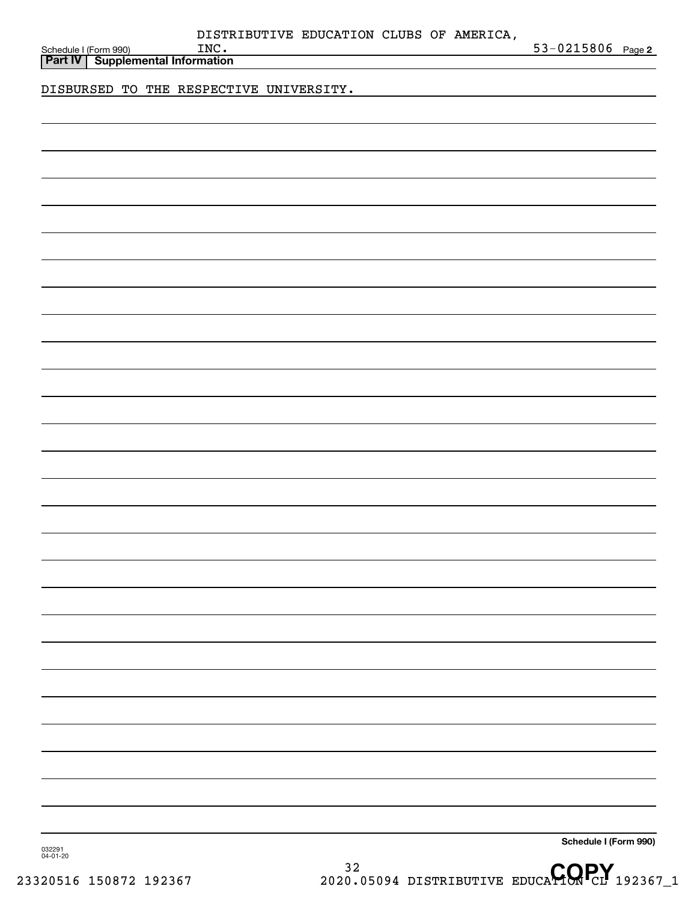Schedule I (Form 990) DISTRIBUTIVE EDUCATION CLUBS OF AMERICA, INC. 53-0215806 Page 2

**Part IV Supplemental Information**

DISBURSED TO THE RESPECTIVE UNIVERSITY.

**Schedule I (Form 990)**

032291 04-01-20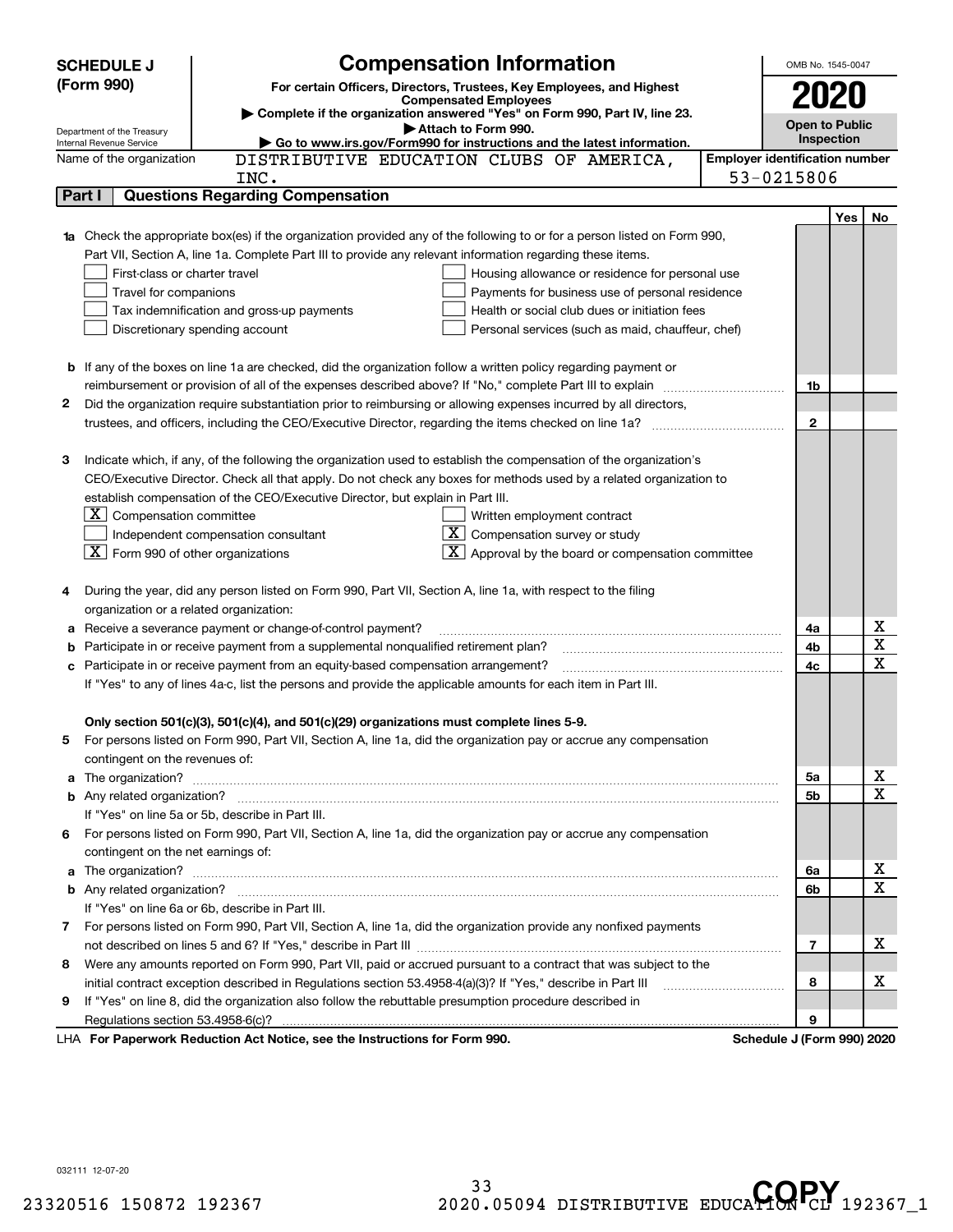**SCHEDULE J (Form 990)**

Department of the Treasury
Internal Revenue Service

# Compensation Information

**For certain Officers, Directors, Trustees, Key Employees, and Highest Compensated Employees**

▶ Complete if the organization answered "Yes" on Form 990, Part IV, line 23.
▶ Attach to Form 990.
▶ Go to www.irs.gov/Form990 for instructions and the latest information.

OMB No. 1545-0047

**2020**

**Open to Public Inspection**

Name of the organization: DISTRIBUTIVE EDUCATION CLUBS OF AMERICA, INC.

Employer identification number: 53-0215806

**Part I — Questions Regarding Compensation**

| | | | Yes | No |
|---|---|---|---|---|
| **1a** | Check the appropriate box(es) if the organization provided any of the following to or for a person listed on Form 990, Part VII, Section A, line 1a. Complete Part III to provide any relevant information regarding these items.<br>☐ First-class or charter travel ☐ Housing allowance or residence for personal use<br>☐ Travel for companions ☐ Payments for business use of personal residence<br>☐ Tax indemnification and gross-up payments ☐ Health or social club dues or initiation fees<br>☐ Discretionary spending account ☐ Personal services (such as maid, chauffeur, chef) | | | |
| **b** | If any of the boxes on line 1a are checked, did the organization follow a written policy regarding payment or reimbursement or provision of all of the expenses described above? If "No," complete Part III to explain | 1b | | |
| **2** | Did the organization require substantiation prior to reimbursing or allowing expenses incurred by all directors, trustees, and officers, including the CEO/Executive Director, regarding the items checked on line 1a? | 2 | | |
| **3** | Indicate which, if any, of the following the organization used to establish the compensation of the organization's CEO/Executive Director. Check all that apply. Do not check any boxes for methods used by a related organization to establish compensation of the CEO/Executive Director, but explain in Part III.<br>☒ Compensation committee ☐ Written employment contract<br>☐ Independent compensation consultant ☒ Compensation survey or study<br>☒ Form 990 of other organizations ☒ Approval by the board or compensation committee | | | |
| **4** | During the year, did any person listed on Form 990, Part VII, Section A, line 1a, with respect to the filing organization or a related organization: | | | |
| **a** | Receive a severance payment or change-of-control payment? | 4a | | X |
| **b** | Participate in or receive payment from a supplemental nonqualified retirement plan? | 4b | | X |
| **c** | Participate in or receive payment from an equity-based compensation arrangement? | 4c | | X |
| | If "Yes" to any of lines 4a-c, list the persons and provide the applicable amounts for each item in Part III. | | | |
| | **Only section 501(c)(3), 501(c)(4), and 501(c)(29) organizations must complete lines 5-9.** | | | |
| **5** | For persons listed on Form 990, Part VII, Section A, line 1a, did the organization pay or accrue any compensation contingent on the revenues of: | | | |
| **a** | The organization? | 5a | | X |
| **b** | Any related organization? | 5b | | X |
| | If "Yes" on line 5a or 5b, describe in Part III. | | | |
| **6** | For persons listed on Form 990, Part VII, Section A, line 1a, did the organization pay or accrue any compensation contingent on the net earnings of: | | | |
| **a** | The organization? | 6a | | X |
| **b** | Any related organization? | 6b | | X |
| | If "Yes" on line 6a or 6b, describe in Part III. | | | |
| **7** | For persons listed on Form 990, Part VII, Section A, line 1a, did the organization provide any nonfixed payments not described on lines 5 and 6? If "Yes," describe in Part III | 7 | | X |
| **8** | Were any amounts reported on Form 990, Part VII, paid or accrued pursuant to a contract that was subject to the initial contract exception described in Regulations section 53.4958-4(a)(3)? If "Yes," describe in Part III | 8 | | X |
| **9** | If "Yes" on line 8, did the organization also follow the rebuttable presumption procedure described in Regulations section 53.4958-6(c)? | 9 | | |

LHA **For Paperwork Reduction Act Notice, see the Instructions for Form 990.** **Schedule J (Form 990) 2020**

032111 12-07-20

23320516 150872 192367 2020.05094 DISTRIBUTIVE EDUCATION CL 192367_1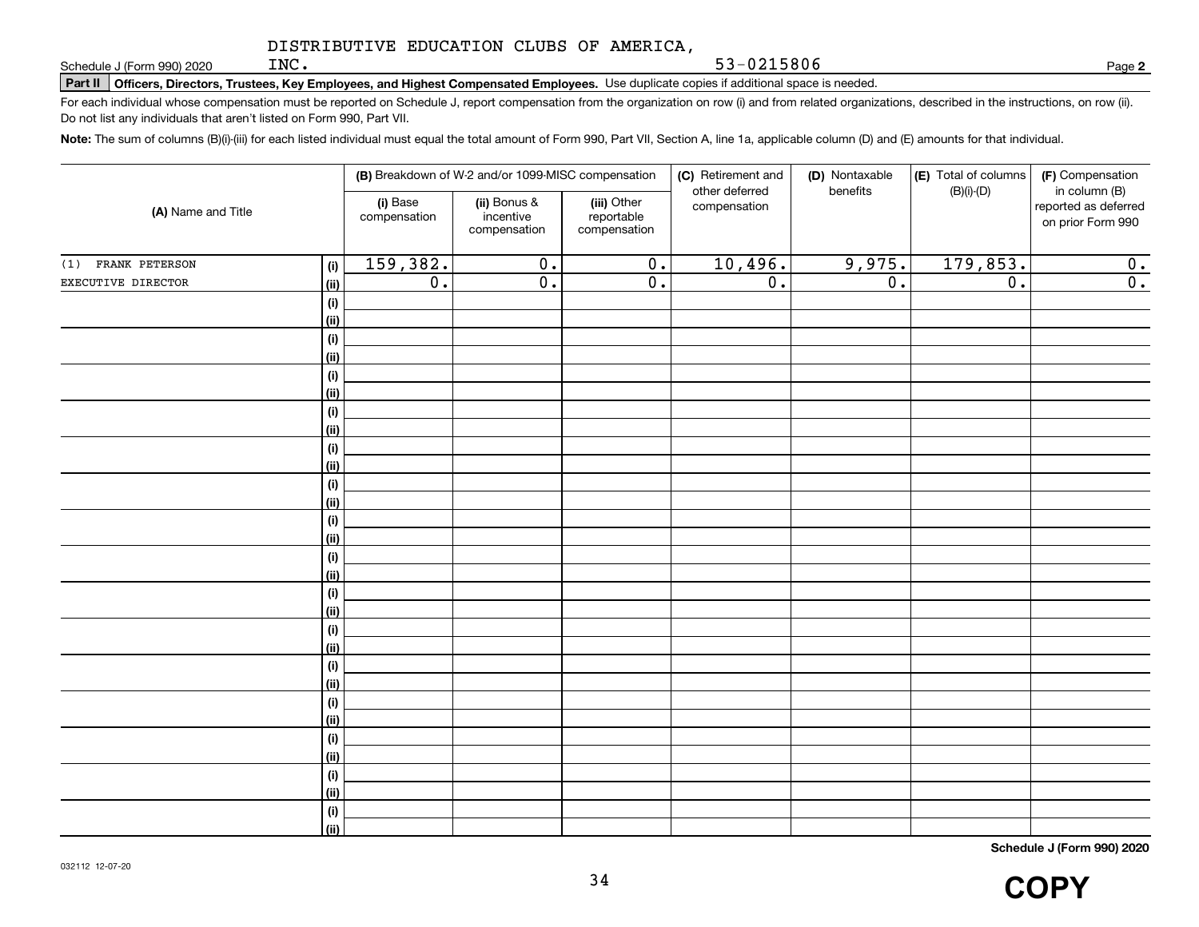DISTRIBUTIVE EDUCATION CLUBS OF AMERICA, INC.

53-0215806

Schedule J (Form 990) 2020 Page **2**

**Part II** **Officers, Directors, Trustees, Key Employees, and Highest Compensated Employees.** Use duplicate copies if additional space is needed.

For each individual whose compensation must be reported on Schedule J, report compensation from the organization on row (i) and from related organizations, described in the instructions, on row (ii). Do not list any individuals that aren't listed on Form 990, Part VII.

**Note:** The sum of columns (B)(i)-(iii) for each listed individual must equal the total amount of Form 990, Part VII, Section A, line 1a, applicable column (D) and (E) amounts for that individual.

| (A) Name and Title | | (B) Breakdown of W-2 and/or 1099-MISC compensation | | | (C) Retirement and other deferred compensation | (D) Nontaxable benefits | (E) Total of columns (B)(i)-(D) | (F) Compensation in column (B) reported as deferred on prior Form 990 |
|---|---|---|---|---|---|---|---|---|
| | | (i) Base compensation | (ii) Bonus & incentive compensation | (iii) Other reportable compensation | | | | |
| (1) FRANK PETERSON | (i) | 159,382. | 0. | 0. | 10,496. | 9,975. | 179,853. | 0. |
| EXECUTIVE DIRECTOR | (ii) | 0. | 0. | 0. | 0. | 0. | 0. | 0. |
| | (i) | | | | | | | |
| | (ii) | | | | | | | |
| | (i) | | | | | | | |
| | (ii) | | | | | | | |
| | (i) | | | | | | | |
| | (ii) | | | | | | | |
| | (i) | | | | | | | |
| | (ii) | | | | | | | |
| | (i) | | | | | | | |
| | (ii) | | | | | | | |
| | (i) | | | | | | | |
| | (ii) | | | | | | | |
| | (i) | | | | | | | |
| | (ii) | | | | | | | |
| | (i) | | | | | | | |
| | (ii) | | | | | | | |
| | (i) | | | | | | | |
| | (ii) | | | | | | | |
| | (i) | | | | | | | |
| | (ii) | | | | | | | |
| | (i) | | | | | | | |
| | (ii) | | | | | | | |
| | (i) | | | | | | | |
| | (ii) | | | | | | | |
| | (i) | | | | | | | |
| | (ii) | | | | | | | |
| | (i) | | | | | | | |
| | (ii) | | | | | | | |
| | (i) | | | | | | | |
| | (ii) | | | | | | | |

**Schedule J (Form 990) 2020**

032112 12-07-20

**COPY**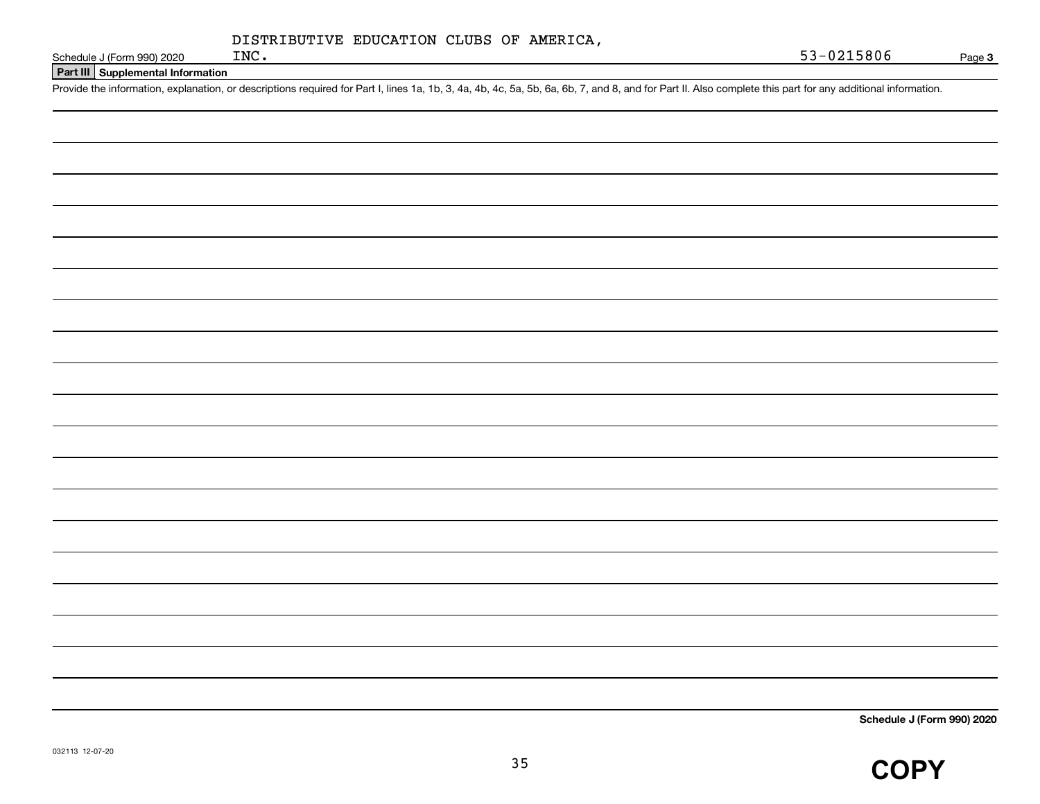DISTRIBUTIVE EDUCATION CLUBS OF AMERICA, INC.

53-0215806

Schedule J (Form 990) 2020

## Part III Supplemental Information

Provide the information, explanation, or descriptions required for Part I, lines 1a, 1b, 3, 4a, 4b, 4c, 5a, 5b, 6a, 6b, 7, and 8, and for Part II. Also complete this part for any additional information.

Schedule J (Form 990) 2020

032113 12-07-20

COPY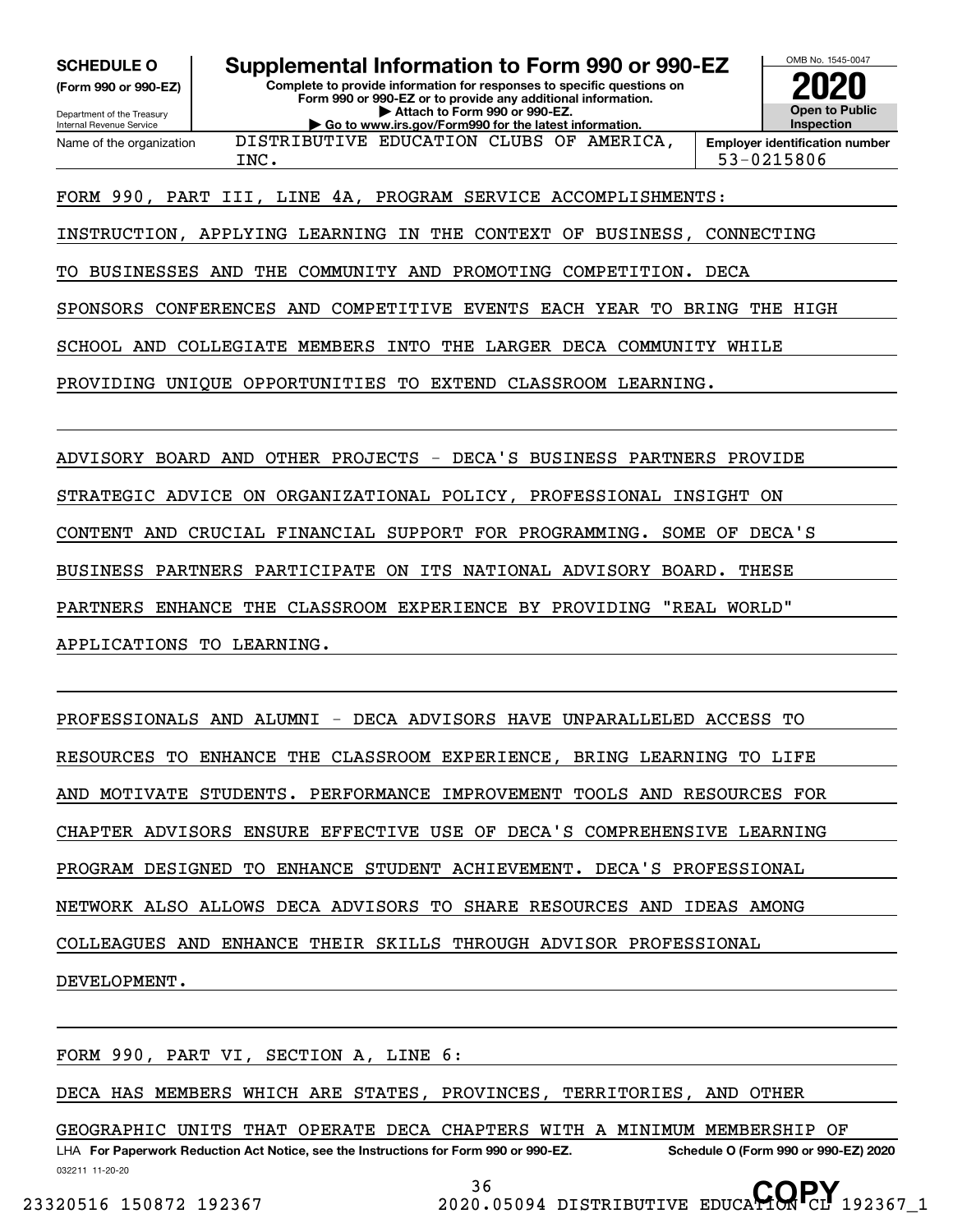**SCHEDULE O**
**(Form 990 or 990-EZ)**

Department of the Treasury
Internal Revenue Service

# Supplemental Information to Form 990 or 990-EZ

**Complete to provide information for responses to specific questions on Form 990 or 990-EZ or to provide any additional information.**
**▶ Attach to Form 990 or 990-EZ.**
**▶ Go to www.irs.gov/Form990 for the latest information.**

OMB No. 1545-0047

**2020**

**Open to Public Inspection**

| Name of the organization | Employer identification number |
|---|---|
| DISTRIBUTIVE EDUCATION CLUBS OF AMERICA, INC. | 53-0215806 |

FORM 990, PART III, LINE 4A, PROGRAM SERVICE ACCOMPLISHMENTS:

INSTRUCTION, APPLYING LEARNING IN THE CONTEXT OF BUSINESS, CONNECTING TO BUSINESSES AND THE COMMUNITY AND PROMOTING COMPETITION. DECA SPONSORS CONFERENCES AND COMPETITIVE EVENTS EACH YEAR TO BRING THE HIGH SCHOOL AND COLLEGIATE MEMBERS INTO THE LARGER DECA COMMUNITY WHILE PROVIDING UNIQUE OPPORTUNITIES TO EXTEND CLASSROOM LEARNING.

ADVISORY BOARD AND OTHER PROJECTS - DECA'S BUSINESS PARTNERS PROVIDE STRATEGIC ADVICE ON ORGANIZATIONAL POLICY, PROFESSIONAL INSIGHT ON CONTENT AND CRUCIAL FINANCIAL SUPPORT FOR PROGRAMMING. SOME OF DECA'S BUSINESS PARTNERS PARTICIPATE ON ITS NATIONAL ADVISORY BOARD. THESE PARTNERS ENHANCE THE CLASSROOM EXPERIENCE BY PROVIDING "REAL WORLD" APPLICATIONS TO LEARNING.

PROFESSIONALS AND ALUMNI - DECA ADVISORS HAVE UNPARALLELED ACCESS TO RESOURCES TO ENHANCE THE CLASSROOM EXPERIENCE, BRING LEARNING TO LIFE AND MOTIVATE STUDENTS. PERFORMANCE IMPROVEMENT TOOLS AND RESOURCES FOR CHAPTER ADVISORS ENSURE EFFECTIVE USE OF DECA'S COMPREHENSIVE LEARNING PROGRAM DESIGNED TO ENHANCE STUDENT ACHIEVEMENT. DECA'S PROFESSIONAL NETWORK ALSO ALLOWS DECA ADVISORS TO SHARE RESOURCES AND IDEAS AMONG COLLEAGUES AND ENHANCE THEIR SKILLS THROUGH ADVISOR PROFESSIONAL DEVELOPMENT.

FORM 990, PART VI, SECTION A, LINE 6:

DECA HAS MEMBERS WHICH ARE STATES, PROVINCES, TERRITORIES, AND OTHER GEOGRAPHIC UNITS THAT OPERATE DECA CHAPTERS WITH A MINIMUM MEMBERSHIP OF

LHA **For Paperwork Reduction Act Notice, see the Instructions for Form 990 or 990-EZ.** **Schedule O (Form 990 or 990-EZ) 2020**

032211 11-20-20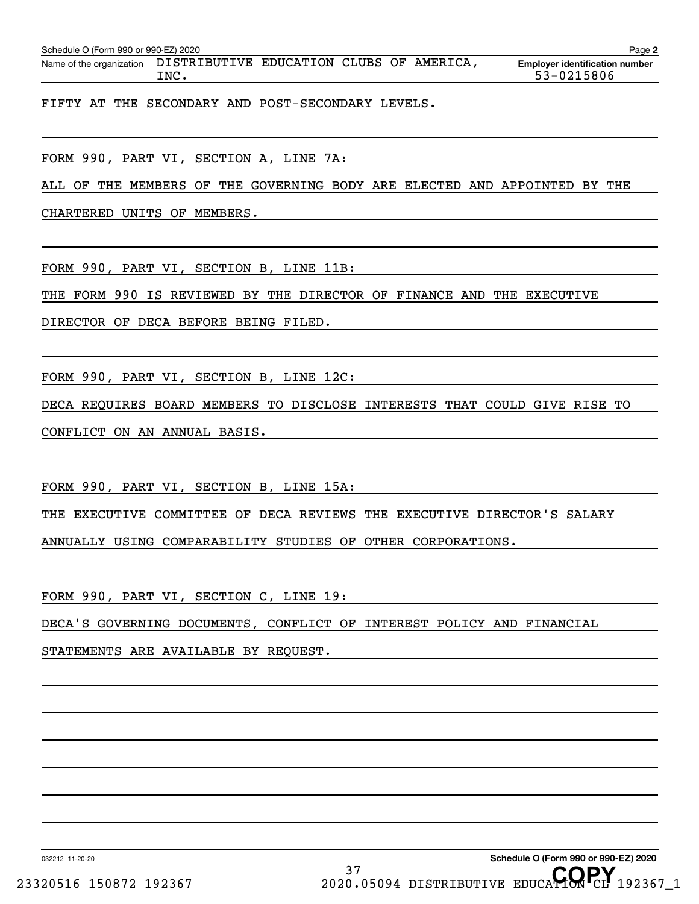Schedule O (Form 990 or 990-EZ) 2020 Page **2**

Name of the organization DISTRIBUTIVE EDUCATION CLUBS OF AMERICA, INC.

**Employer identification number** 53-0215806

FIFTY AT THE SECONDARY AND POST-SECONDARY LEVELS.

FORM 990, PART VI, SECTION A, LINE 7A:

ALL OF THE MEMBERS OF THE GOVERNING BODY ARE ELECTED AND APPOINTED BY THE CHARTERED UNITS OF MEMBERS.

FORM 990, PART VI, SECTION B, LINE 11B:

THE FORM 990 IS REVIEWED BY THE DIRECTOR OF FINANCE AND THE EXECUTIVE DIRECTOR OF DECA BEFORE BEING FILED.

FORM 990, PART VI, SECTION B, LINE 12C:

DECA REQUIRES BOARD MEMBERS TO DISCLOSE INTERESTS THAT COULD GIVE RISE TO CONFLICT ON AN ANNUAL BASIS.

FORM 990, PART VI, SECTION B, LINE 15A:

THE EXECUTIVE COMMITTEE OF DECA REVIEWS THE EXECUTIVE DIRECTOR'S SALARY ANNUALLY USING COMPARABILITY STUDIES OF OTHER CORPORATIONS.

FORM 990, PART VI, SECTION C, LINE 19:

DECA'S GOVERNING DOCUMENTS, CONFLICT OF INTEREST POLICY AND FINANCIAL STATEMENTS ARE AVAILABLE BY REQUEST.

032212 11-20-20 **Schedule O (Form 990 or 990-EZ) 2020**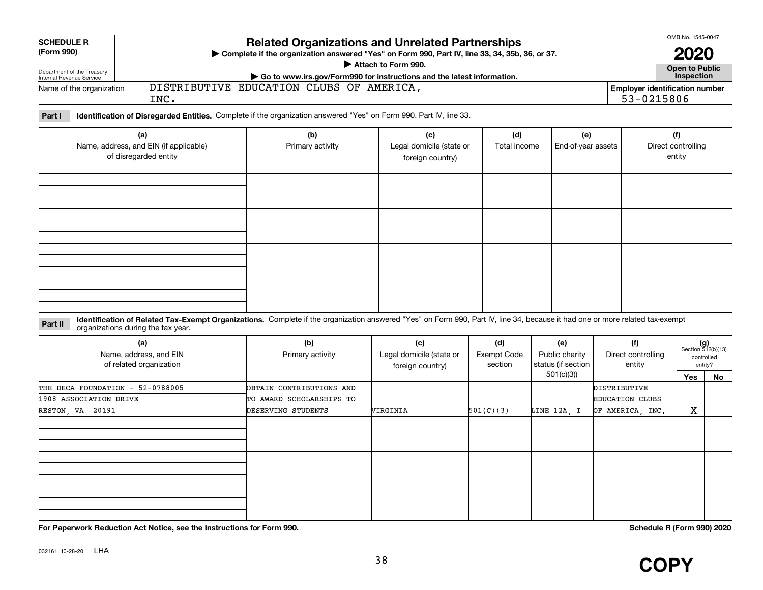**SCHEDULE R (Form 990)**

Department of the Treasury Internal Revenue Service

# Related Organizations and Unrelated Partnerships

▶ Complete if the organization answered "Yes" on Form 990, Part IV, line 33, 34, 35b, 36, or 37.

▶ Attach to Form 990.

▶ Go to www.irs.gov/Form990 for instructions and the latest information.

OMB No. 1545-0047

**2020**

**Open to Public Inspection**

Name of the organization: DISTRIBUTIVE EDUCATION CLUBS OF AMERICA, INC.

Employer identification number: 53-0215806

**Part I** **Identification of Disregarded Entities.** Complete if the organization answered "Yes" on Form 990, Part IV, line 33.

| (a) Name, address, and EIN (if applicable) of disregarded entity | (b) Primary activity | (c) Legal domicile (state or foreign country) | (d) Total income | (e) End-of-year assets | (f) Direct controlling entity |
|---|---|---|---|---|---|
| | | | | | |
| | | | | | |
| | | | | | |
| | | | | | |

**Part II** **Identification of Related Tax-Exempt Organizations.** Complete if the organization answered "Yes" on Form 990, Part IV, line 34, because it had one or more related tax-exempt organizations during the tax year.

| (a) Name, address, and EIN of related organization | (b) Primary activity | (c) Legal domicile (state or foreign country) | (d) Exempt Code section | (e) Public charity status (if section 501(c)(3)) | (f) Direct controlling entity | (g) Section 512(b)(13) controlled entity? Yes | No |
|---|---|---|---|---|---|---|---|
| THE DECA FOUNDATION - 52-0788005 1908 ASSOCIATION DRIVE RESTON, VA 20191 | OBTAIN CONTRIBUTIONS AND TO AWARD SCHOLARSHIPS TO DESERVING STUDENTS | VIRGINIA | 501(C)(3) | LINE 12A, I | DISTRIBUTIVE EDUCATION CLUBS OF AMERICA, INC. | X | |
| | | | | | | | |
| | | | | | | | |
| | | | | | | | |

**For Paperwork Reduction Act Notice, see the Instructions for Form 990.**

**Schedule R (Form 990) 2020**

032161 10-28-20 LHA

**COPY**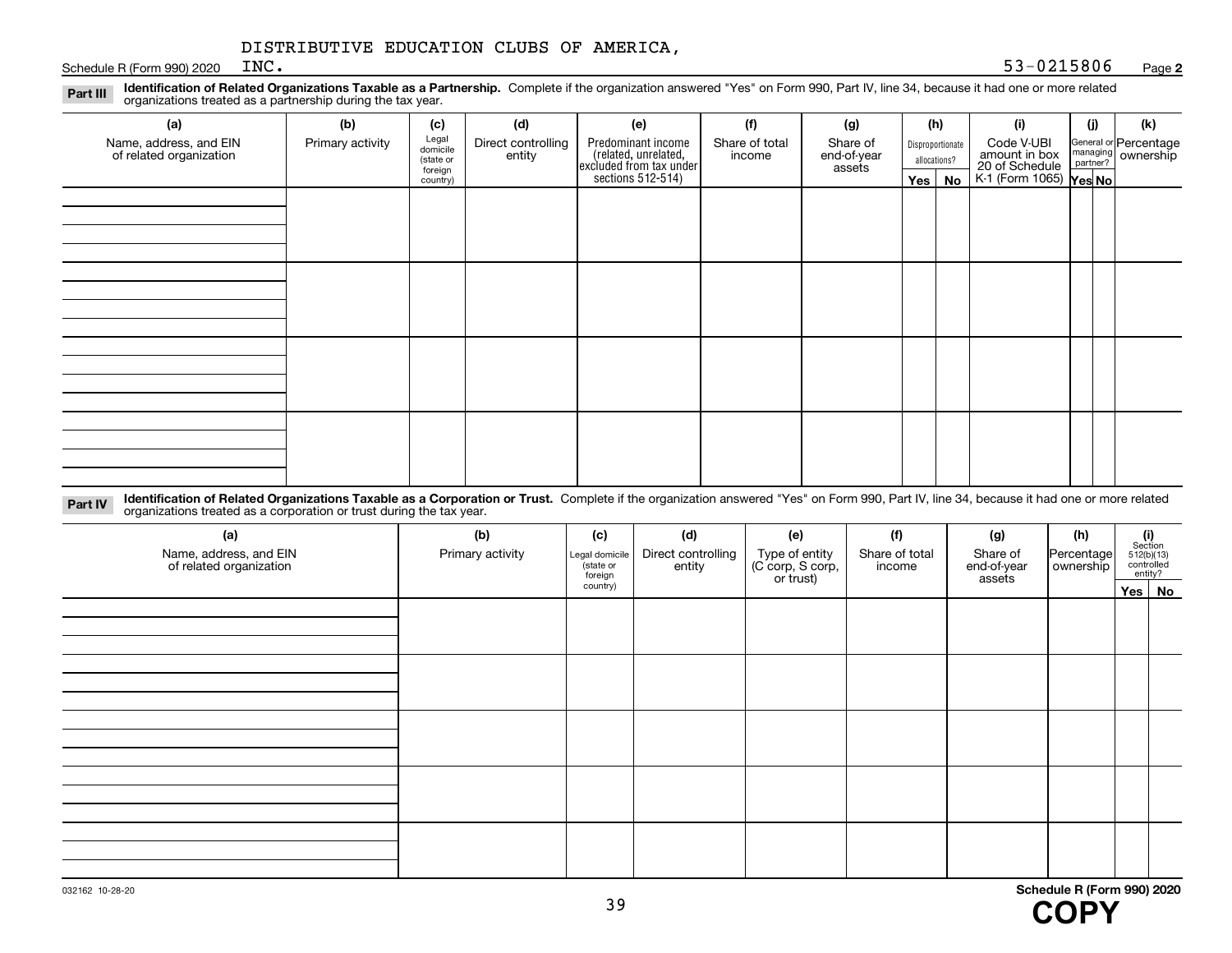DISTRIBUTIVE EDUCATION CLUBS OF AMERICA, INC.

Schedule R (Form 990) 2020 53-0215806 Page **2**

**Part III** **Identification of Related Organizations Taxable as a Partnership.** Complete if the organization answered "Yes" on Form 990, Part IV, line 34, because it had one or more related organizations treated as a partnership during the tax year.

| (a) Name, address, and EIN of related organization | (b) Primary activity | (c) Legal domicile (state or foreign country) | (d) Direct controlling entity | (e) Predominant income (related, unrelated, excluded from tax under sections 512-514) | (f) Share of total income | (g) Share of end-of-year assets | (h) Disproportionate allocations? | | (i) Code V-UBI amount in box 20 of Schedule K-1 (Form 1065) | (j) General or managing partner? | | (k) Percentage ownership |
|---|---|---|---|---|---|---|---|---|---|---|---|---|
| | | | | | | | Yes | No | | Yes | No | |
| | | | | | | | | | | | | |
| | | | | | | | | | | | | |
| | | | | | | | | | | | | |
| | | | | | | | | | | | | |

**Part IV** **Identification of Related Organizations Taxable as a Corporation or Trust.** Complete if the organization answered "Yes" on Form 990, Part IV, line 34, because it had one or more related organizations treated as a corporation or trust during the tax year.

| (a) Name, address, and EIN of related organization | (b) Primary activity | (c) Legal domicile (state or foreign country) | (d) Direct controlling entity | (e) Type of entity (C corp, S corp, or trust) | (f) Share of total income | (g) Share of end-of-year assets | (h) Percentage ownership | (i) Section 512(b)(13) controlled entity? | |
|---|---|---|---|---|---|---|---|---|---|
| | | | | | | | | Yes | No |
| | | | | | | | | | |
| | | | | | | | | | |
| | | | | | | | | | |
| | | | | | | | | | |
| | | | | | | | | | |

032162 10-28-20

**Schedule R (Form 990) 2020**

**COPY**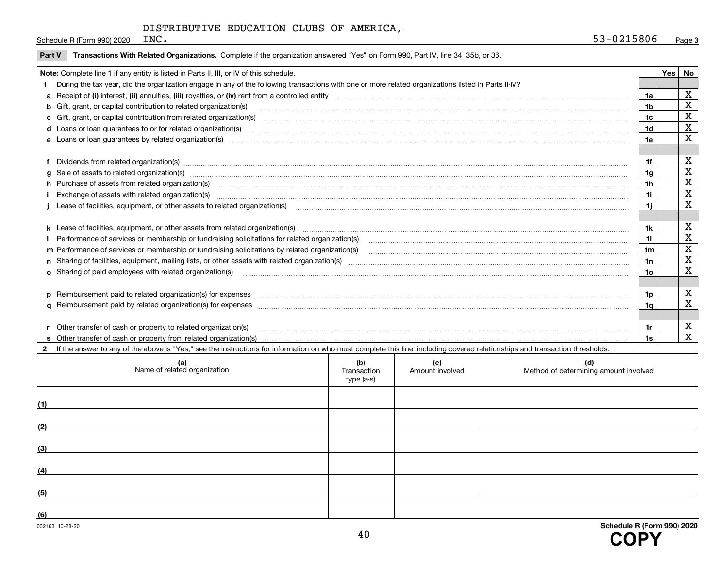DISTRIBUTIVE EDUCATION CLUBS OF AMERICA, INC.

Schedule R (Form 990) 2020 53-0215806 Page **3**

**Part V Transactions With Related Organizations.** Complete if the organization answered "Yes" on Form 990, Part IV, line 34, 35b, or 36.

| **Note:** Complete line 1 if any entity is listed in Parts II, III, or IV of this schedule. | | Yes | No |
|---|---|---|---|
| **1** During the tax year, did the organization engage in any of the following transactions with one or more related organizations listed in Parts II-IV? | | | |
| **a** Receipt of **(i)** interest, **(ii)** annuities, **(iii)** royalties, or **(iv)** rent from a controlled entity | 1a | | X |
| **b** Gift, grant, or capital contribution to related organization(s) | 1b | | X |
| **c** Gift, grant, or capital contribution from related organization(s) | 1c | | X |
| **d** Loans or loan guarantees to or for related organization(s) | 1d | | X |
| **e** Loans or loan guarantees by related organization(s) | 1e | | X |
| **f** Dividends from related organization(s) | 1f | | X |
| **g** Sale of assets to related organization(s) | 1g | | X |
| **h** Purchase of assets from related organization(s) | 1h | | X |
| **i** Exchange of assets with related organization(s) | 1i | | X |
| **j** Lease of facilities, equipment, or other assets to related organization(s) | 1j | | X |
| **k** Lease of facilities, equipment, or other assets from related organization(s) | 1k | | X |
| **l** Performance of services or membership or fundraising solicitations for related organization(s) | 1l | | X |
| **m** Performance of services or membership or fundraising solicitations by related organization(s) | 1m | | X |
| **n** Sharing of facilities, equipment, mailing lists, or other assets with related organization(s) | 1n | | X |
| **o** Sharing of paid employees with related organization(s) | 1o | | X |
| **p** Reimbursement paid to related organization(s) for expenses | 1p | | X |
| **q** Reimbursement paid by related organization(s) for expenses | 1q | | X |
| **r** Other transfer of cash or property to related organization(s) | 1r | | X |
| **s** Other transfer of cash or property from related organization(s) | 1s | | X |

**2** If the answer to any of the above is "Yes," see the instructions for information on who must complete this line, including covered relationships and transaction thresholds.

| | (a) Name of related organization | (b) Transaction type (a-s) | (c) Amount involved | (d) Method of determining amount involved |
|---|---|---|---|---|
| (1) | | | | |
| (2) | | | | |
| (3) | | | | |
| (4) | | | | |
| (5) | | | | |
| (6) | | | | |

032163 10-28-20 Schedule R (Form 990) 2020

**COPY**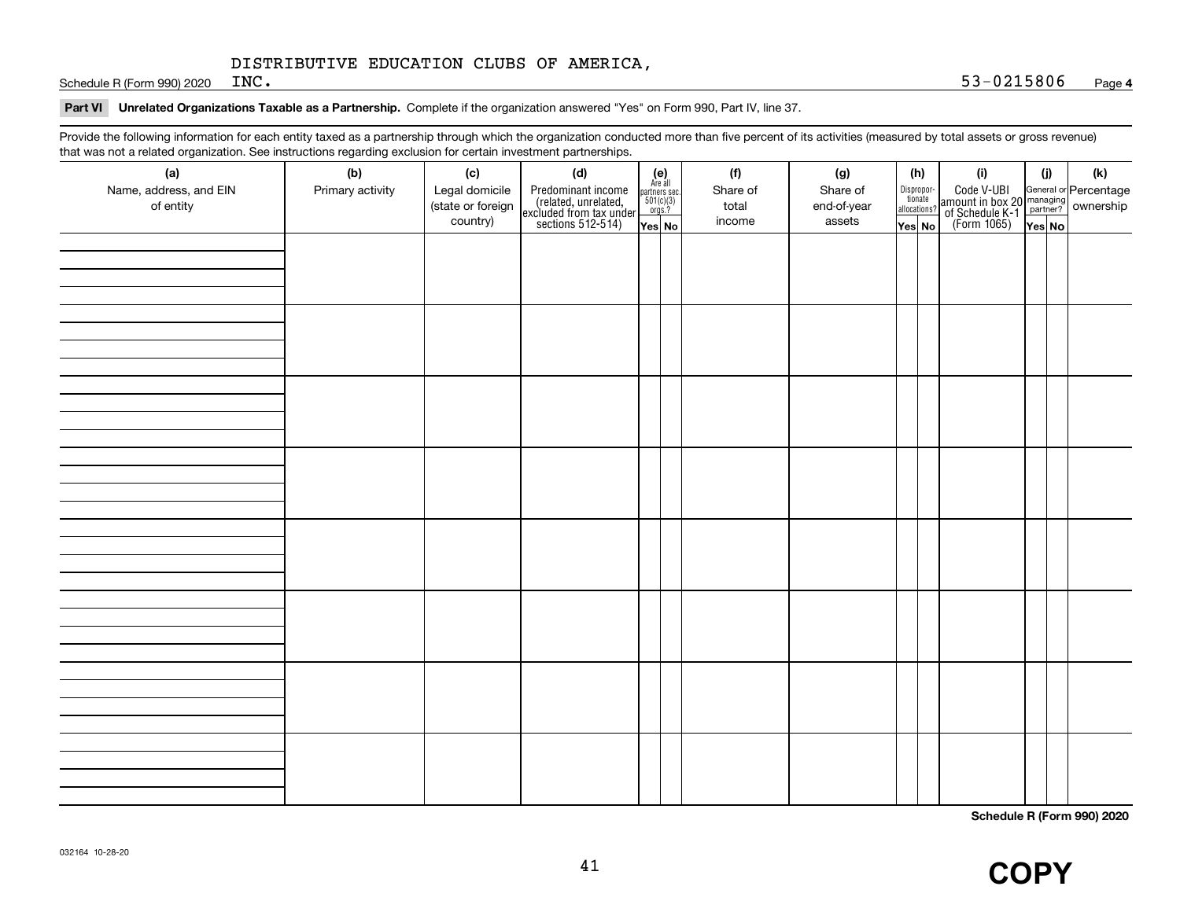DISTRIBUTIVE EDUCATION CLUBS OF AMERICA, INC.

53-0215806

**Part VI** **Unrelated Organizations Taxable as a Partnership.** Complete if the organization answered "Yes" on Form 990, Part IV, line 37.

Provide the following information for each entity taxed as a partnership through which the organization conducted more than five percent of its activities (measured by total assets or gross revenue) that was not a related organization. See instructions regarding exclusion for certain investment partnerships.

| (a) Name, address, and EIN of entity | (b) Primary activity | (c) Legal domicile (state or foreign country) | (d) Predominant income (related, unrelated, excluded from tax under sections 512-514) | (e) Are all partners sec. 501(c)(3) orgs.? | | (f) Share of total income | (g) Share of end-of-year assets | (h) Disproportionate allocations? | | (i) Code V-UBI amount in box 20 of Schedule K-1 (Form 1065) | (j) General or managing partner? | | (k) Percentage ownership |
|---|---|---|---|---|---|---|---|---|---|---|---|---|---|
| | | | | Yes | No | | | Yes | No | | Yes | No | |
| | | | | | | | | | | | | | |
| | | | | | | | | | | | | | |
| | | | | | | | | | | | | | |
| | | | | | | | | | | | | | |
| | | | | | | | | | | | | | |
| | | | | | | | | | | | | | |
| | | | | | | | | | | | | | |
| | | | | | | | | | | | | | |

**Schedule R (Form 990) 2020**

032164 10-28-20

**COPY**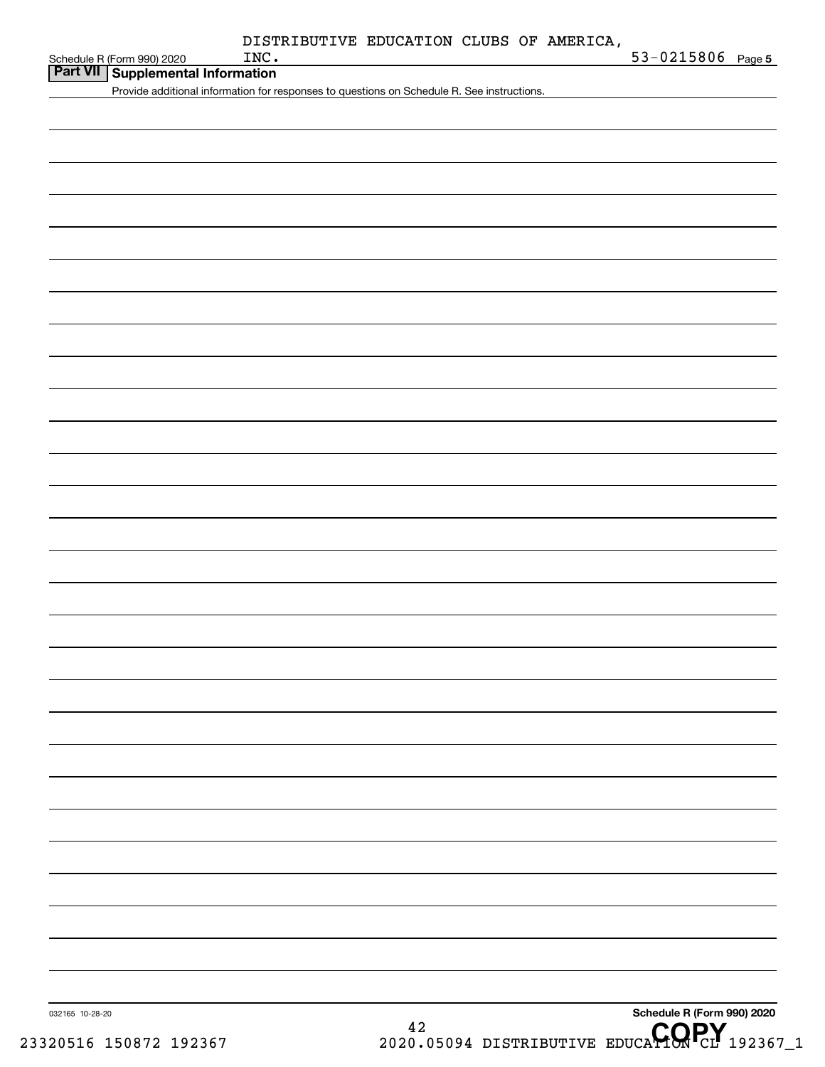DISTRIBUTIVE EDUCATION CLUBS OF AMERICA, INC.

53-0215806

## Part VII Supplemental Information

Provide additional information for responses to questions on Schedule R. See instructions.